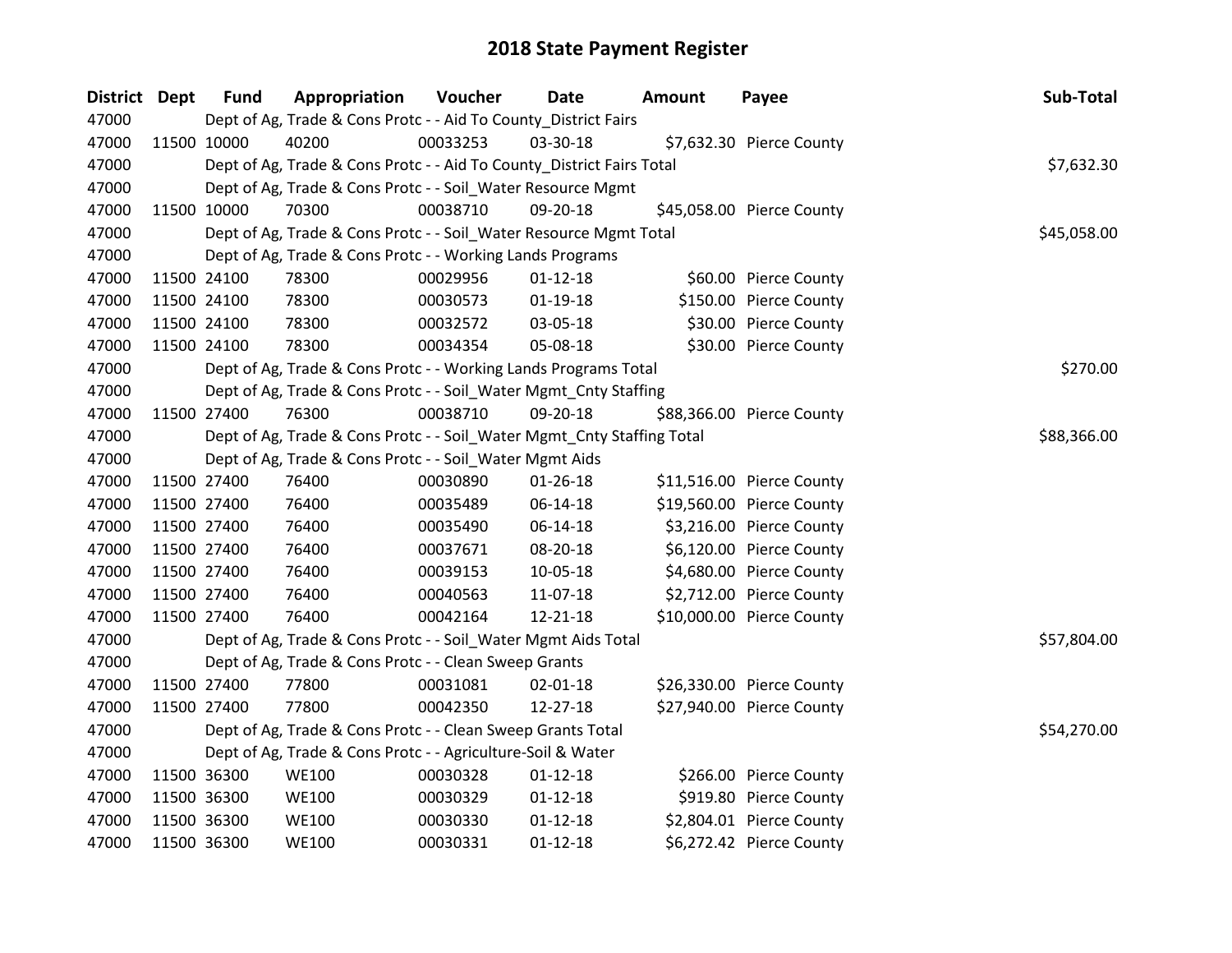# 2018 State Payment Register

| District | Dept | Fund | Appropriation | Voucher | Date | Amount | Payee | Sub-Total |
|---|---|---|---|---|---|---|---|---|
| 47000 | | Dept of Ag, Trade & Cons Protc - - Aid To County_District Fairs | | | | | | |
| 47000 | 11500 | 10000 | 40200 | 00033253 | 03-30-18 | $7,632.30 | Pierce County | |
| 47000 | | Dept of Ag, Trade & Cons Protc - - Aid To County_District Fairs Total | | | | | | $7,632.30 |
| 47000 | | Dept of Ag, Trade & Cons Protc - - Soil_Water Resource Mgmt | | | | | | |
| 47000 | 11500 | 10000 | 70300 | 00038710 | 09-20-18 | $45,058.00 | Pierce County | |
| 47000 | | Dept of Ag, Trade & Cons Protc - - Soil_Water Resource Mgmt Total | | | | | | $45,058.00 |
| 47000 | | Dept of Ag, Trade & Cons Protc - - Working Lands Programs | | | | | | |
| 47000 | 11500 | 24100 | 78300 | 00029956 | 01-12-18 | $60.00 | Pierce County | |
| 47000 | 11500 | 24100 | 78300 | 00030573 | 01-19-18 | $150.00 | Pierce County | |
| 47000 | 11500 | 24100 | 78300 | 00032572 | 03-05-18 | $30.00 | Pierce County | |
| 47000 | 11500 | 24100 | 78300 | 00034354 | 05-08-18 | $30.00 | Pierce County | |
| 47000 | | Dept of Ag, Trade & Cons Protc - - Working Lands Programs Total | | | | | | $270.00 |
| 47000 | | Dept of Ag, Trade & Cons Protc - - Soil_Water Mgmt_Cnty Staffing | | | | | | |
| 47000 | 11500 | 27400 | 76300 | 00038710 | 09-20-18 | $88,366.00 | Pierce County | |
| 47000 | | Dept of Ag, Trade & Cons Protc - - Soil_Water Mgmt_Cnty Staffing Total | | | | | | $88,366.00 |
| 47000 | | Dept of Ag, Trade & Cons Protc - - Soil_Water Mgmt Aids | | | | | | |
| 47000 | 11500 | 27400 | 76400 | 00030890 | 01-26-18 | $11,516.00 | Pierce County | |
| 47000 | 11500 | 27400 | 76400 | 00035489 | 06-14-18 | $19,560.00 | Pierce County | |
| 47000 | 11500 | 27400 | 76400 | 00035490 | 06-14-18 | $3,216.00 | Pierce County | |
| 47000 | 11500 | 27400 | 76400 | 00037671 | 08-20-18 | $6,120.00 | Pierce County | |
| 47000 | 11500 | 27400 | 76400 | 00039153 | 10-05-18 | $4,680.00 | Pierce County | |
| 47000 | 11500 | 27400 | 76400 | 00040563 | 11-07-18 | $2,712.00 | Pierce County | |
| 47000 | 11500 | 27400 | 76400 | 00042164 | 12-21-18 | $10,000.00 | Pierce County | |
| 47000 | | Dept of Ag, Trade & Cons Protc - - Soil_Water Mgmt Aids Total | | | | | | $57,804.00 |
| 47000 | | Dept of Ag, Trade & Cons Protc - - Clean Sweep Grants | | | | | | |
| 47000 | 11500 | 27400 | 77800 | 00031081 | 02-01-18 | $26,330.00 | Pierce County | |
| 47000 | 11500 | 27400 | 77800 | 00042350 | 12-27-18 | $27,940.00 | Pierce County | |
| 47000 | | Dept of Ag, Trade & Cons Protc - - Clean Sweep Grants Total | | | | | | $54,270.00 |
| 47000 | | Dept of Ag, Trade & Cons Protc - - Agriculture-Soil & Water | | | | | | |
| 47000 | 11500 | 36300 | WE100 | 00030328 | 01-12-18 | $266.00 | Pierce County | |
| 47000 | 11500 | 36300 | WE100 | 00030329 | 01-12-18 | $919.80 | Pierce County | |
| 47000 | 11500 | 36300 | WE100 | 00030330 | 01-12-18 | $2,804.01 | Pierce County | |
| 47000 | 11500 | 36300 | WE100 | 00030331 | 01-12-18 | $6,272.42 | Pierce County | |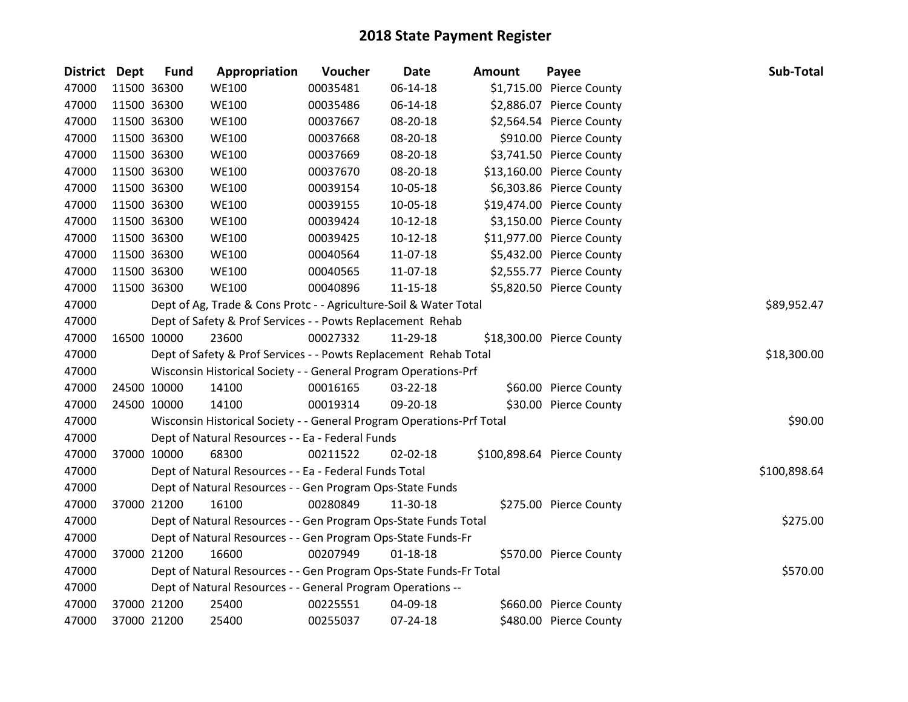# 2018 State Payment Register

| District | Dept | Fund | Appropriation | Voucher | Date | Amount | Payee | Sub-Total |
|---|---|---|---|---|---|---|---|---|
| 47000 | 11500 | 36300 | WE100 | 00035481 | 06-14-18 | $1,715.00 | Pierce County | |
| 47000 | 11500 | 36300 | WE100 | 00035486 | 06-14-18 | $2,886.07 | Pierce County | |
| 47000 | 11500 | 36300 | WE100 | 00037667 | 08-20-18 | $2,564.54 | Pierce County | |
| 47000 | 11500 | 36300 | WE100 | 00037668 | 08-20-18 | $910.00 | Pierce County | |
| 47000 | 11500 | 36300 | WE100 | 00037669 | 08-20-18 | $3,741.50 | Pierce County | |
| 47000 | 11500 | 36300 | WE100 | 00037670 | 08-20-18 | $13,160.00 | Pierce County | |
| 47000 | 11500 | 36300 | WE100 | 00039154 | 10-05-18 | $6,303.86 | Pierce County | |
| 47000 | 11500 | 36300 | WE100 | 00039155 | 10-05-18 | $19,474.00 | Pierce County | |
| 47000 | 11500 | 36300 | WE100 | 00039424 | 10-12-18 | $3,150.00 | Pierce County | |
| 47000 | 11500 | 36300 | WE100 | 00039425 | 10-12-18 | $11,977.00 | Pierce County | |
| 47000 | 11500 | 36300 | WE100 | 00040564 | 11-07-18 | $5,432.00 | Pierce County | |
| 47000 | 11500 | 36300 | WE100 | 00040565 | 11-07-18 | $2,555.77 | Pierce County | |
| 47000 | 11500 | 36300 | WE100 | 00040896 | 11-15-18 | $5,820.50 | Pierce County | |
| 47000 | | | Dept of Ag, Trade & Cons Protc - - Agriculture-Soil & Water Total | | | | | $89,952.47 |
| 47000 | | | Dept of Safety & Prof Services - - Powts Replacement Rehab | | | | | |
| 47000 | 16500 | 10000 | 23600 | 00027332 | 11-29-18 | $18,300.00 | Pierce County | |
| 47000 | | | Dept of Safety & Prof Services - - Powts Replacement Rehab Total | | | | | $18,300.00 |
| 47000 | | | Wisconsin Historical Society - - General Program Operations-Prf | | | | | |
| 47000 | 24500 | 10000 | 14100 | 00016165 | 03-22-18 | $60.00 | Pierce County | |
| 47000 | 24500 | 10000 | 14100 | 00019314 | 09-20-18 | $30.00 | Pierce County | |
| 47000 | | | Wisconsin Historical Society - - General Program Operations-Prf Total | | | | | $90.00 |
| 47000 | | | Dept of Natural Resources - - Ea - Federal Funds | | | | | |
| 47000 | 37000 | 10000 | 68300 | 00211522 | 02-02-18 | $100,898.64 | Pierce County | |
| 47000 | | | Dept of Natural Resources - - Ea - Federal Funds Total | | | | | $100,898.64 |
| 47000 | | | Dept of Natural Resources - - Gen Program Ops-State Funds | | | | | |
| 47000 | 37000 | 21200 | 16100 | 00280849 | 11-30-18 | $275.00 | Pierce County | |
| 47000 | | | Dept of Natural Resources - - Gen Program Ops-State Funds Total | | | | | $275.00 |
| 47000 | | | Dept of Natural Resources - - Gen Program Ops-State Funds-Fr | | | | | |
| 47000 | 37000 | 21200 | 16600 | 00207949 | 01-18-18 | $570.00 | Pierce County | |
| 47000 | | | Dept of Natural Resources - - Gen Program Ops-State Funds-Fr Total | | | | | $570.00 |
| 47000 | | | Dept of Natural Resources - - General Program Operations -- | | | | | |
| 47000 | 37000 | 21200 | 25400 | 00225551 | 04-09-18 | $660.00 | Pierce County | |
| 47000 | 37000 | 21200 | 25400 | 00255037 | 07-24-18 | $480.00 | Pierce County | |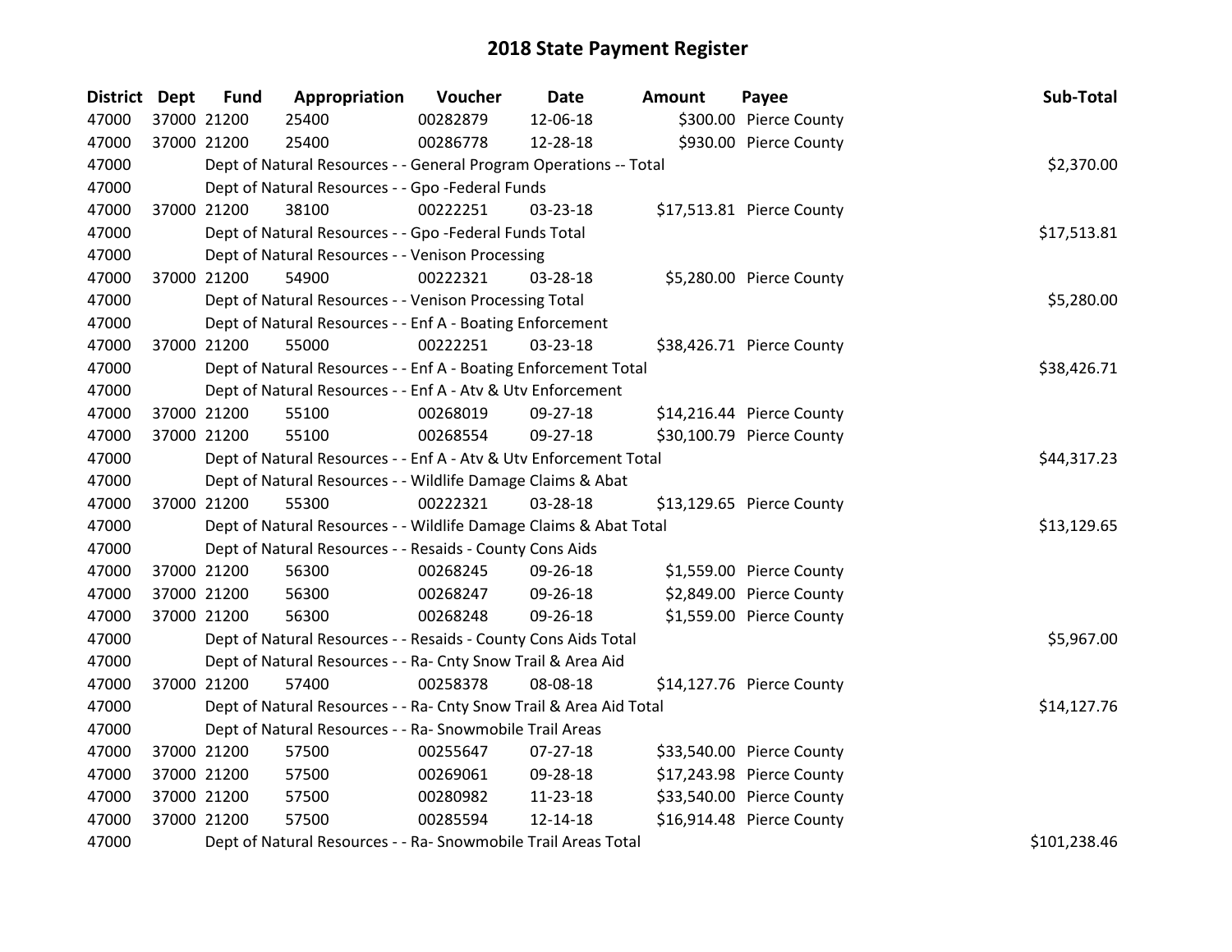# 2018 State Payment Register

| District | Dept | Fund | Appropriation | Voucher | Date | Amount | Payee | Sub-Total |
|---|---|---|---|---|---|---|---|---|
| 47000 | 37000 | 21200 | 25400 | 00282879 | 12-06-18 | $300.00 | Pierce County | |
| 47000 | 37000 | 21200 | 25400 | 00286778 | 12-28-18 | $930.00 | Pierce County | |
| 47000 | | Dept of Natural Resources - - General Program Operations -- Total | | | | | | $2,370.00 |
| 47000 | | Dept of Natural Resources - - Gpo -Federal Funds | | | | | | |
| 47000 | 37000 | 21200 | 38100 | 00222251 | 03-23-18 | $17,513.81 | Pierce County | |
| 47000 | | Dept of Natural Resources - - Gpo -Federal Funds Total | | | | | | $17,513.81 |
| 47000 | | Dept of Natural Resources - - Venison Processing | | | | | | |
| 47000 | 37000 | 21200 | 54900 | 00222321 | 03-28-18 | $5,280.00 | Pierce County | |
| 47000 | | Dept of Natural Resources - - Venison Processing Total | | | | | | $5,280.00 |
| 47000 | | Dept of Natural Resources - - Enf A - Boating Enforcement | | | | | | |
| 47000 | 37000 | 21200 | 55000 | 00222251 | 03-23-18 | $38,426.71 | Pierce County | |
| 47000 | | Dept of Natural Resources - - Enf A - Boating Enforcement Total | | | | | | $38,426.71 |
| 47000 | | Dept of Natural Resources - - Enf A - Atv & Utv Enforcement | | | | | | |
| 47000 | 37000 | 21200 | 55100 | 00268019 | 09-27-18 | $14,216.44 | Pierce County | |
| 47000 | 37000 | 21200 | 55100 | 00268554 | 09-27-18 | $30,100.79 | Pierce County | |
| 47000 | | Dept of Natural Resources - - Enf A - Atv & Utv Enforcement Total | | | | | | $44,317.23 |
| 47000 | | Dept of Natural Resources - - Wildlife Damage Claims & Abat | | | | | | |
| 47000 | 37000 | 21200 | 55300 | 00222321 | 03-28-18 | $13,129.65 | Pierce County | |
| 47000 | | Dept of Natural Resources - - Wildlife Damage Claims & Abat Total | | | | | | $13,129.65 |
| 47000 | | Dept of Natural Resources - - Resaids - County Cons Aids | | | | | | |
| 47000 | 37000 | 21200 | 56300 | 00268245 | 09-26-18 | $1,559.00 | Pierce County | |
| 47000 | 37000 | 21200 | 56300 | 00268247 | 09-26-18 | $2,849.00 | Pierce County | |
| 47000 | 37000 | 21200 | 56300 | 00268248 | 09-26-18 | $1,559.00 | Pierce County | |
| 47000 | | Dept of Natural Resources - - Resaids - County Cons Aids Total | | | | | | $5,967.00 |
| 47000 | | Dept of Natural Resources - - Ra- Cnty Snow Trail & Area Aid | | | | | | |
| 47000 | 37000 | 21200 | 57400 | 00258378 | 08-08-18 | $14,127.76 | Pierce County | |
| 47000 | | Dept of Natural Resources - - Ra- Cnty Snow Trail & Area Aid Total | | | | | | $14,127.76 |
| 47000 | | Dept of Natural Resources - - Ra- Snowmobile Trail Areas | | | | | | |
| 47000 | 37000 | 21200 | 57500 | 00255647 | 07-27-18 | $33,540.00 | Pierce County | |
| 47000 | 37000 | 21200 | 57500 | 00269061 | 09-28-18 | $17,243.98 | Pierce County | |
| 47000 | 37000 | 21200 | 57500 | 00280982 | 11-23-18 | $33,540.00 | Pierce County | |
| 47000 | 37000 | 21200 | 57500 | 00285594 | 12-14-18 | $16,914.48 | Pierce County | |
| 47000 | | Dept of Natural Resources - - Ra- Snowmobile Trail Areas Total | | | | | | $101,238.46 |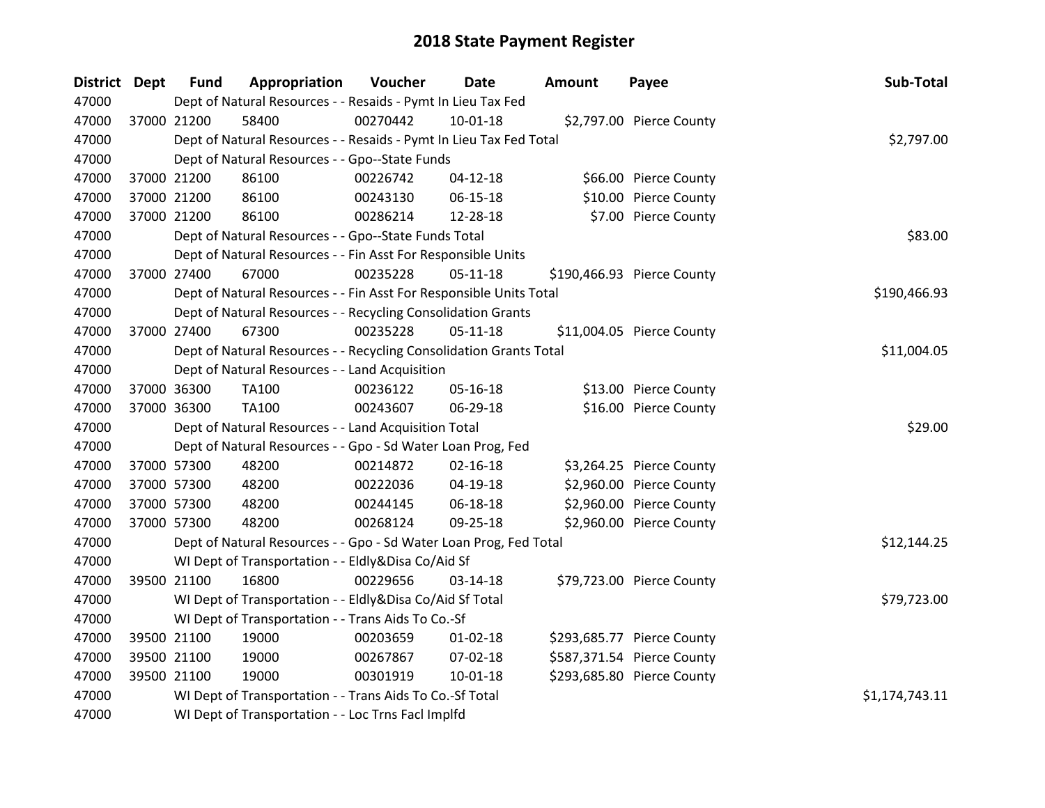# 2018 State Payment Register

| District | Dept | Fund | Appropriation | Voucher | Date | Amount | Payee | Sub-Total |
|---|---|---|---|---|---|---|---|---|
| 47000 | | Dept of Natural Resources - - Resaids - Pymt In Lieu Tax Fed | | | | | | |
| 47000 | 37000 | 21200 | 58400 | 00270442 | 10-01-18 | $2,797.00 | Pierce County | |
| 47000 | | Dept of Natural Resources - - Resaids - Pymt In Lieu Tax Fed Total | | | | | | $2,797.00 |
| 47000 | | Dept of Natural Resources - - Gpo--State Funds | | | | | | |
| 47000 | 37000 | 21200 | 86100 | 00226742 | 04-12-18 | $66.00 | Pierce County | |
| 47000 | 37000 | 21200 | 86100 | 00243130 | 06-15-18 | $10.00 | Pierce County | |
| 47000 | 37000 | 21200 | 86100 | 00286214 | 12-28-18 | $7.00 | Pierce County | |
| 47000 | | Dept of Natural Resources - - Gpo--State Funds Total | | | | | | $83.00 |
| 47000 | | Dept of Natural Resources - - Fin Asst For Responsible Units | | | | | | |
| 47000 | 37000 | 27400 | 67000 | 00235228 | 05-11-18 | $190,466.93 | Pierce County | |
| 47000 | | Dept of Natural Resources - - Fin Asst For Responsible Units Total | | | | | | $190,466.93 |
| 47000 | | Dept of Natural Resources - - Recycling Consolidation Grants | | | | | | |
| 47000 | 37000 | 27400 | 67300 | 00235228 | 05-11-18 | $11,004.05 | Pierce County | |
| 47000 | | Dept of Natural Resources - - Recycling Consolidation Grants Total | | | | | | $11,004.05 |
| 47000 | | Dept of Natural Resources - - Land Acquisition | | | | | | |
| 47000 | 37000 | 36300 | TA100 | 00236122 | 05-16-18 | $13.00 | Pierce County | |
| 47000 | 37000 | 36300 | TA100 | 00243607 | 06-29-18 | $16.00 | Pierce County | |
| 47000 | | Dept of Natural Resources - - Land Acquisition Total | | | | | | $29.00 |
| 47000 | | Dept of Natural Resources - - Gpo - Sd Water Loan Prog, Fed | | | | | | |
| 47000 | 37000 | 57300 | 48200 | 00214872 | 02-16-18 | $3,264.25 | Pierce County | |
| 47000 | 37000 | 57300 | 48200 | 00222036 | 04-19-18 | $2,960.00 | Pierce County | |
| 47000 | 37000 | 57300 | 48200 | 00244145 | 06-18-18 | $2,960.00 | Pierce County | |
| 47000 | 37000 | 57300 | 48200 | 00268124 | 09-25-18 | $2,960.00 | Pierce County | |
| 47000 | | Dept of Natural Resources - - Gpo - Sd Water Loan Prog, Fed Total | | | | | | $12,144.25 |
| 47000 | | WI Dept of Transportation - - Eldly&Disa Co/Aid Sf | | | | | | |
| 47000 | 39500 | 21100 | 16800 | 00229656 | 03-14-18 | $79,723.00 | Pierce County | |
| 47000 | | WI Dept of Transportation - - Eldly&Disa Co/Aid Sf Total | | | | | | $79,723.00 |
| 47000 | | WI Dept of Transportation - - Trans Aids To Co.-Sf | | | | | | |
| 47000 | 39500 | 21100 | 19000 | 00203659 | 01-02-18 | $293,685.77 | Pierce County | |
| 47000 | 39500 | 21100 | 19000 | 00267867 | 07-02-18 | $587,371.54 | Pierce County | |
| 47000 | 39500 | 21100 | 19000 | 00301919 | 10-01-18 | $293,685.80 | Pierce County | |
| 47000 | | WI Dept of Transportation - - Trans Aids To Co.-Sf Total | | | | | | $1,174,743.11 |
| 47000 | | WI Dept of Transportation - - Loc Trns Facl Implfd | | | | | | |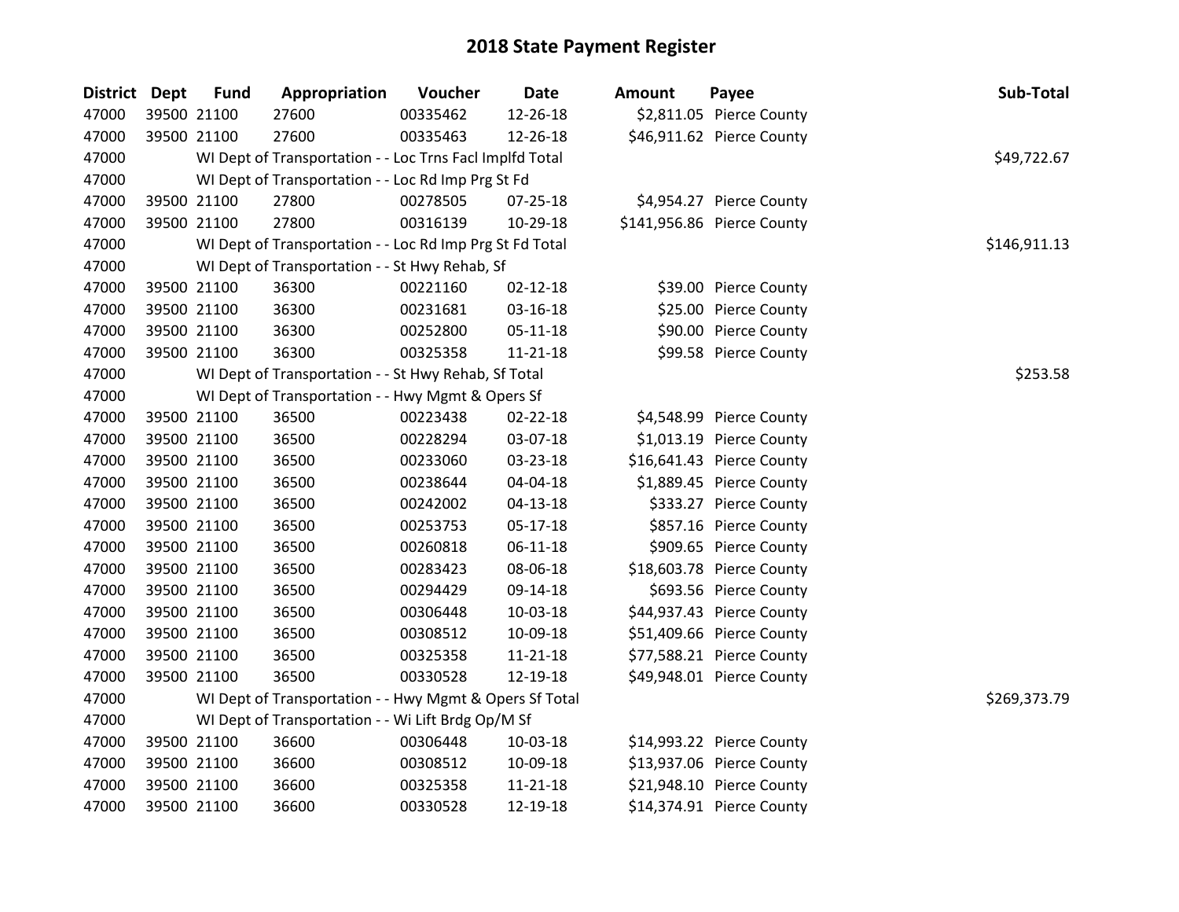# 2018 State Payment Register

| District | Dept | Fund | Appropriation | Voucher | Date | Amount | Payee | Sub-Total |
|---|---|---|---|---|---|---|---|---|
| 47000 | 39500 | 21100 | 27600 | 00335462 | 12-26-18 | $2,811.05 | Pierce County | |
| 47000 | 39500 | 21100 | 27600 | 00335463 | 12-26-18 | $46,911.62 | Pierce County | |
| 47000 | | WI Dept of Transportation - - Loc Trns Facl Implfd Total | | | | | | $49,722.67 |
| 47000 | | WI Dept of Transportation - - Loc Rd Imp Prg St Fd | | | | | | |
| 47000 | 39500 | 21100 | 27800 | 00278505 | 07-25-18 | $4,954.27 | Pierce County | |
| 47000 | 39500 | 21100 | 27800 | 00316139 | 10-29-18 | $141,956.86 | Pierce County | |
| 47000 | | WI Dept of Transportation - - Loc Rd Imp Prg St Fd Total | | | | | | $146,911.13 |
| 47000 | | WI Dept of Transportation - - St Hwy Rehab, Sf | | | | | | |
| 47000 | 39500 | 21100 | 36300 | 00221160 | 02-12-18 | $39.00 | Pierce County | |
| 47000 | 39500 | 21100 | 36300 | 00231681 | 03-16-18 | $25.00 | Pierce County | |
| 47000 | 39500 | 21100 | 36300 | 00252800 | 05-11-18 | $90.00 | Pierce County | |
| 47000 | 39500 | 21100 | 36300 | 00325358 | 11-21-18 | $99.58 | Pierce County | |
| 47000 | | WI Dept of Transportation - - St Hwy Rehab, Sf Total | | | | | | $253.58 |
| 47000 | | WI Dept of Transportation - - Hwy Mgmt & Opers Sf | | | | | | |
| 47000 | 39500 | 21100 | 36500 | 00223438 | 02-22-18 | $4,548.99 | Pierce County | |
| 47000 | 39500 | 21100 | 36500 | 00228294 | 03-07-18 | $1,013.19 | Pierce County | |
| 47000 | 39500 | 21100 | 36500 | 00233060 | 03-23-18 | $16,641.43 | Pierce County | |
| 47000 | 39500 | 21100 | 36500 | 00238644 | 04-04-18 | $1,889.45 | Pierce County | |
| 47000 | 39500 | 21100 | 36500 | 00242002 | 04-13-18 | $333.27 | Pierce County | |
| 47000 | 39500 | 21100 | 36500 | 00253753 | 05-17-18 | $857.16 | Pierce County | |
| 47000 | 39500 | 21100 | 36500 | 00260818 | 06-11-18 | $909.65 | Pierce County | |
| 47000 | 39500 | 21100 | 36500 | 00283423 | 08-06-18 | $18,603.78 | Pierce County | |
| 47000 | 39500 | 21100 | 36500 | 00294429 | 09-14-18 | $693.56 | Pierce County | |
| 47000 | 39500 | 21100 | 36500 | 00306448 | 10-03-18 | $44,937.43 | Pierce County | |
| 47000 | 39500 | 21100 | 36500 | 00308512 | 10-09-18 | $51,409.66 | Pierce County | |
| 47000 | 39500 | 21100 | 36500 | 00325358 | 11-21-18 | $77,588.21 | Pierce County | |
| 47000 | 39500 | 21100 | 36500 | 00330528 | 12-19-18 | $49,948.01 | Pierce County | |
| 47000 | | WI Dept of Transportation - - Hwy Mgmt & Opers Sf Total | | | | | | $269,373.79 |
| 47000 | | WI Dept of Transportation - - Wi Lift Brdg Op/M Sf | | | | | | |
| 47000 | 39500 | 21100 | 36600 | 00306448 | 10-03-18 | $14,993.22 | Pierce County | |
| 47000 | 39500 | 21100 | 36600 | 00308512 | 10-09-18 | $13,937.06 | Pierce County | |
| 47000 | 39500 | 21100 | 36600 | 00325358 | 11-21-18 | $21,948.10 | Pierce County | |
| 47000 | 39500 | 21100 | 36600 | 00330528 | 12-19-18 | $14,374.91 | Pierce County | |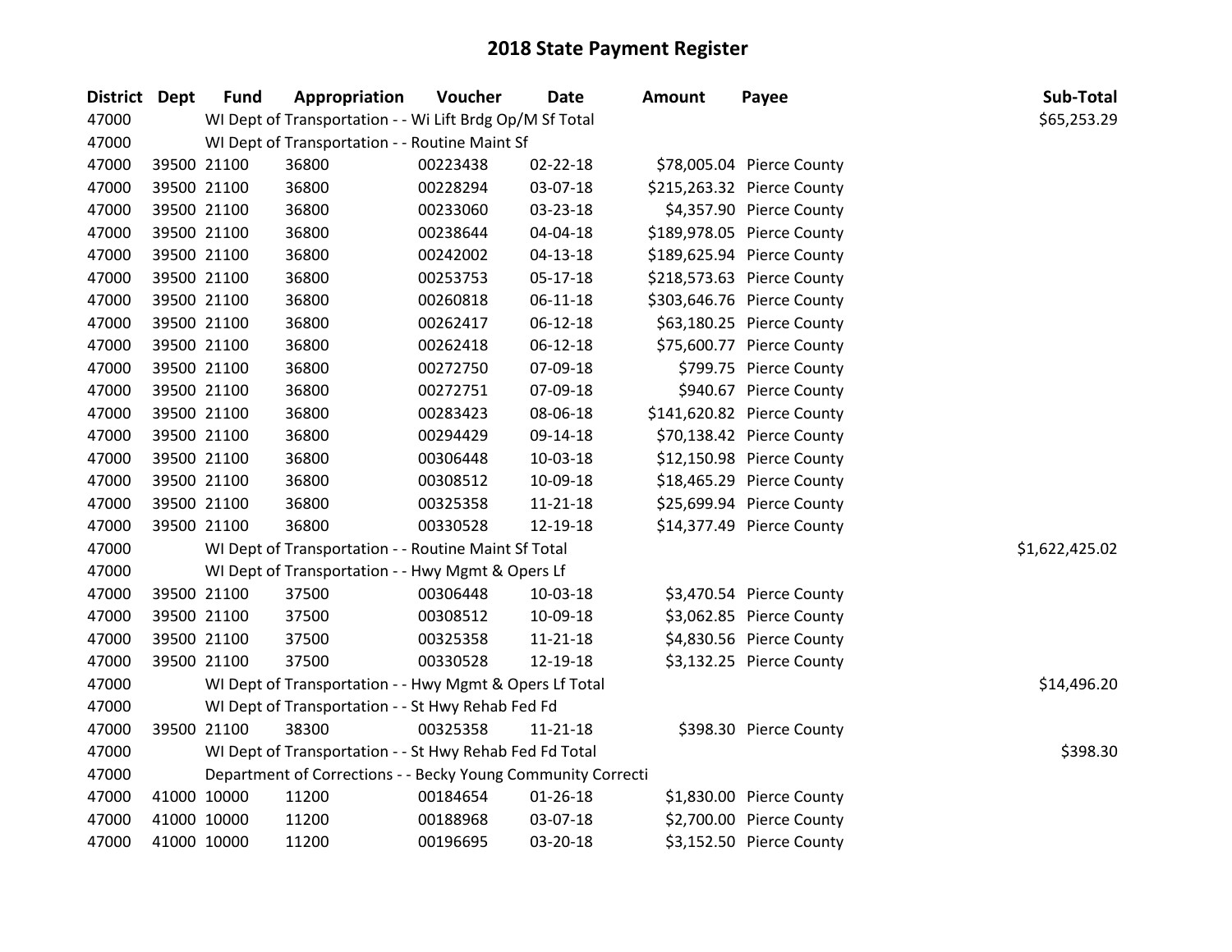# 2018 State Payment Register

| District | Dept | Fund | Appropriation | Voucher | Date | Amount | Payee | Sub-Total |
|---|---|---|---|---|---|---|---|---|
| 47000 | | WI Dept of Transportation - - Wi Lift Brdg Op/M Sf Total | | | | | | $65,253.29 |
| 47000 | | WI Dept of Transportation - - Routine Maint Sf | | | | | | |
| 47000 | 39500 | 21100 | 36800 | 00223438 | 02-22-18 | $78,005.04 | Pierce County | |
| 47000 | 39500 | 21100 | 36800 | 00228294 | 03-07-18 | $215,263.32 | Pierce County | |
| 47000 | 39500 | 21100 | 36800 | 00233060 | 03-23-18 | $4,357.90 | Pierce County | |
| 47000 | 39500 | 21100 | 36800 | 00238644 | 04-04-18 | $189,978.05 | Pierce County | |
| 47000 | 39500 | 21100 | 36800 | 00242002 | 04-13-18 | $189,625.94 | Pierce County | |
| 47000 | 39500 | 21100 | 36800 | 00253753 | 05-17-18 | $218,573.63 | Pierce County | |
| 47000 | 39500 | 21100 | 36800 | 00260818 | 06-11-18 | $303,646.76 | Pierce County | |
| 47000 | 39500 | 21100 | 36800 | 00262417 | 06-12-18 | $63,180.25 | Pierce County | |
| 47000 | 39500 | 21100 | 36800 | 00262418 | 06-12-18 | $75,600.77 | Pierce County | |
| 47000 | 39500 | 21100 | 36800 | 00272750 | 07-09-18 | $799.75 | Pierce County | |
| 47000 | 39500 | 21100 | 36800 | 00272751 | 07-09-18 | $940.67 | Pierce County | |
| 47000 | 39500 | 21100 | 36800 | 00283423 | 08-06-18 | $141,620.82 | Pierce County | |
| 47000 | 39500 | 21100 | 36800 | 00294429 | 09-14-18 | $70,138.42 | Pierce County | |
| 47000 | 39500 | 21100 | 36800 | 00306448 | 10-03-18 | $12,150.98 | Pierce County | |
| 47000 | 39500 | 21100 | 36800 | 00308512 | 10-09-18 | $18,465.29 | Pierce County | |
| 47000 | 39500 | 21100 | 36800 | 00325358 | 11-21-18 | $25,699.94 | Pierce County | |
| 47000 | 39500 | 21100 | 36800 | 00330528 | 12-19-18 | $14,377.49 | Pierce County | |
| 47000 | | WI Dept of Transportation - - Routine Maint Sf Total | | | | | | $1,622,425.02 |
| 47000 | | WI Dept of Transportation - - Hwy Mgmt & Opers Lf | | | | | | |
| 47000 | 39500 | 21100 | 37500 | 00306448 | 10-03-18 | $3,470.54 | Pierce County | |
| 47000 | 39500 | 21100 | 37500 | 00308512 | 10-09-18 | $3,062.85 | Pierce County | |
| 47000 | 39500 | 21100 | 37500 | 00325358 | 11-21-18 | $4,830.56 | Pierce County | |
| 47000 | 39500 | 21100 | 37500 | 00330528 | 12-19-18 | $3,132.25 | Pierce County | |
| 47000 | | WI Dept of Transportation - - Hwy Mgmt & Opers Lf Total | | | | | | $14,496.20 |
| 47000 | | WI Dept of Transportation - - St Hwy Rehab Fed Fd | | | | | | |
| 47000 | 39500 | 21100 | 38300 | 00325358 | 11-21-18 | $398.30 | Pierce County | |
| 47000 | | WI Dept of Transportation - - St Hwy Rehab Fed Fd Total | | | | | | $398.30 |
| 47000 | | Department of Corrections - - Becky Young Community Correcti | | | | | | |
| 47000 | 41000 | 10000 | 11200 | 00184654 | 01-26-18 | $1,830.00 | Pierce County | |
| 47000 | 41000 | 10000 | 11200 | 00188968 | 03-07-18 | $2,700.00 | Pierce County | |
| 47000 | 41000 | 10000 | 11200 | 00196695 | 03-20-18 | $3,152.50 | Pierce County | |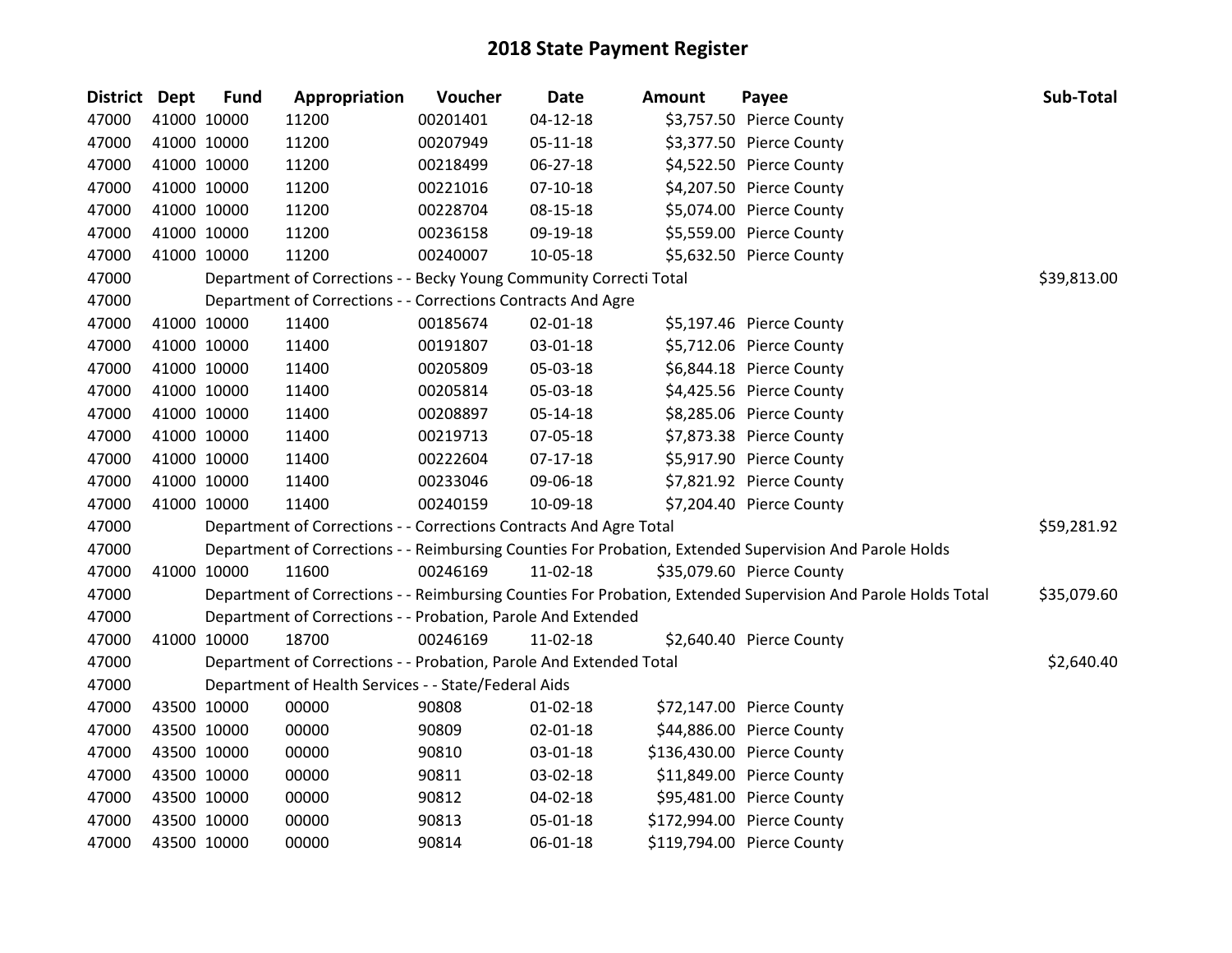# 2018 State Payment Register

| District | Dept | Fund | Appropriation | Voucher | Date | Amount | Payee | Sub-Total |
|---|---|---|---|---|---|---|---|---|
| 47000 | 41000 | 10000 | 11200 | 00201401 | 04-12-18 | $3,757.50 | Pierce County | |
| 47000 | 41000 | 10000 | 11200 | 00207949 | 05-11-18 | $3,377.50 | Pierce County | |
| 47000 | 41000 | 10000 | 11200 | 00218499 | 06-27-18 | $4,522.50 | Pierce County | |
| 47000 | 41000 | 10000 | 11200 | 00221016 | 07-10-18 | $4,207.50 | Pierce County | |
| 47000 | 41000 | 10000 | 11200 | 00228704 | 08-15-18 | $5,074.00 | Pierce County | |
| 47000 | 41000 | 10000 | 11200 | 00236158 | 09-19-18 | $5,559.00 | Pierce County | |
| 47000 | 41000 | 10000 | 11200 | 00240007 | 10-05-18 | $5,632.50 | Pierce County | |
| 47000 | | | Department of Corrections - - Becky Young Community Correcti Total | | | | | $39,813.00 |
| 47000 | | | Department of Corrections - - Corrections Contracts And Agre | | | | | |
| 47000 | 41000 | 10000 | 11400 | 00185674 | 02-01-18 | $5,197.46 | Pierce County | |
| 47000 | 41000 | 10000 | 11400 | 00191807 | 03-01-18 | $5,712.06 | Pierce County | |
| 47000 | 41000 | 10000 | 11400 | 00205809 | 05-03-18 | $6,844.18 | Pierce County | |
| 47000 | 41000 | 10000 | 11400 | 00205814 | 05-03-18 | $4,425.56 | Pierce County | |
| 47000 | 41000 | 10000 | 11400 | 00208897 | 05-14-18 | $8,285.06 | Pierce County | |
| 47000 | 41000 | 10000 | 11400 | 00219713 | 07-05-18 | $7,873.38 | Pierce County | |
| 47000 | 41000 | 10000 | 11400 | 00222604 | 07-17-18 | $5,917.90 | Pierce County | |
| 47000 | 41000 | 10000 | 11400 | 00233046 | 09-06-18 | $7,821.92 | Pierce County | |
| 47000 | 41000 | 10000 | 11400 | 00240159 | 10-09-18 | $7,204.40 | Pierce County | |
| 47000 | | | Department of Corrections - - Corrections Contracts And Agre Total | | | | | $59,281.92 |
| 47000 | | | Department of Corrections - - Reimbursing Counties For Probation, Extended Supervision And Parole Holds | | | | | |
| 47000 | 41000 | 10000 | 11600 | 00246169 | 11-02-18 | $35,079.60 | Pierce County | |
| 47000 | | | Department of Corrections - - Reimbursing Counties For Probation, Extended Supervision And Parole Holds Total | | | | | $35,079.60 |
| 47000 | | | Department of Corrections - - Probation, Parole And Extended | | | | | |
| 47000 | 41000 | 10000 | 18700 | 00246169 | 11-02-18 | $2,640.40 | Pierce County | |
| 47000 | | | Department of Corrections - - Probation, Parole And Extended Total | | | | | $2,640.40 |
| 47000 | | | Department of Health Services - - State/Federal Aids | | | | | |
| 47000 | 43500 | 10000 | 00000 | 90808 | 01-02-18 | $72,147.00 | Pierce County | |
| 47000 | 43500 | 10000 | 00000 | 90809 | 02-01-18 | $44,886.00 | Pierce County | |
| 47000 | 43500 | 10000 | 00000 | 90810 | 03-01-18 | $136,430.00 | Pierce County | |
| 47000 | 43500 | 10000 | 00000 | 90811 | 03-02-18 | $11,849.00 | Pierce County | |
| 47000 | 43500 | 10000 | 00000 | 90812 | 04-02-18 | $95,481.00 | Pierce County | |
| 47000 | 43500 | 10000 | 00000 | 90813 | 05-01-18 | $172,994.00 | Pierce County | |
| 47000 | 43500 | 10000 | 00000 | 90814 | 06-01-18 | $119,794.00 | Pierce County | |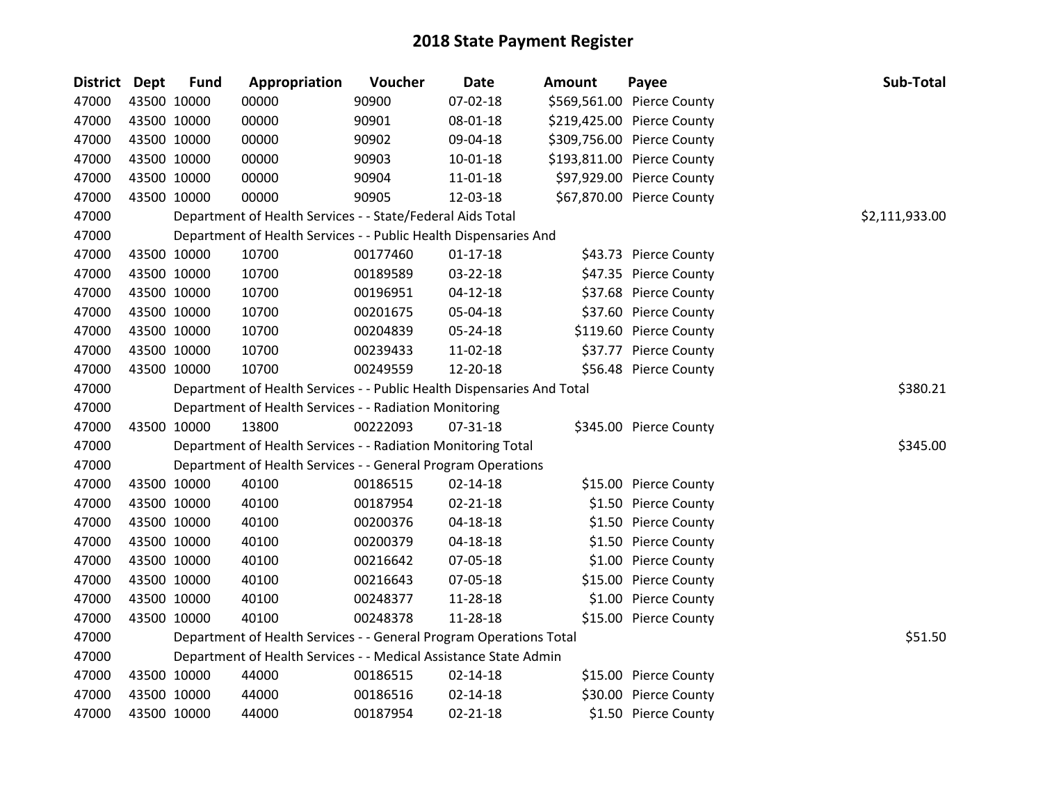# 2018 State Payment Register

| District | Dept | Fund | Appropriation | Voucher | Date | Amount | Payee | Sub-Total |
|---|---|---|---|---|---|---|---|---|
| 47000 | 43500 | 10000 | 00000 | 90900 | 07-02-18 | $569,561.00 | Pierce County | |
| 47000 | 43500 | 10000 | 00000 | 90901 | 08-01-18 | $219,425.00 | Pierce County | |
| 47000 | 43500 | 10000 | 00000 | 90902 | 09-04-18 | $309,756.00 | Pierce County | |
| 47000 | 43500 | 10000 | 00000 | 90903 | 10-01-18 | $193,811.00 | Pierce County | |
| 47000 | 43500 | 10000 | 00000 | 90904 | 11-01-18 | $97,929.00 | Pierce County | |
| 47000 | 43500 | 10000 | 00000 | 90905 | 12-03-18 | $67,870.00 | Pierce County | |
| 47000 | | Department of Health Services - - State/Federal Aids Total | | | | | | $2,111,933.00 |
| 47000 | | Department of Health Services - - Public Health Dispensaries And | | | | | | |
| 47000 | 43500 | 10000 | 10700 | 00177460 | 01-17-18 | $43.73 | Pierce County | |
| 47000 | 43500 | 10000 | 10700 | 00189589 | 03-22-18 | $47.35 | Pierce County | |
| 47000 | 43500 | 10000 | 10700 | 00196951 | 04-12-18 | $37.68 | Pierce County | |
| 47000 | 43500 | 10000 | 10700 | 00201675 | 05-04-18 | $37.60 | Pierce County | |
| 47000 | 43500 | 10000 | 10700 | 00204839 | 05-24-18 | $119.60 | Pierce County | |
| 47000 | 43500 | 10000 | 10700 | 00239433 | 11-02-18 | $37.77 | Pierce County | |
| 47000 | 43500 | 10000 | 10700 | 00249559 | 12-20-18 | $56.48 | Pierce County | |
| 47000 | | Department of Health Services - - Public Health Dispensaries And Total | | | | | | $380.21 |
| 47000 | | Department of Health Services - - Radiation Monitoring | | | | | | |
| 47000 | 43500 | 10000 | 13800 | 00222093 | 07-31-18 | $345.00 | Pierce County | |
| 47000 | | Department of Health Services - - Radiation Monitoring Total | | | | | | $345.00 |
| 47000 | | Department of Health Services - - General Program Operations | | | | | | |
| 47000 | 43500 | 10000 | 40100 | 00186515 | 02-14-18 | $15.00 | Pierce County | |
| 47000 | 43500 | 10000 | 40100 | 00187954 | 02-21-18 | $1.50 | Pierce County | |
| 47000 | 43500 | 10000 | 40100 | 00200376 | 04-18-18 | $1.50 | Pierce County | |
| 47000 | 43500 | 10000 | 40100 | 00200379 | 04-18-18 | $1.50 | Pierce County | |
| 47000 | 43500 | 10000 | 40100 | 00216642 | 07-05-18 | $1.00 | Pierce County | |
| 47000 | 43500 | 10000 | 40100 | 00216643 | 07-05-18 | $15.00 | Pierce County | |
| 47000 | 43500 | 10000 | 40100 | 00248377 | 11-28-18 | $1.00 | Pierce County | |
| 47000 | 43500 | 10000 | 40100 | 00248378 | 11-28-18 | $15.00 | Pierce County | |
| 47000 | | Department of Health Services - - General Program Operations Total | | | | | | $51.50 |
| 47000 | | Department of Health Services - - Medical Assistance State Admin | | | | | | |
| 47000 | 43500 | 10000 | 44000 | 00186515 | 02-14-18 | $15.00 | Pierce County | |
| 47000 | 43500 | 10000 | 44000 | 00186516 | 02-14-18 | $30.00 | Pierce County | |
| 47000 | 43500 | 10000 | 44000 | 00187954 | 02-21-18 | $1.50 | Pierce County | |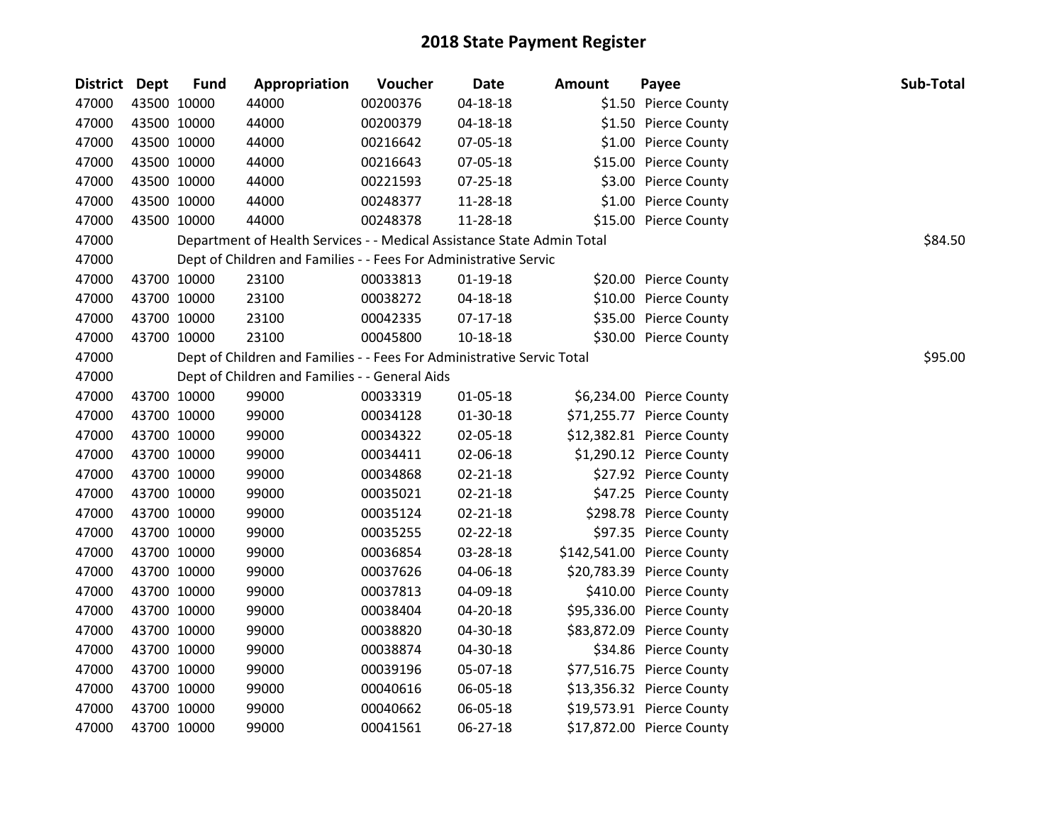# 2018 State Payment Register

| District | Dept | Fund | Appropriation | Voucher | Date | Amount | Payee | Sub-Total |
|---|---|---|---|---|---|---|---|---|
| 47000 | 43500 | 10000 | 44000 | 00200376 | 04-18-18 | $1.50 | Pierce County | |
| 47000 | 43500 | 10000 | 44000 | 00200379 | 04-18-18 | $1.50 | Pierce County | |
| 47000 | 43500 | 10000 | 44000 | 00216642 | 07-05-18 | $1.00 | Pierce County | |
| 47000 | 43500 | 10000 | 44000 | 00216643 | 07-05-18 | $15.00 | Pierce County | |
| 47000 | 43500 | 10000 | 44000 | 00221593 | 07-25-18 | $3.00 | Pierce County | |
| 47000 | 43500 | 10000 | 44000 | 00248377 | 11-28-18 | $1.00 | Pierce County | |
| 47000 | 43500 | 10000 | 44000 | 00248378 | 11-28-18 | $15.00 | Pierce County | |
| 47000 | | Department of Health Services - - Medical Assistance State Admin Total | | | | | | $84.50 |
| 47000 | | Dept of Children and Families - - Fees For Administrative Servic | | | | | | |
| 47000 | 43700 | 10000 | 23100 | 00033813 | 01-19-18 | $20.00 | Pierce County | |
| 47000 | 43700 | 10000 | 23100 | 00038272 | 04-18-18 | $10.00 | Pierce County | |
| 47000 | 43700 | 10000 | 23100 | 00042335 | 07-17-18 | $35.00 | Pierce County | |
| 47000 | 43700 | 10000 | 23100 | 00045800 | 10-18-18 | $30.00 | Pierce County | |
| 47000 | | Dept of Children and Families - - Fees For Administrative Servic Total | | | | | | $95.00 |
| 47000 | | Dept of Children and Families - - General Aids | | | | | | |
| 47000 | 43700 | 10000 | 99000 | 00033319 | 01-05-18 | $6,234.00 | Pierce County | |
| 47000 | 43700 | 10000 | 99000 | 00034128 | 01-30-18 | $71,255.77 | Pierce County | |
| 47000 | 43700 | 10000 | 99000 | 00034322 | 02-05-18 | $12,382.81 | Pierce County | |
| 47000 | 43700 | 10000 | 99000 | 00034411 | 02-06-18 | $1,290.12 | Pierce County | |
| 47000 | 43700 | 10000 | 99000 | 00034868 | 02-21-18 | $27.92 | Pierce County | |
| 47000 | 43700 | 10000 | 99000 | 00035021 | 02-21-18 | $47.25 | Pierce County | |
| 47000 | 43700 | 10000 | 99000 | 00035124 | 02-21-18 | $298.78 | Pierce County | |
| 47000 | 43700 | 10000 | 99000 | 00035255 | 02-22-18 | $97.35 | Pierce County | |
| 47000 | 43700 | 10000 | 99000 | 00036854 | 03-28-18 | $142,541.00 | Pierce County | |
| 47000 | 43700 | 10000 | 99000 | 00037626 | 04-06-18 | $20,783.39 | Pierce County | |
| 47000 | 43700 | 10000 | 99000 | 00037813 | 04-09-18 | $410.00 | Pierce County | |
| 47000 | 43700 | 10000 | 99000 | 00038404 | 04-20-18 | $95,336.00 | Pierce County | |
| 47000 | 43700 | 10000 | 99000 | 00038820 | 04-30-18 | $83,872.09 | Pierce County | |
| 47000 | 43700 | 10000 | 99000 | 00038874 | 04-30-18 | $34.86 | Pierce County | |
| 47000 | 43700 | 10000 | 99000 | 00039196 | 05-07-18 | $77,516.75 | Pierce County | |
| 47000 | 43700 | 10000 | 99000 | 00040616 | 06-05-18 | $13,356.32 | Pierce County | |
| 47000 | 43700 | 10000 | 99000 | 00040662 | 06-05-18 | $19,573.91 | Pierce County | |
| 47000 | 43700 | 10000 | 99000 | 00041561 | 06-27-18 | $17,872.00 | Pierce County | |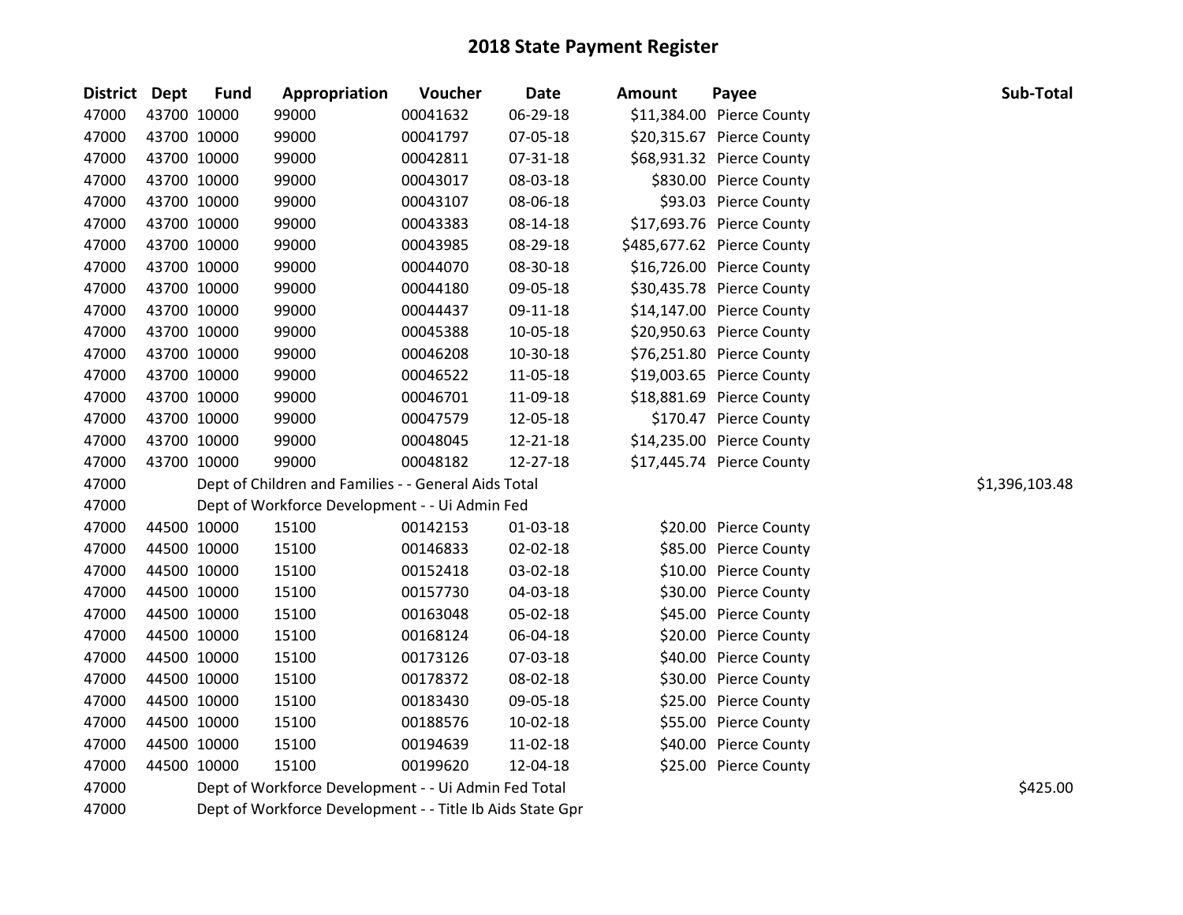# 2018 State Payment Register

| District | Dept | Fund | Appropriation | Voucher | Date | Amount | Payee | Sub-Total |
|---|---|---|---|---|---|---|---|---|
| 47000 | 43700 | 10000 | 99000 | 00041632 | 06-29-18 | $11,384.00 | Pierce County | |
| 47000 | 43700 | 10000 | 99000 | 00041797 | 07-05-18 | $20,315.67 | Pierce County | |
| 47000 | 43700 | 10000 | 99000 | 00042811 | 07-31-18 | $68,931.32 | Pierce County | |
| 47000 | 43700 | 10000 | 99000 | 00043017 | 08-03-18 | $830.00 | Pierce County | |
| 47000 | 43700 | 10000 | 99000 | 00043107 | 08-06-18 | $93.03 | Pierce County | |
| 47000 | 43700 | 10000 | 99000 | 00043383 | 08-14-18 | $17,693.76 | Pierce County | |
| 47000 | 43700 | 10000 | 99000 | 00043985 | 08-29-18 | $485,677.62 | Pierce County | |
| 47000 | 43700 | 10000 | 99000 | 00044070 | 08-30-18 | $16,726.00 | Pierce County | |
| 47000 | 43700 | 10000 | 99000 | 00044180 | 09-05-18 | $30,435.78 | Pierce County | |
| 47000 | 43700 | 10000 | 99000 | 00044437 | 09-11-18 | $14,147.00 | Pierce County | |
| 47000 | 43700 | 10000 | 99000 | 00045388 | 10-05-18 | $20,950.63 | Pierce County | |
| 47000 | 43700 | 10000 | 99000 | 00046208 | 10-30-18 | $76,251.80 | Pierce County | |
| 47000 | 43700 | 10000 | 99000 | 00046522 | 11-05-18 | $19,003.65 | Pierce County | |
| 47000 | 43700 | 10000 | 99000 | 00046701 | 11-09-18 | $18,881.69 | Pierce County | |
| 47000 | 43700 | 10000 | 99000 | 00047579 | 12-05-18 | $170.47 | Pierce County | |
| 47000 | 43700 | 10000 | 99000 | 00048045 | 12-21-18 | $14,235.00 | Pierce County | |
| 47000 | 43700 | 10000 | 99000 | 00048182 | 12-27-18 | $17,445.74 | Pierce County | |
| 47000 | | Dept of Children and Families - - General Aids Total | | | | | | $1,396,103.48 |
| 47000 | | Dept of Workforce Development - - Ui Admin Fed | | | | | | |
| 47000 | 44500 | 10000 | 15100 | 00142153 | 01-03-18 | $20.00 | Pierce County | |
| 47000 | 44500 | 10000 | 15100 | 00146833 | 02-02-18 | $85.00 | Pierce County | |
| 47000 | 44500 | 10000 | 15100 | 00152418 | 03-02-18 | $10.00 | Pierce County | |
| 47000 | 44500 | 10000 | 15100 | 00157730 | 04-03-18 | $30.00 | Pierce County | |
| 47000 | 44500 | 10000 | 15100 | 00163048 | 05-02-18 | $45.00 | Pierce County | |
| 47000 | 44500 | 10000 | 15100 | 00168124 | 06-04-18 | $20.00 | Pierce County | |
| 47000 | 44500 | 10000 | 15100 | 00173126 | 07-03-18 | $40.00 | Pierce County | |
| 47000 | 44500 | 10000 | 15100 | 00178372 | 08-02-18 | $30.00 | Pierce County | |
| 47000 | 44500 | 10000 | 15100 | 00183430 | 09-05-18 | $25.00 | Pierce County | |
| 47000 | 44500 | 10000 | 15100 | 00188576 | 10-02-18 | $55.00 | Pierce County | |
| 47000 | 44500 | 10000 | 15100 | 00194639 | 11-02-18 | $40.00 | Pierce County | |
| 47000 | 44500 | 10000 | 15100 | 00199620 | 12-04-18 | $25.00 | Pierce County | |
| 47000 | | Dept of Workforce Development - - Ui Admin Fed Total | | | | | | $425.00 |
| 47000 | | Dept of Workforce Development - - Title Ib Aids State Gpr | | | | | | |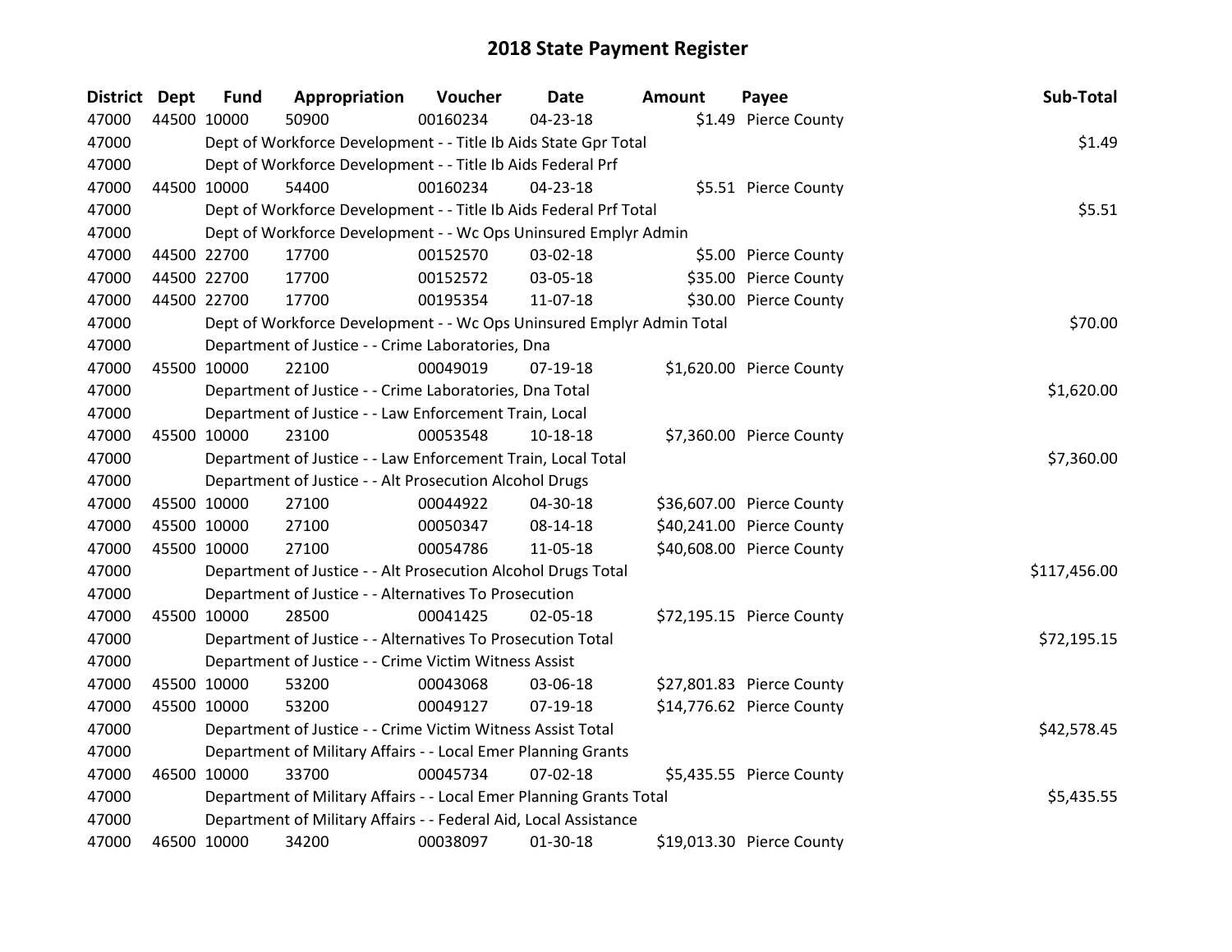# 2018 State Payment Register

| District | Dept | Fund | Appropriation | Voucher | Date | Amount | Payee | Sub-Total |
|---|---|---|---|---|---|---|---|---|
| 47000 | 44500 | 10000 | 50900 | 00160234 | 04-23-18 | $1.49 | Pierce County | |
| 47000 | | Dept of Workforce Development - - Title Ib Aids State Gpr Total | | | | | | $1.49 |
| 47000 | | Dept of Workforce Development - - Title Ib Aids Federal Prf | | | | | | |
| 47000 | 44500 | 10000 | 54400 | 00160234 | 04-23-18 | $5.51 | Pierce County | |
| 47000 | | Dept of Workforce Development - - Title Ib Aids Federal Prf Total | | | | | | $5.51 |
| 47000 | | Dept of Workforce Development - - Wc Ops Uninsured Emplyr Admin | | | | | | |
| 47000 | 44500 | 22700 | 17700 | 00152570 | 03-02-18 | $5.00 | Pierce County | |
| 47000 | 44500 | 22700 | 17700 | 00152572 | 03-05-18 | $35.00 | Pierce County | |
| 47000 | 44500 | 22700 | 17700 | 00195354 | 11-07-18 | $30.00 | Pierce County | |
| 47000 | | Dept of Workforce Development - - Wc Ops Uninsured Emplyr Admin Total | | | | | | $70.00 |
| 47000 | | Department of Justice - - Crime Laboratories, Dna | | | | | | |
| 47000 | 45500 | 10000 | 22100 | 00049019 | 07-19-18 | $1,620.00 | Pierce County | |
| 47000 | | Department of Justice - - Crime Laboratories, Dna Total | | | | | | $1,620.00 |
| 47000 | | Department of Justice - - Law Enforcement Train, Local | | | | | | |
| 47000 | 45500 | 10000 | 23100 | 00053548 | 10-18-18 | $7,360.00 | Pierce County | |
| 47000 | | Department of Justice - - Law Enforcement Train, Local Total | | | | | | $7,360.00 |
| 47000 | | Department of Justice - - Alt Prosecution Alcohol Drugs | | | | | | |
| 47000 | 45500 | 10000 | 27100 | 00044922 | 04-30-18 | $36,607.00 | Pierce County | |
| 47000 | 45500 | 10000 | 27100 | 00050347 | 08-14-18 | $40,241.00 | Pierce County | |
| 47000 | 45500 | 10000 | 27100 | 00054786 | 11-05-18 | $40,608.00 | Pierce County | |
| 47000 | | Department of Justice - - Alt Prosecution Alcohol Drugs Total | | | | | | $117,456.00 |
| 47000 | | Department of Justice - - Alternatives To Prosecution | | | | | | |
| 47000 | 45500 | 10000 | 28500 | 00041425 | 02-05-18 | $72,195.15 | Pierce County | |
| 47000 | | Department of Justice - - Alternatives To Prosecution Total | | | | | | $72,195.15 |
| 47000 | | Department of Justice - - Crime Victim Witness Assist | | | | | | |
| 47000 | 45500 | 10000 | 53200 | 00043068 | 03-06-18 | $27,801.83 | Pierce County | |
| 47000 | 45500 | 10000 | 53200 | 00049127 | 07-19-18 | $14,776.62 | Pierce County | |
| 47000 | | Department of Justice - - Crime Victim Witness Assist Total | | | | | | $42,578.45 |
| 47000 | | Department of Military Affairs - - Local Emer Planning Grants | | | | | | |
| 47000 | 46500 | 10000 | 33700 | 00045734 | 07-02-18 | $5,435.55 | Pierce County | |
| 47000 | | Department of Military Affairs - - Local Emer Planning Grants Total | | | | | | $5,435.55 |
| 47000 | | Department of Military Affairs - - Federal Aid, Local Assistance | | | | | | |
| 47000 | 46500 | 10000 | 34200 | 00038097 | 01-30-18 | $19,013.30 | Pierce County | |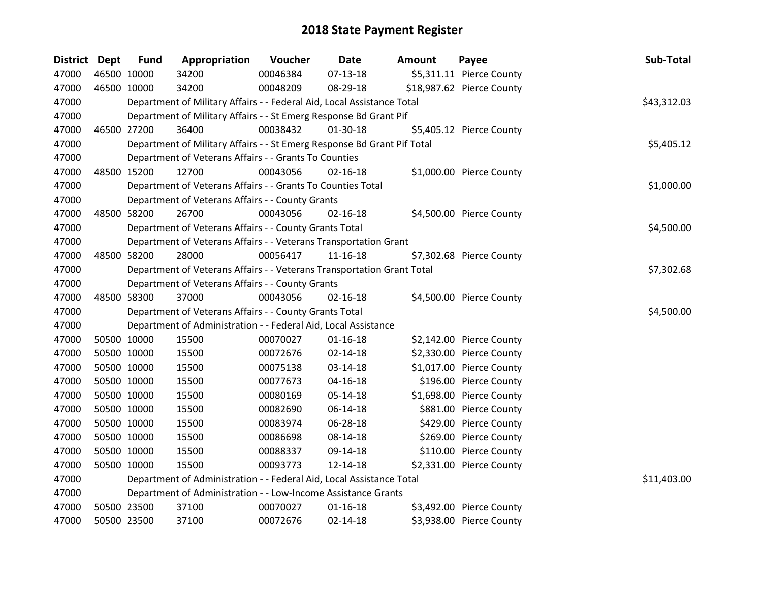# 2018 State Payment Register

| District | Dept | Fund | Appropriation | Voucher | Date | Amount | Payee | Sub-Total |
|---|---|---|---|---|---|---|---|---|
| 47000 | 46500 | 10000 | 34200 | 00046384 | 07-13-18 | $5,311.11 | Pierce County | |
| 47000 | 46500 | 10000 | 34200 | 00048209 | 08-29-18 | $18,987.62 | Pierce County | |
| 47000 | | | Department of Military Affairs - - Federal Aid, Local Assistance Total | | | | | $43,312.03 |
| 47000 | | | Department of Military Affairs - - St Emerg Response Bd Grant Pif | | | | | |
| 47000 | 46500 | 27200 | 36400 | 00038432 | 01-30-18 | $5,405.12 | Pierce County | |
| 47000 | | | Department of Military Affairs - - St Emerg Response Bd Grant Pif Total | | | | | $5,405.12 |
| 47000 | | | Department of Veterans Affairs - - Grants To Counties | | | | | |
| 47000 | 48500 | 15200 | 12700 | 00043056 | 02-16-18 | $1,000.00 | Pierce County | |
| 47000 | | | Department of Veterans Affairs - - Grants To Counties Total | | | | | $1,000.00 |
| 47000 | | | Department of Veterans Affairs - - County Grants | | | | | |
| 47000 | 48500 | 58200 | 26700 | 00043056 | 02-16-18 | $4,500.00 | Pierce County | |
| 47000 | | | Department of Veterans Affairs - - County Grants Total | | | | | $4,500.00 |
| 47000 | | | Department of Veterans Affairs - - Veterans Transportation Grant | | | | | |
| 47000 | 48500 | 58200 | 28000 | 00056417 | 11-16-18 | $7,302.68 | Pierce County | |
| 47000 | | | Department of Veterans Affairs - - Veterans Transportation Grant Total | | | | | $7,302.68 |
| 47000 | | | Department of Veterans Affairs - - County Grants | | | | | |
| 47000 | 48500 | 58300 | 37000 | 00043056 | 02-16-18 | $4,500.00 | Pierce County | |
| 47000 | | | Department of Veterans Affairs - - County Grants Total | | | | | $4,500.00 |
| 47000 | | | Department of Administration - - Federal Aid, Local Assistance | | | | | |
| 47000 | 50500 | 10000 | 15500 | 00070027 | 01-16-18 | $2,142.00 | Pierce County | |
| 47000 | 50500 | 10000 | 15500 | 00072676 | 02-14-18 | $2,330.00 | Pierce County | |
| 47000 | 50500 | 10000 | 15500 | 00075138 | 03-14-18 | $1,017.00 | Pierce County | |
| 47000 | 50500 | 10000 | 15500 | 00077673 | 04-16-18 | $196.00 | Pierce County | |
| 47000 | 50500 | 10000 | 15500 | 00080169 | 05-14-18 | $1,698.00 | Pierce County | |
| 47000 | 50500 | 10000 | 15500 | 00082690 | 06-14-18 | $881.00 | Pierce County | |
| 47000 | 50500 | 10000 | 15500 | 00083974 | 06-28-18 | $429.00 | Pierce County | |
| 47000 | 50500 | 10000 | 15500 | 00086698 | 08-14-18 | $269.00 | Pierce County | |
| 47000 | 50500 | 10000 | 15500 | 00088337 | 09-14-18 | $110.00 | Pierce County | |
| 47000 | 50500 | 10000 | 15500 | 00093773 | 12-14-18 | $2,331.00 | Pierce County | |
| 47000 | | | Department of Administration - - Federal Aid, Local Assistance Total | | | | | $11,403.00 |
| 47000 | | | Department of Administration - - Low-Income Assistance Grants | | | | | |
| 47000 | 50500 | 23500 | 37100 | 00070027 | 01-16-18 | $3,492.00 | Pierce County | |
| 47000 | 50500 | 23500 | 37100 | 00072676 | 02-14-18 | $3,938.00 | Pierce County | |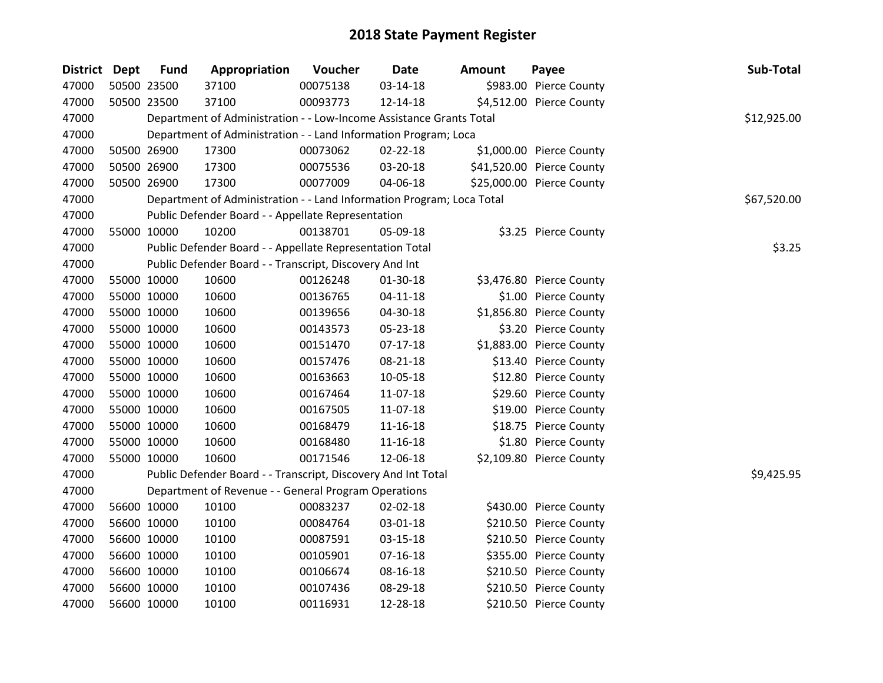# 2018 State Payment Register

| District | Dept | Fund | Appropriation | Voucher | Date | Amount | Payee | Sub-Total |
|---|---|---|---|---|---|---|---|---|
| 47000 | 50500 | 23500 | 37100 | 00075138 | 03-14-18 | $983.00 | Pierce County | |
| 47000 | 50500 | 23500 | 37100 | 00093773 | 12-14-18 | $4,512.00 | Pierce County | |
| 47000 | | Department of Administration - - Low-Income Assistance Grants Total | | | | | | $12,925.00 |
| 47000 | | Department of Administration - - Land Information Program; Loca | | | | | | |
| 47000 | 50500 | 26900 | 17300 | 00073062 | 02-22-18 | $1,000.00 | Pierce County | |
| 47000 | 50500 | 26900 | 17300 | 00075536 | 03-20-18 | $41,520.00 | Pierce County | |
| 47000 | 50500 | 26900 | 17300 | 00077009 | 04-06-18 | $25,000.00 | Pierce County | |
| 47000 | | Department of Administration - - Land Information Program; Loca Total | | | | | | $67,520.00 |
| 47000 | | Public Defender Board - - Appellate Representation | | | | | | |
| 47000 | 55000 | 10000 | 10200 | 00138701 | 05-09-18 | $3.25 | Pierce County | |
| 47000 | | Public Defender Board - - Appellate Representation Total | | | | | | $3.25 |
| 47000 | | Public Defender Board - - Transcript, Discovery And Int | | | | | | |
| 47000 | 55000 | 10000 | 10600 | 00126248 | 01-30-18 | $3,476.80 | Pierce County | |
| 47000 | 55000 | 10000 | 10600 | 00136765 | 04-11-18 | $1.00 | Pierce County | |
| 47000 | 55000 | 10000 | 10600 | 00139656 | 04-30-18 | $1,856.80 | Pierce County | |
| 47000 | 55000 | 10000 | 10600 | 00143573 | 05-23-18 | $3.20 | Pierce County | |
| 47000 | 55000 | 10000 | 10600 | 00151470 | 07-17-18 | $1,883.00 | Pierce County | |
| 47000 | 55000 | 10000 | 10600 | 00157476 | 08-21-18 | $13.40 | Pierce County | |
| 47000 | 55000 | 10000 | 10600 | 00163663 | 10-05-18 | $12.80 | Pierce County | |
| 47000 | 55000 | 10000 | 10600 | 00167464 | 11-07-18 | $29.60 | Pierce County | |
| 47000 | 55000 | 10000 | 10600 | 00167505 | 11-07-18 | $19.00 | Pierce County | |
| 47000 | 55000 | 10000 | 10600 | 00168479 | 11-16-18 | $18.75 | Pierce County | |
| 47000 | 55000 | 10000 | 10600 | 00168480 | 11-16-18 | $1.80 | Pierce County | |
| 47000 | 55000 | 10000 | 10600 | 00171546 | 12-06-18 | $2,109.80 | Pierce County | |
| 47000 | | Public Defender Board - - Transcript, Discovery And Int Total | | | | | | $9,425.95 |
| 47000 | | Department of Revenue - - General Program Operations | | | | | | |
| 47000 | 56600 | 10000 | 10100 | 00083237 | 02-02-18 | $430.00 | Pierce County | |
| 47000 | 56600 | 10000 | 10100 | 00084764 | 03-01-18 | $210.50 | Pierce County | |
| 47000 | 56600 | 10000 | 10100 | 00087591 | 03-15-18 | $210.50 | Pierce County | |
| 47000 | 56600 | 10000 | 10100 | 00105901 | 07-16-18 | $355.00 | Pierce County | |
| 47000 | 56600 | 10000 | 10100 | 00106674 | 08-16-18 | $210.50 | Pierce County | |
| 47000 | 56600 | 10000 | 10100 | 00107436 | 08-29-18 | $210.50 | Pierce County | |
| 47000 | 56600 | 10000 | 10100 | 00116931 | 12-28-18 | $210.50 | Pierce County | |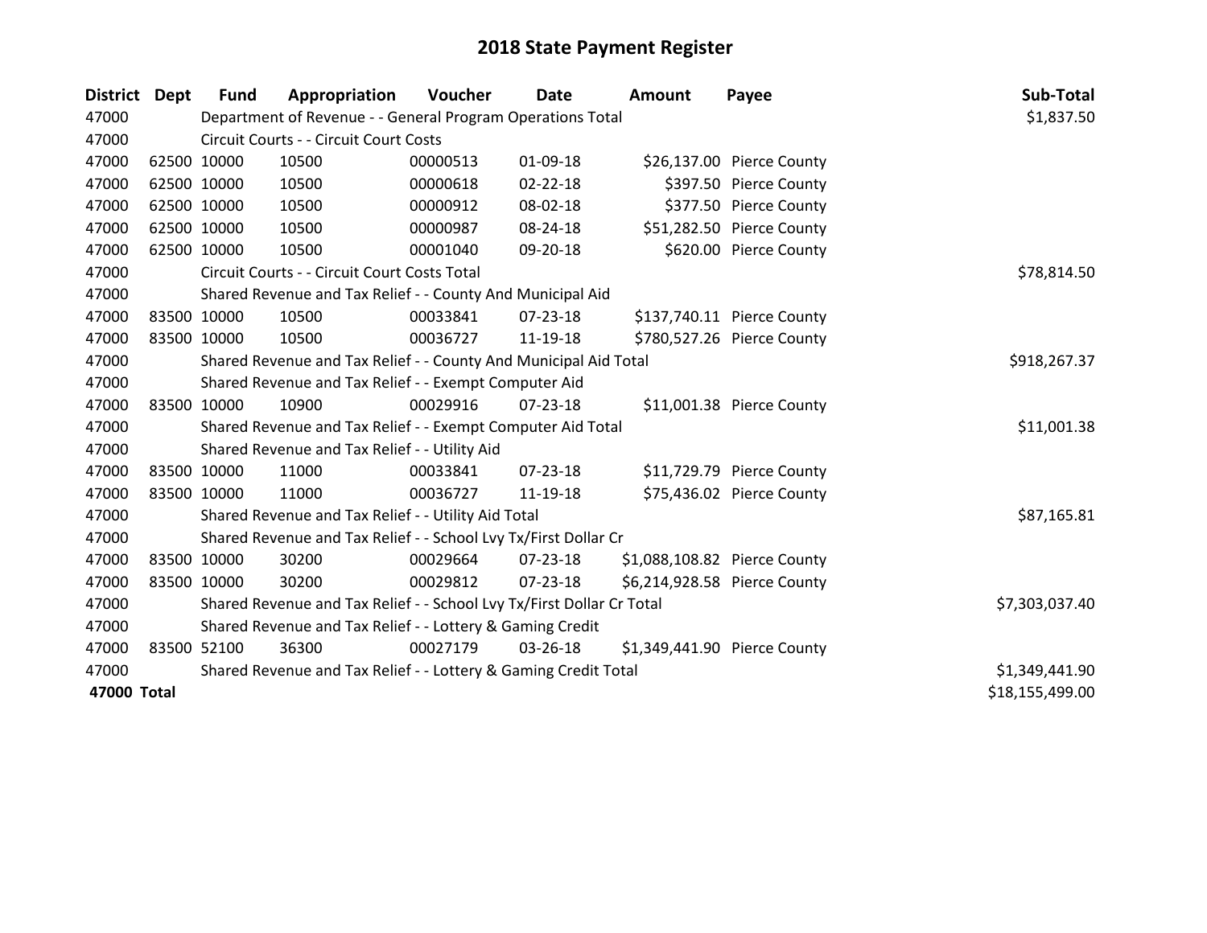# 2018 State Payment Register

| District | Dept | Fund | Appropriation | Voucher | Date | Amount | Payee | Sub-Total |
|---|---|---|---|---|---|---|---|---|
| 47000 | | Department of Revenue - - General Program Operations Total | | | | | | $1,837.50 |
| 47000 | | Circuit Courts - - Circuit Court Costs | | | | | | |
| 47000 | 62500 | 10000 | 10500 | 00000513 | 01-09-18 | $26,137.00 | Pierce County | |
| 47000 | 62500 | 10000 | 10500 | 00000618 | 02-22-18 | $397.50 | Pierce County | |
| 47000 | 62500 | 10000 | 10500 | 00000912 | 08-02-18 | $377.50 | Pierce County | |
| 47000 | 62500 | 10000 | 10500 | 00000987 | 08-24-18 | $51,282.50 | Pierce County | |
| 47000 | 62500 | 10000 | 10500 | 00001040 | 09-20-18 | $620.00 | Pierce County | |
| 47000 | | Circuit Courts - - Circuit Court Costs Total | | | | | | $78,814.50 |
| 47000 | | Shared Revenue and Tax Relief - - County And Municipal Aid | | | | | | |
| 47000 | 83500 | 10000 | 10500 | 00033841 | 07-23-18 | $137,740.11 | Pierce County | |
| 47000 | 83500 | 10000 | 10500 | 00036727 | 11-19-18 | $780,527.26 | Pierce County | |
| 47000 | | Shared Revenue and Tax Relief - - County And Municipal Aid Total | | | | | | $918,267.37 |
| 47000 | | Shared Revenue and Tax Relief - - Exempt Computer Aid | | | | | | |
| 47000 | 83500 | 10000 | 10900 | 00029916 | 07-23-18 | $11,001.38 | Pierce County | |
| 47000 | | Shared Revenue and Tax Relief - - Exempt Computer Aid Total | | | | | | $11,001.38 |
| 47000 | | Shared Revenue and Tax Relief - - Utility Aid | | | | | | |
| 47000 | 83500 | 10000 | 11000 | 00033841 | 07-23-18 | $11,729.79 | Pierce County | |
| 47000 | 83500 | 10000 | 11000 | 00036727 | 11-19-18 | $75,436.02 | Pierce County | |
| 47000 | | Shared Revenue and Tax Relief - - Utility Aid Total | | | | | | $87,165.81 |
| 47000 | | Shared Revenue and Tax Relief - - School Lvy Tx/First Dollar Cr | | | | | | |
| 47000 | 83500 | 10000 | 30200 | 00029664 | 07-23-18 | $1,088,108.82 | Pierce County | |
| 47000 | 83500 | 10000 | 30200 | 00029812 | 07-23-18 | $6,214,928.58 | Pierce County | |
| 47000 | | Shared Revenue and Tax Relief - - School Lvy Tx/First Dollar Cr Total | | | | | | $7,303,037.40 |
| 47000 | | Shared Revenue and Tax Relief - - Lottery & Gaming Credit | | | | | | |
| 47000 | 83500 | 52100 | 36300 | 00027179 | 03-26-18 | $1,349,441.90 | Pierce County | |
| 47000 | | Shared Revenue and Tax Relief - - Lottery & Gaming Credit Total | | | | | | $1,349,441.90 |
| **47000 Total** | | | | | | | | $18,155,499.00 |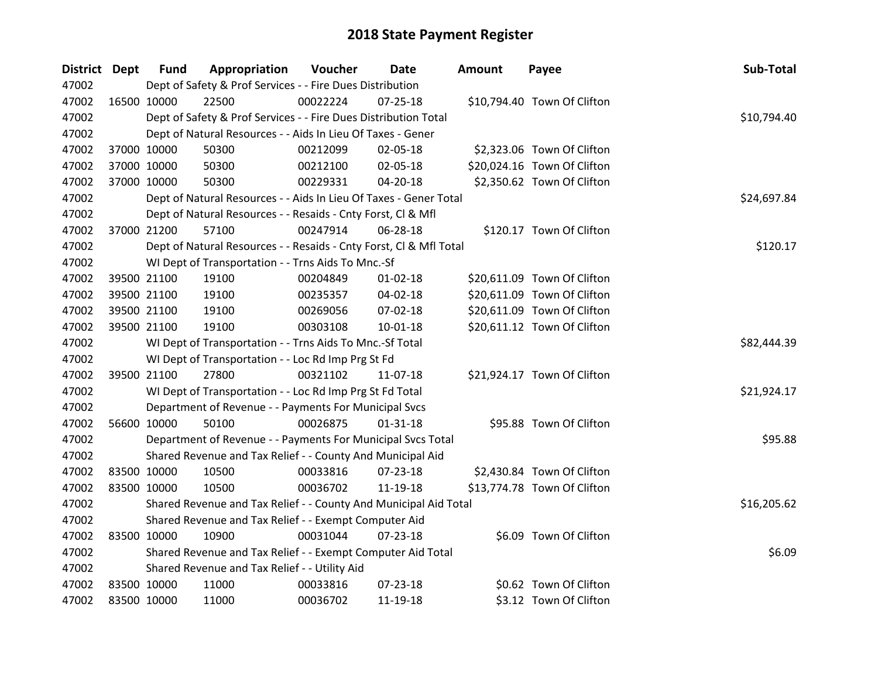# 2018 State Payment Register

| District | Dept | Fund | Appropriation | Voucher | Date | Amount | Payee | Sub-Total |
|---|---|---|---|---|---|---|---|---|
| 47002 | Dept of Safety & Prof Services - - Fire Dues Distribution | | | | | | | |
| 47002 | 16500 | 10000 | 22500 | 00022224 | 07-25-18 | $10,794.40 | Town Of Clifton | |
| 47002 | Dept of Safety & Prof Services - - Fire Dues Distribution Total | | | | | | | $10,794.40 |
| 47002 | Dept of Natural Resources - - Aids In Lieu Of Taxes - Gener | | | | | | | |
| 47002 | 37000 | 10000 | 50300 | 00212099 | 02-05-18 | $2,323.06 | Town Of Clifton | |
| 47002 | 37000 | 10000 | 50300 | 00212100 | 02-05-18 | $20,024.16 | Town Of Clifton | |
| 47002 | 37000 | 10000 | 50300 | 00229331 | 04-20-18 | $2,350.62 | Town Of Clifton | |
| 47002 | Dept of Natural Resources - - Aids In Lieu Of Taxes - Gener Total | | | | | | | $24,697.84 |
| 47002 | Dept of Natural Resources - - Resaids - Cnty Forst, Cl & Mfl | | | | | | | |
| 47002 | 37000 | 21200 | 57100 | 00247914 | 06-28-18 | $120.17 | Town Of Clifton | |
| 47002 | Dept of Natural Resources - - Resaids - Cnty Forst, Cl & Mfl Total | | | | | | | $120.17 |
| 47002 | WI Dept of Transportation - - Trns Aids To Mnc.-Sf | | | | | | | |
| 47002 | 39500 | 21100 | 19100 | 00204849 | 01-02-18 | $20,611.09 | Town Of Clifton | |
| 47002 | 39500 | 21100 | 19100 | 00235357 | 04-02-18 | $20,611.09 | Town Of Clifton | |
| 47002 | 39500 | 21100 | 19100 | 00269056 | 07-02-18 | $20,611.09 | Town Of Clifton | |
| 47002 | 39500 | 21100 | 19100 | 00303108 | 10-01-18 | $20,611.12 | Town Of Clifton | |
| 47002 | WI Dept of Transportation - - Trns Aids To Mnc.-Sf Total | | | | | | | $82,444.39 |
| 47002 | WI Dept of Transportation - - Loc Rd Imp Prg St Fd | | | | | | | |
| 47002 | 39500 | 21100 | 27800 | 00321102 | 11-07-18 | $21,924.17 | Town Of Clifton | |
| 47002 | WI Dept of Transportation - - Loc Rd Imp Prg St Fd Total | | | | | | | $21,924.17 |
| 47002 | Department of Revenue - - Payments For Municipal Svcs | | | | | | | |
| 47002 | 56600 | 10000 | 50100 | 00026875 | 01-31-18 | $95.88 | Town Of Clifton | |
| 47002 | Department of Revenue - - Payments For Municipal Svcs Total | | | | | | | $95.88 |
| 47002 | Shared Revenue and Tax Relief - - County And Municipal Aid | | | | | | | |
| 47002 | 83500 | 10000 | 10500 | 00033816 | 07-23-18 | $2,430.84 | Town Of Clifton | |
| 47002 | 83500 | 10000 | 10500 | 00036702 | 11-19-18 | $13,774.78 | Town Of Clifton | |
| 47002 | Shared Revenue and Tax Relief - - County And Municipal Aid Total | | | | | | | $16,205.62 |
| 47002 | Shared Revenue and Tax Relief - - Exempt Computer Aid | | | | | | | |
| 47002 | 83500 | 10000 | 10900 | 00031044 | 07-23-18 | $6.09 | Town Of Clifton | |
| 47002 | Shared Revenue and Tax Relief - - Exempt Computer Aid Total | | | | | | | $6.09 |
| 47002 | Shared Revenue and Tax Relief - - Utility Aid | | | | | | | |
| 47002 | 83500 | 10000 | 11000 | 00033816 | 07-23-18 | $0.62 | Town Of Clifton | |
| 47002 | 83500 | 10000 | 11000 | 00036702 | 11-19-18 | $3.12 | Town Of Clifton | |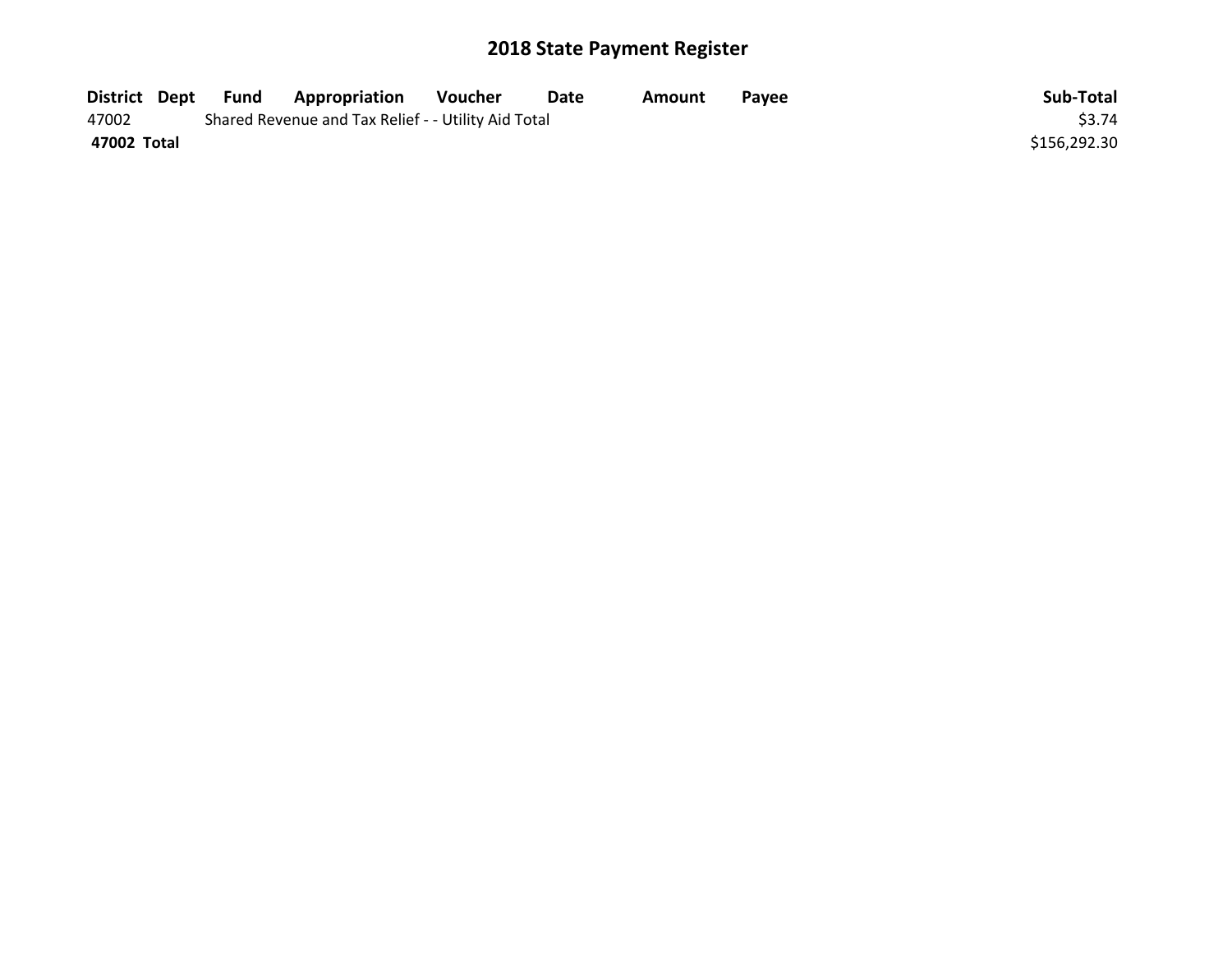# 2018 State Payment Register

| District | Dept | Fund | Appropriation | Voucher | Date | Amount | Payee | Sub-Total |
| --- | --- | --- | --- | --- | --- | --- | --- | --- |
| 47002 | | Shared Revenue and Tax Relief - - Utility Aid Total | | | | | | $3.74 |
| **47002 Total** | | | | | | | | $156,292.30 |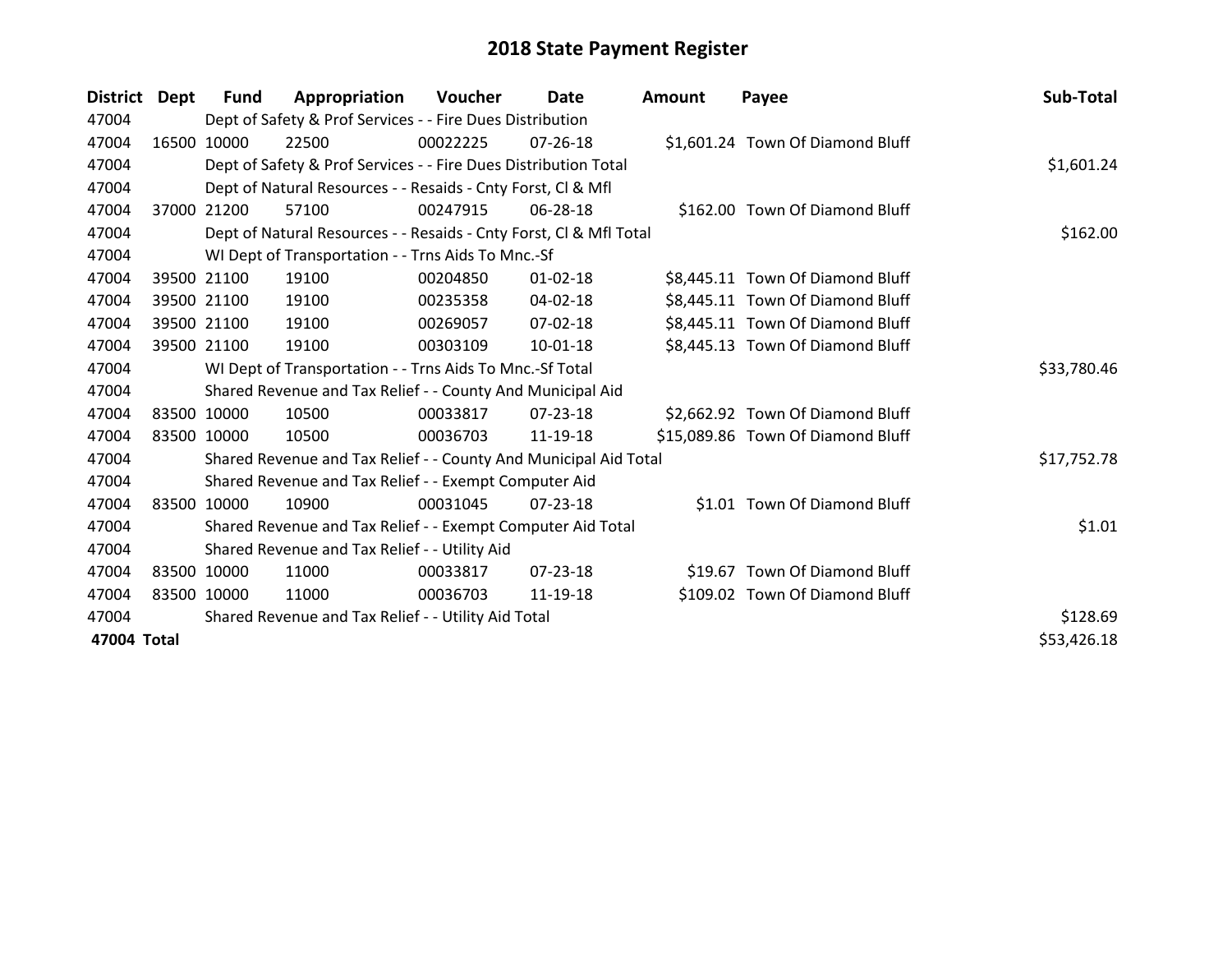# 2018 State Payment Register

| District | Dept | Fund | Appropriation | Voucher | Date | Amount | Payee | Sub-Total |
|---|---|---|---|---|---|---|---|---|
| 47004 | | Dept of Safety & Prof Services - - Fire Dues Distribution | | | | | | |
| 47004 | 16500 | 10000 | 22500 | 00022225 | 07-26-18 | $1,601.24 | Town Of Diamond Bluff | |
| 47004 | | Dept of Safety & Prof Services - - Fire Dues Distribution Total | | | | | | $1,601.24 |
| 47004 | | Dept of Natural Resources - - Resaids - Cnty Forst, Cl & Mfl | | | | | | |
| 47004 | 37000 | 21200 | 57100 | 00247915 | 06-28-18 | $162.00 | Town Of Diamond Bluff | |
| 47004 | | Dept of Natural Resources - - Resaids - Cnty Forst, Cl & Mfl Total | | | | | | $162.00 |
| 47004 | | WI Dept of Transportation - - Trns Aids To Mnc.-Sf | | | | | | |
| 47004 | 39500 | 21100 | 19100 | 00204850 | 01-02-18 | $8,445.11 | Town Of Diamond Bluff | |
| 47004 | 39500 | 21100 | 19100 | 00235358 | 04-02-18 | $8,445.11 | Town Of Diamond Bluff | |
| 47004 | 39500 | 21100 | 19100 | 00269057 | 07-02-18 | $8,445.11 | Town Of Diamond Bluff | |
| 47004 | 39500 | 21100 | 19100 | 00303109 | 10-01-18 | $8,445.13 | Town Of Diamond Bluff | |
| 47004 | | WI Dept of Transportation - - Trns Aids To Mnc.-Sf Total | | | | | | $33,780.46 |
| 47004 | | Shared Revenue and Tax Relief - - County And Municipal Aid | | | | | | |
| 47004 | 83500 | 10000 | 10500 | 00033817 | 07-23-18 | $2,662.92 | Town Of Diamond Bluff | |
| 47004 | 83500 | 10000 | 10500 | 00036703 | 11-19-18 | $15,089.86 | Town Of Diamond Bluff | |
| 47004 | | Shared Revenue and Tax Relief - - County And Municipal Aid Total | | | | | | $17,752.78 |
| 47004 | | Shared Revenue and Tax Relief - - Exempt Computer Aid | | | | | | |
| 47004 | 83500 | 10000 | 10900 | 00031045 | 07-23-18 | $1.01 | Town Of Diamond Bluff | |
| 47004 | | Shared Revenue and Tax Relief - - Exempt Computer Aid Total | | | | | | $1.01 |
| 47004 | | Shared Revenue and Tax Relief - - Utility Aid | | | | | | |
| 47004 | 83500 | 10000 | 11000 | 00033817 | 07-23-18 | $19.67 | Town Of Diamond Bluff | |
| 47004 | 83500 | 10000 | 11000 | 00036703 | 11-19-18 | $109.02 | Town Of Diamond Bluff | |
| 47004 | | Shared Revenue and Tax Relief - - Utility Aid Total | | | | | | $128.69 |
| **47004 Total** | | | | | | | | $53,426.18 |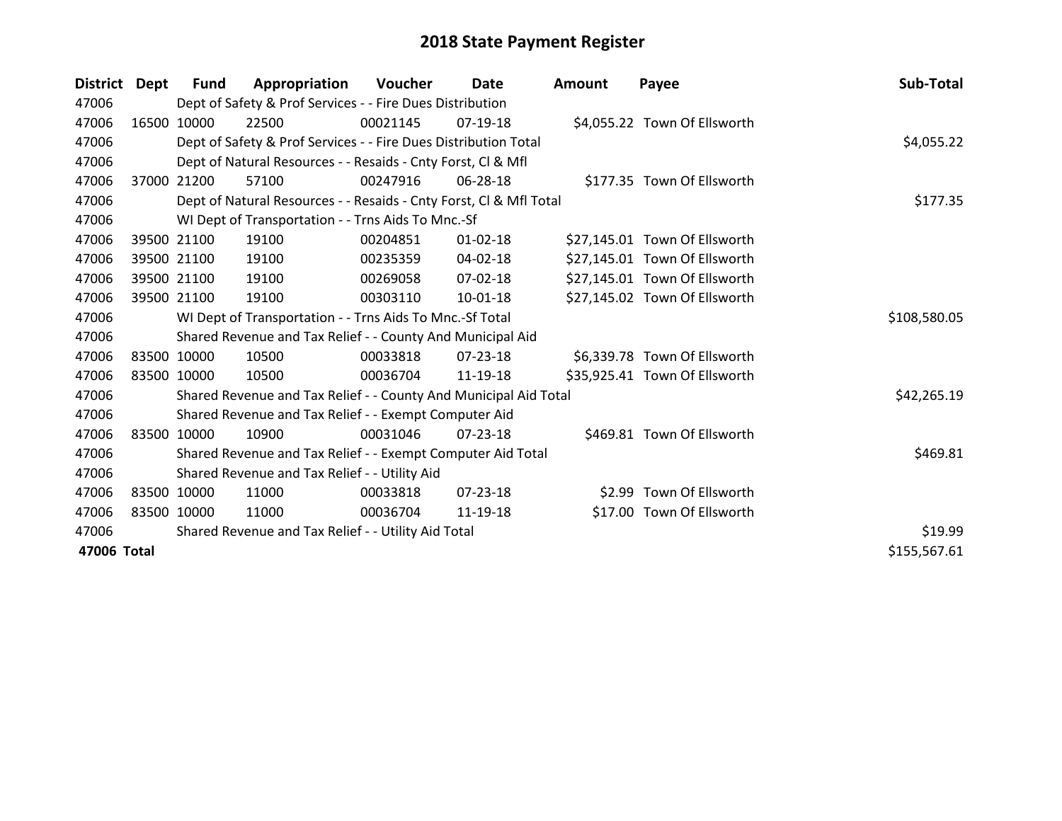# 2018 State Payment Register

| District | Dept | Fund | Appropriation | Voucher | Date | Amount | Payee | Sub-Total |
|---|---|---|---|---|---|---|---|---|
| 47006 | | Dept of Safety & Prof Services - - Fire Dues Distribution | | | | | | |
| 47006 | 16500 | 10000 | 22500 | 00021145 | 07-19-18 | $4,055.22 | Town Of Ellsworth | |
| 47006 | | Dept of Safety & Prof Services - - Fire Dues Distribution Total | | | | | | $4,055.22 |
| 47006 | | Dept of Natural Resources - - Resaids - Cnty Forst, Cl & Mfl | | | | | | |
| 47006 | 37000 | 21200 | 57100 | 00247916 | 06-28-18 | $177.35 | Town Of Ellsworth | |
| 47006 | | Dept of Natural Resources - - Resaids - Cnty Forst, Cl & Mfl Total | | | | | | $177.35 |
| 47006 | | WI Dept of Transportation - - Trns Aids To Mnc.-Sf | | | | | | |
| 47006 | 39500 | 21100 | 19100 | 00204851 | 01-02-18 | $27,145.01 | Town Of Ellsworth | |
| 47006 | 39500 | 21100 | 19100 | 00235359 | 04-02-18 | $27,145.01 | Town Of Ellsworth | |
| 47006 | 39500 | 21100 | 19100 | 00269058 | 07-02-18 | $27,145.01 | Town Of Ellsworth | |
| 47006 | 39500 | 21100 | 19100 | 00303110 | 10-01-18 | $27,145.02 | Town Of Ellsworth | |
| 47006 | | WI Dept of Transportation - - Trns Aids To Mnc.-Sf Total | | | | | | $108,580.05 |
| 47006 | | Shared Revenue and Tax Relief - - County And Municipal Aid | | | | | | |
| 47006 | 83500 | 10000 | 10500 | 00033818 | 07-23-18 | $6,339.78 | Town Of Ellsworth | |
| 47006 | 83500 | 10000 | 10500 | 00036704 | 11-19-18 | $35,925.41 | Town Of Ellsworth | |
| 47006 | | Shared Revenue and Tax Relief - - County And Municipal Aid Total | | | | | | $42,265.19 |
| 47006 | | Shared Revenue and Tax Relief - - Exempt Computer Aid | | | | | | |
| 47006 | 83500 | 10000 | 10900 | 00031046 | 07-23-18 | $469.81 | Town Of Ellsworth | |
| 47006 | | Shared Revenue and Tax Relief - - Exempt Computer Aid Total | | | | | | $469.81 |
| 47006 | | Shared Revenue and Tax Relief - - Utility Aid | | | | | | |
| 47006 | 83500 | 10000 | 11000 | 00033818 | 07-23-18 | $2.99 | Town Of Ellsworth | |
| 47006 | 83500 | 10000 | 11000 | 00036704 | 11-19-18 | $17.00 | Town Of Ellsworth | |
| 47006 | | Shared Revenue and Tax Relief - - Utility Aid Total | | | | | | $19.99 |
| **47006 Total** | | | | | | | | $155,567.61 |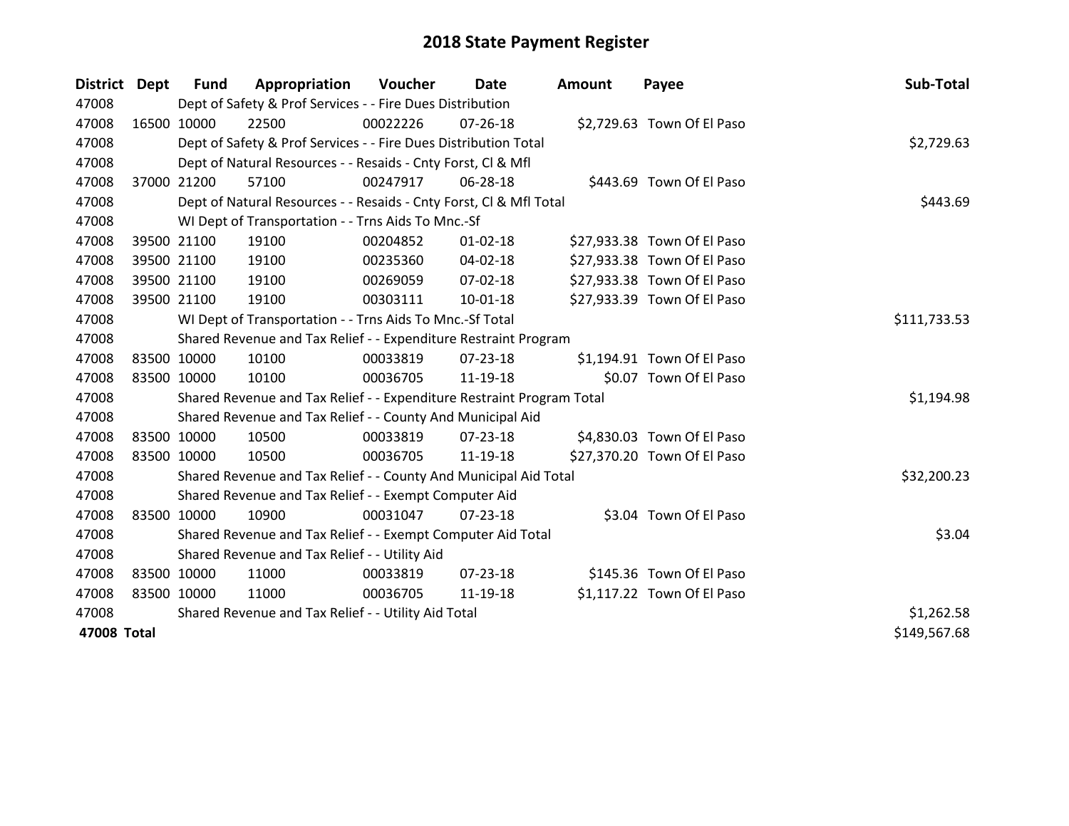# 2018 State Payment Register

| District | Dept | Fund | Appropriation | Voucher | Date | Amount | Payee | Sub-Total |
|---|---|---|---|---|---|---|---|---|
| 47008 | | Dept of Safety & Prof Services - - Fire Dues Distribution | | | | | | |
| 47008 | 16500 | 10000 | 22500 | 00022226 | 07-26-18 | $2,729.63 | Town Of El Paso | |
| 47008 | | Dept of Safety & Prof Services - - Fire Dues Distribution Total | | | | | | $2,729.63 |
| 47008 | | Dept of Natural Resources - - Resaids - Cnty Forst, Cl & Mfl | | | | | | |
| 47008 | 37000 | 21200 | 57100 | 00247917 | 06-28-18 | $443.69 | Town Of El Paso | |
| 47008 | | Dept of Natural Resources - - Resaids - Cnty Forst, Cl & Mfl Total | | | | | | $443.69 |
| 47008 | | WI Dept of Transportation - - Trns Aids To Mnc.-Sf | | | | | | |
| 47008 | 39500 | 21100 | 19100 | 00204852 | 01-02-18 | $27,933.38 | Town Of El Paso | |
| 47008 | 39500 | 21100 | 19100 | 00235360 | 04-02-18 | $27,933.38 | Town Of El Paso | |
| 47008 | 39500 | 21100 | 19100 | 00269059 | 07-02-18 | $27,933.38 | Town Of El Paso | |
| 47008 | 39500 | 21100 | 19100 | 00303111 | 10-01-18 | $27,933.39 | Town Of El Paso | |
| 47008 | | WI Dept of Transportation - - Trns Aids To Mnc.-Sf Total | | | | | | $111,733.53 |
| 47008 | | Shared Revenue and Tax Relief - - Expenditure Restraint Program | | | | | | |
| 47008 | 83500 | 10000 | 10100 | 00033819 | 07-23-18 | $1,194.91 | Town Of El Paso | |
| 47008 | 83500 | 10000 | 10100 | 00036705 | 11-19-18 | $0.07 | Town Of El Paso | |
| 47008 | | Shared Revenue and Tax Relief - - Expenditure Restraint Program Total | | | | | | $1,194.98 |
| 47008 | | Shared Revenue and Tax Relief - - County And Municipal Aid | | | | | | |
| 47008 | 83500 | 10000 | 10500 | 00033819 | 07-23-18 | $4,830.03 | Town Of El Paso | |
| 47008 | 83500 | 10000 | 10500 | 00036705 | 11-19-18 | $27,370.20 | Town Of El Paso | |
| 47008 | | Shared Revenue and Tax Relief - - County And Municipal Aid Total | | | | | | $32,200.23 |
| 47008 | | Shared Revenue and Tax Relief - - Exempt Computer Aid | | | | | | |
| 47008 | 83500 | 10000 | 10900 | 00031047 | 07-23-18 | $3.04 | Town Of El Paso | |
| 47008 | | Shared Revenue and Tax Relief - - Exempt Computer Aid Total | | | | | | $3.04 |
| 47008 | | Shared Revenue and Tax Relief - - Utility Aid | | | | | | |
| 47008 | 83500 | 10000 | 11000 | 00033819 | 07-23-18 | $145.36 | Town Of El Paso | |
| 47008 | 83500 | 10000 | 11000 | 00036705 | 11-19-18 | $1,117.22 | Town Of El Paso | |
| 47008 | | Shared Revenue and Tax Relief - - Utility Aid Total | | | | | | $1,262.58 |
| **47008 Total** | | | | | | | | $149,567.68 |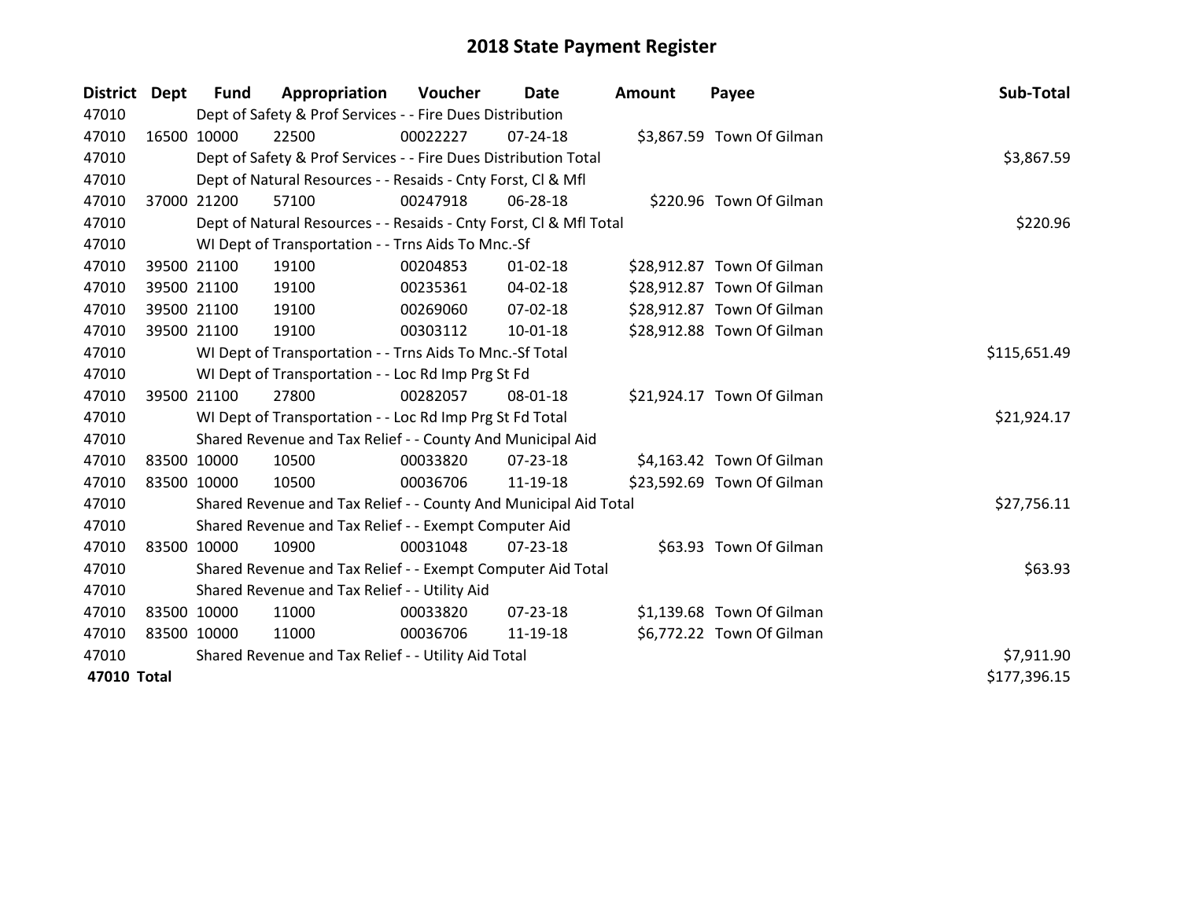# 2018 State Payment Register

| District | Dept | Fund | Appropriation | Voucher | Date | Amount | Payee | Sub-Total |
|---|---|---|---|---|---|---|---|---|
| 47010 | | Dept of Safety & Prof Services - - Fire Dues Distribution | | | | | | |
| 47010 | 16500 | 10000 | 22500 | 00022227 | 07-24-18 | $3,867.59 | Town Of Gilman | |
| 47010 | | Dept of Safety & Prof Services - - Fire Dues Distribution Total | | | | | | $3,867.59 |
| 47010 | | Dept of Natural Resources - - Resaids - Cnty Forst, Cl & Mfl | | | | | | |
| 47010 | 37000 | 21200 | 57100 | 00247918 | 06-28-18 | $220.96 | Town Of Gilman | |
| 47010 | | Dept of Natural Resources - - Resaids - Cnty Forst, Cl & Mfl Total | | | | | | $220.96 |
| 47010 | | WI Dept of Transportation - - Trns Aids To Mnc.-Sf | | | | | | |
| 47010 | 39500 | 21100 | 19100 | 00204853 | 01-02-18 | $28,912.87 | Town Of Gilman | |
| 47010 | 39500 | 21100 | 19100 | 00235361 | 04-02-18 | $28,912.87 | Town Of Gilman | |
| 47010 | 39500 | 21100 | 19100 | 00269060 | 07-02-18 | $28,912.87 | Town Of Gilman | |
| 47010 | 39500 | 21100 | 19100 | 00303112 | 10-01-18 | $28,912.88 | Town Of Gilman | |
| 47010 | | WI Dept of Transportation - - Trns Aids To Mnc.-Sf Total | | | | | | $115,651.49 |
| 47010 | | WI Dept of Transportation - - Loc Rd Imp Prg St Fd | | | | | | |
| 47010 | 39500 | 21100 | 27800 | 00282057 | 08-01-18 | $21,924.17 | Town Of Gilman | |
| 47010 | | WI Dept of Transportation - - Loc Rd Imp Prg St Fd Total | | | | | | $21,924.17 |
| 47010 | | Shared Revenue and Tax Relief - - County And Municipal Aid | | | | | | |
| 47010 | 83500 | 10000 | 10500 | 00033820 | 07-23-18 | $4,163.42 | Town Of Gilman | |
| 47010 | 83500 | 10000 | 10500 | 00036706 | 11-19-18 | $23,592.69 | Town Of Gilman | |
| 47010 | | Shared Revenue and Tax Relief - - County And Municipal Aid Total | | | | | | $27,756.11 |
| 47010 | | Shared Revenue and Tax Relief - - Exempt Computer Aid | | | | | | |
| 47010 | 83500 | 10000 | 10900 | 00031048 | 07-23-18 | $63.93 | Town Of Gilman | |
| 47010 | | Shared Revenue and Tax Relief - - Exempt Computer Aid Total | | | | | | $63.93 |
| 47010 | | Shared Revenue and Tax Relief - - Utility Aid | | | | | | |
| 47010 | 83500 | 10000 | 11000 | 00033820 | 07-23-18 | $1,139.68 | Town Of Gilman | |
| 47010 | 83500 | 10000 | 11000 | 00036706 | 11-19-18 | $6,772.22 | Town Of Gilman | |
| 47010 | | Shared Revenue and Tax Relief - - Utility Aid Total | | | | | | $7,911.90 |
| **47010 Total** | | | | | | | | $177,396.15 |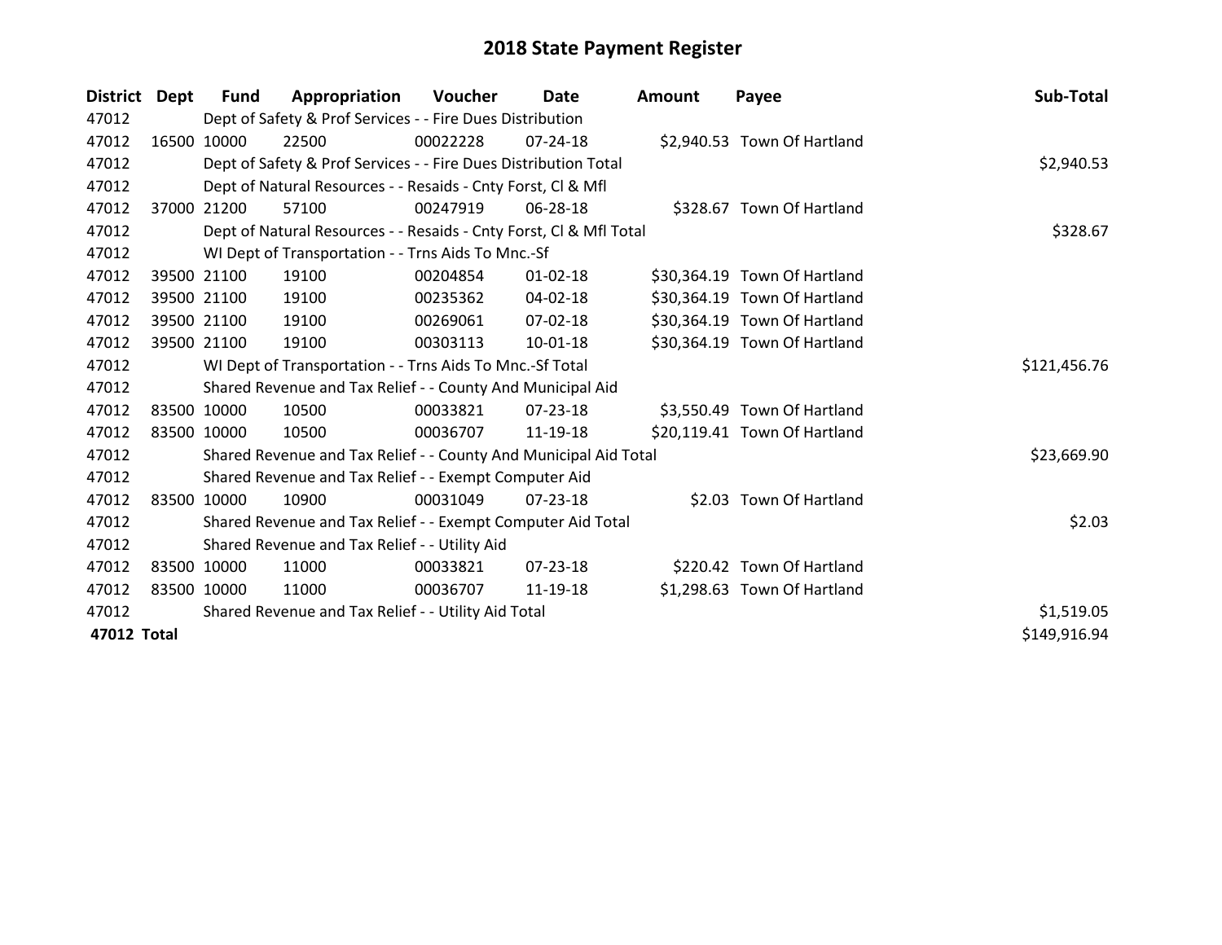# 2018 State Payment Register

| District | Dept | Fund | Appropriation | Voucher | Date | Amount | Payee | Sub-Total |
|---|---|---|---|---|---|---|---|---|
| 47012 | | Dept of Safety & Prof Services - - Fire Dues Distribution | | | | | | |
| 47012 | 16500 | 10000 | 22500 | 00022228 | 07-24-18 | $2,940.53 | Town Of Hartland | |
| 47012 | | Dept of Safety & Prof Services - - Fire Dues Distribution Total | | | | | | $2,940.53 |
| 47012 | | Dept of Natural Resources - - Resaids - Cnty Forst, Cl & Mfl | | | | | | |
| 47012 | 37000 | 21200 | 57100 | 00247919 | 06-28-18 | $328.67 | Town Of Hartland | |
| 47012 | | Dept of Natural Resources - - Resaids - Cnty Forst, Cl & Mfl Total | | | | | | $328.67 |
| 47012 | | WI Dept of Transportation - - Trns Aids To Mnc.-Sf | | | | | | |
| 47012 | 39500 | 21100 | 19100 | 00204854 | 01-02-18 | $30,364.19 | Town Of Hartland | |
| 47012 | 39500 | 21100 | 19100 | 00235362 | 04-02-18 | $30,364.19 | Town Of Hartland | |
| 47012 | 39500 | 21100 | 19100 | 00269061 | 07-02-18 | $30,364.19 | Town Of Hartland | |
| 47012 | 39500 | 21100 | 19100 | 00303113 | 10-01-18 | $30,364.19 | Town Of Hartland | |
| 47012 | | WI Dept of Transportation - - Trns Aids To Mnc.-Sf Total | | | | | | $121,456.76 |
| 47012 | | Shared Revenue and Tax Relief - - County And Municipal Aid | | | | | | |
| 47012 | 83500 | 10000 | 10500 | 00033821 | 07-23-18 | $3,550.49 | Town Of Hartland | |
| 47012 | 83500 | 10000 | 10500 | 00036707 | 11-19-18 | $20,119.41 | Town Of Hartland | |
| 47012 | | Shared Revenue and Tax Relief - - County And Municipal Aid Total | | | | | | $23,669.90 |
| 47012 | | Shared Revenue and Tax Relief - - Exempt Computer Aid | | | | | | |
| 47012 | 83500 | 10000 | 10900 | 00031049 | 07-23-18 | $2.03 | Town Of Hartland | |
| 47012 | | Shared Revenue and Tax Relief - - Exempt Computer Aid Total | | | | | | $2.03 |
| 47012 | | Shared Revenue and Tax Relief - - Utility Aid | | | | | | |
| 47012 | 83500 | 10000 | 11000 | 00033821 | 07-23-18 | $220.42 | Town Of Hartland | |
| 47012 | 83500 | 10000 | 11000 | 00036707 | 11-19-18 | $1,298.63 | Town Of Hartland | |
| 47012 | | Shared Revenue and Tax Relief - - Utility Aid Total | | | | | | $1,519.05 |
| **47012 Total** | | | | | | | | $149,916.94 |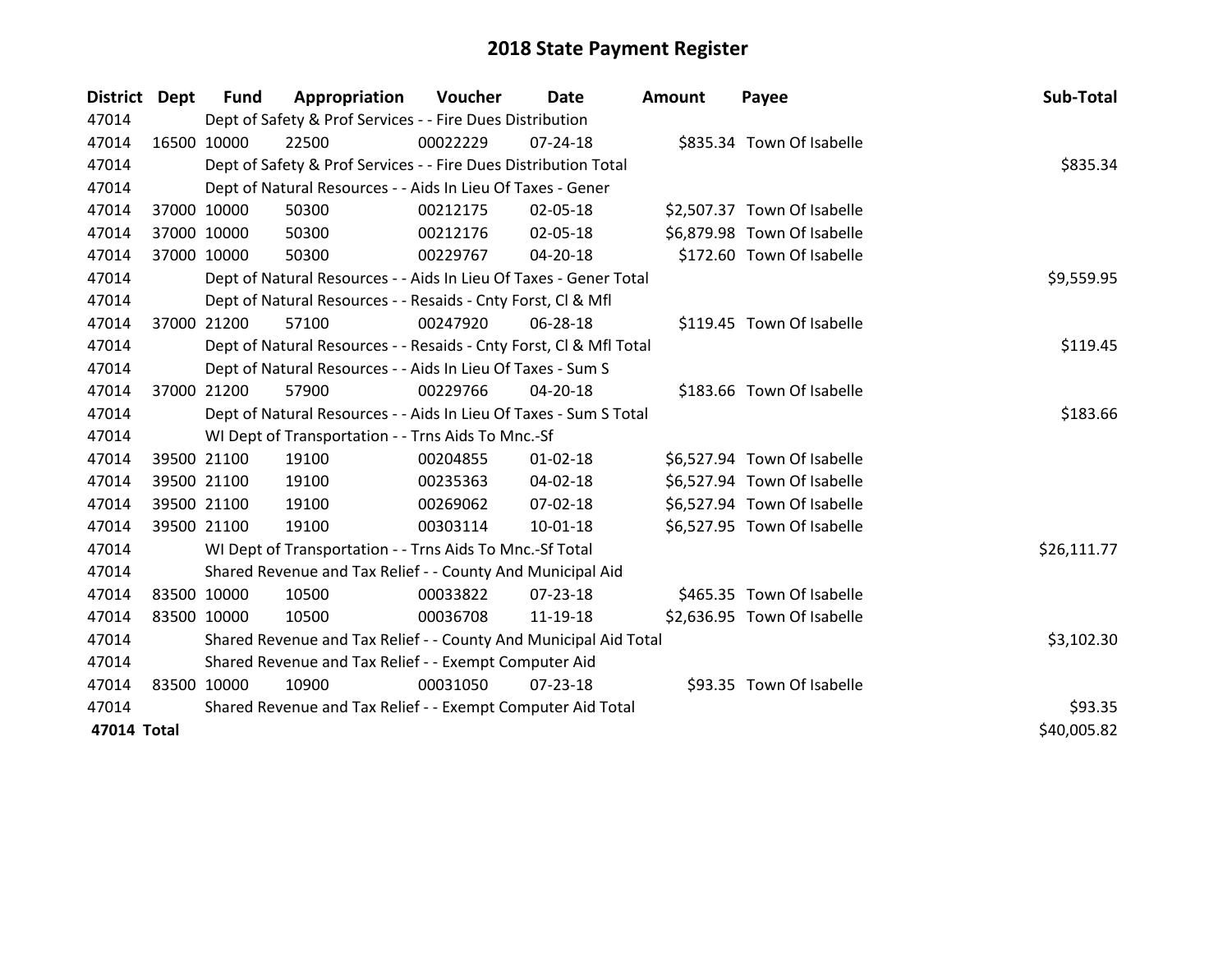# 2018 State Payment Register

| District | Dept | Fund | Appropriation | Voucher | Date | Amount | Payee | Sub-Total |
|---|---|---|---|---|---|---|---|---|
| 47014 | | Dept of Safety & Prof Services - - Fire Dues Distribution | | | | | | |
| 47014 | 16500 | 10000 | 22500 | 00022229 | 07-24-18 | $835.34 | Town Of Isabelle | |
| 47014 | | Dept of Safety & Prof Services - - Fire Dues Distribution Total | | | | | | $835.34 |
| 47014 | | Dept of Natural Resources - - Aids In Lieu Of Taxes - Gener | | | | | | |
| 47014 | 37000 | 10000 | 50300 | 00212175 | 02-05-18 | $2,507.37 | Town Of Isabelle | |
| 47014 | 37000 | 10000 | 50300 | 00212176 | 02-05-18 | $6,879.98 | Town Of Isabelle | |
| 47014 | 37000 | 10000 | 50300 | 00229767 | 04-20-18 | $172.60 | Town Of Isabelle | |
| 47014 | | Dept of Natural Resources - - Aids In Lieu Of Taxes - Gener Total | | | | | | $9,559.95 |
| 47014 | | Dept of Natural Resources - - Resaids - Cnty Forst, Cl & Mfl | | | | | | |
| 47014 | 37000 | 21200 | 57100 | 00247920 | 06-28-18 | $119.45 | Town Of Isabelle | |
| 47014 | | Dept of Natural Resources - - Resaids - Cnty Forst, Cl & Mfl Total | | | | | | $119.45 |
| 47014 | | Dept of Natural Resources - - Aids In Lieu Of Taxes - Sum S | | | | | | |
| 47014 | 37000 | 21200 | 57900 | 00229766 | 04-20-18 | $183.66 | Town Of Isabelle | |
| 47014 | | Dept of Natural Resources - - Aids In Lieu Of Taxes - Sum S Total | | | | | | $183.66 |
| 47014 | | WI Dept of Transportation - - Trns Aids To Mnc.-Sf | | | | | | |
| 47014 | 39500 | 21100 | 19100 | 00204855 | 01-02-18 | $6,527.94 | Town Of Isabelle | |
| 47014 | 39500 | 21100 | 19100 | 00235363 | 04-02-18 | $6,527.94 | Town Of Isabelle | |
| 47014 | 39500 | 21100 | 19100 | 00269062 | 07-02-18 | $6,527.94 | Town Of Isabelle | |
| 47014 | 39500 | 21100 | 19100 | 00303114 | 10-01-18 | $6,527.95 | Town Of Isabelle | |
| 47014 | | WI Dept of Transportation - - Trns Aids To Mnc.-Sf Total | | | | | | $26,111.77 |
| 47014 | | Shared Revenue and Tax Relief - - County And Municipal Aid | | | | | | |
| 47014 | 83500 | 10000 | 10500 | 00033822 | 07-23-18 | $465.35 | Town Of Isabelle | |
| 47014 | 83500 | 10000 | 10500 | 00036708 | 11-19-18 | $2,636.95 | Town Of Isabelle | |
| 47014 | | Shared Revenue and Tax Relief - - County And Municipal Aid Total | | | | | | $3,102.30 |
| 47014 | | Shared Revenue and Tax Relief - - Exempt Computer Aid | | | | | | |
| 47014 | 83500 | 10000 | 10900 | 00031050 | 07-23-18 | $93.35 | Town Of Isabelle | |
| 47014 | | Shared Revenue and Tax Relief - - Exempt Computer Aid Total | | | | | | $93.35 |
| **47014 Total** | | | | | | | | $40,005.82 |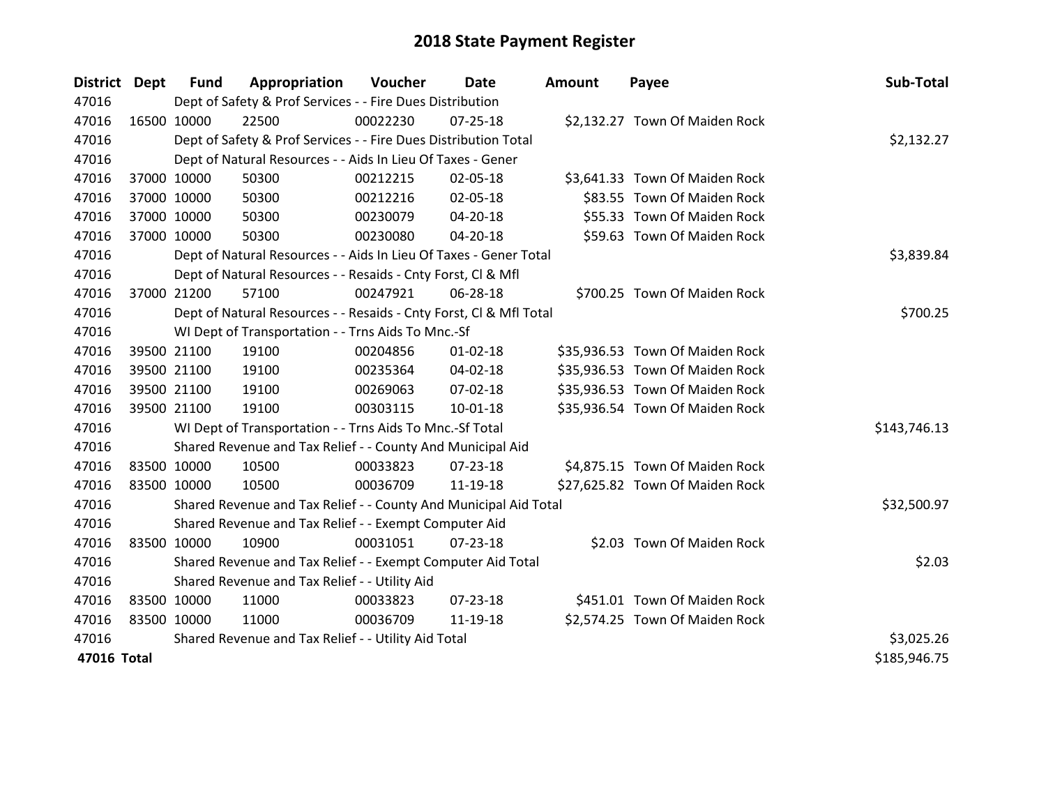# 2018 State Payment Register

| District | Dept | Fund | Appropriation | Voucher | Date | Amount | Payee | Sub-Total |
|---|---|---|---|---|---|---|---|---|
| 47016 | | Dept of Safety & Prof Services - - Fire Dues Distribution | | | | | | |
| 47016 | 16500 | 10000 | 22500 | 00022230 | 07-25-18 | $2,132.27 | Town Of Maiden Rock | |
| 47016 | | Dept of Safety & Prof Services - - Fire Dues Distribution Total | | | | | | $2,132.27 |
| 47016 | | Dept of Natural Resources - - Aids In Lieu Of Taxes - Gener | | | | | | |
| 47016 | 37000 | 10000 | 50300 | 00212215 | 02-05-18 | $3,641.33 | Town Of Maiden Rock | |
| 47016 | 37000 | 10000 | 50300 | 00212216 | 02-05-18 | $83.55 | Town Of Maiden Rock | |
| 47016 | 37000 | 10000 | 50300 | 00230079 | 04-20-18 | $55.33 | Town Of Maiden Rock | |
| 47016 | 37000 | 10000 | 50300 | 00230080 | 04-20-18 | $59.63 | Town Of Maiden Rock | |
| 47016 | | Dept of Natural Resources - - Aids In Lieu Of Taxes - Gener Total | | | | | | $3,839.84 |
| 47016 | | Dept of Natural Resources - - Resaids - Cnty Forst, Cl & Mfl | | | | | | |
| 47016 | 37000 | 21200 | 57100 | 00247921 | 06-28-18 | $700.25 | Town Of Maiden Rock | |
| 47016 | | Dept of Natural Resources - - Resaids - Cnty Forst, Cl & Mfl Total | | | | | | $700.25 |
| 47016 | | WI Dept of Transportation - - Trns Aids To Mnc.-Sf | | | | | | |
| 47016 | 39500 | 21100 | 19100 | 00204856 | 01-02-18 | $35,936.53 | Town Of Maiden Rock | |
| 47016 | 39500 | 21100 | 19100 | 00235364 | 04-02-18 | $35,936.53 | Town Of Maiden Rock | |
| 47016 | 39500 | 21100 | 19100 | 00269063 | 07-02-18 | $35,936.53 | Town Of Maiden Rock | |
| 47016 | 39500 | 21100 | 19100 | 00303115 | 10-01-18 | $35,936.54 | Town Of Maiden Rock | |
| 47016 | | WI Dept of Transportation - - Trns Aids To Mnc.-Sf Total | | | | | | $143,746.13 |
| 47016 | | Shared Revenue and Tax Relief - - County And Municipal Aid | | | | | | |
| 47016 | 83500 | 10000 | 10500 | 00033823 | 07-23-18 | $4,875.15 | Town Of Maiden Rock | |
| 47016 | 83500 | 10000 | 10500 | 00036709 | 11-19-18 | $27,625.82 | Town Of Maiden Rock | |
| 47016 | | Shared Revenue and Tax Relief - - County And Municipal Aid Total | | | | | | $32,500.97 |
| 47016 | | Shared Revenue and Tax Relief - - Exempt Computer Aid | | | | | | |
| 47016 | 83500 | 10000 | 10900 | 00031051 | 07-23-18 | $2.03 | Town Of Maiden Rock | |
| 47016 | | Shared Revenue and Tax Relief - - Exempt Computer Aid Total | | | | | | $2.03 |
| 47016 | | Shared Revenue and Tax Relief - - Utility Aid | | | | | | |
| 47016 | 83500 | 10000 | 11000 | 00033823 | 07-23-18 | $451.01 | Town Of Maiden Rock | |
| 47016 | 83500 | 10000 | 11000 | 00036709 | 11-19-18 | $2,574.25 | Town Of Maiden Rock | |
| 47016 | | Shared Revenue and Tax Relief - - Utility Aid Total | | | | | | $3,025.26 |
| **47016 Total** | | | | | | | | $185,946.75 |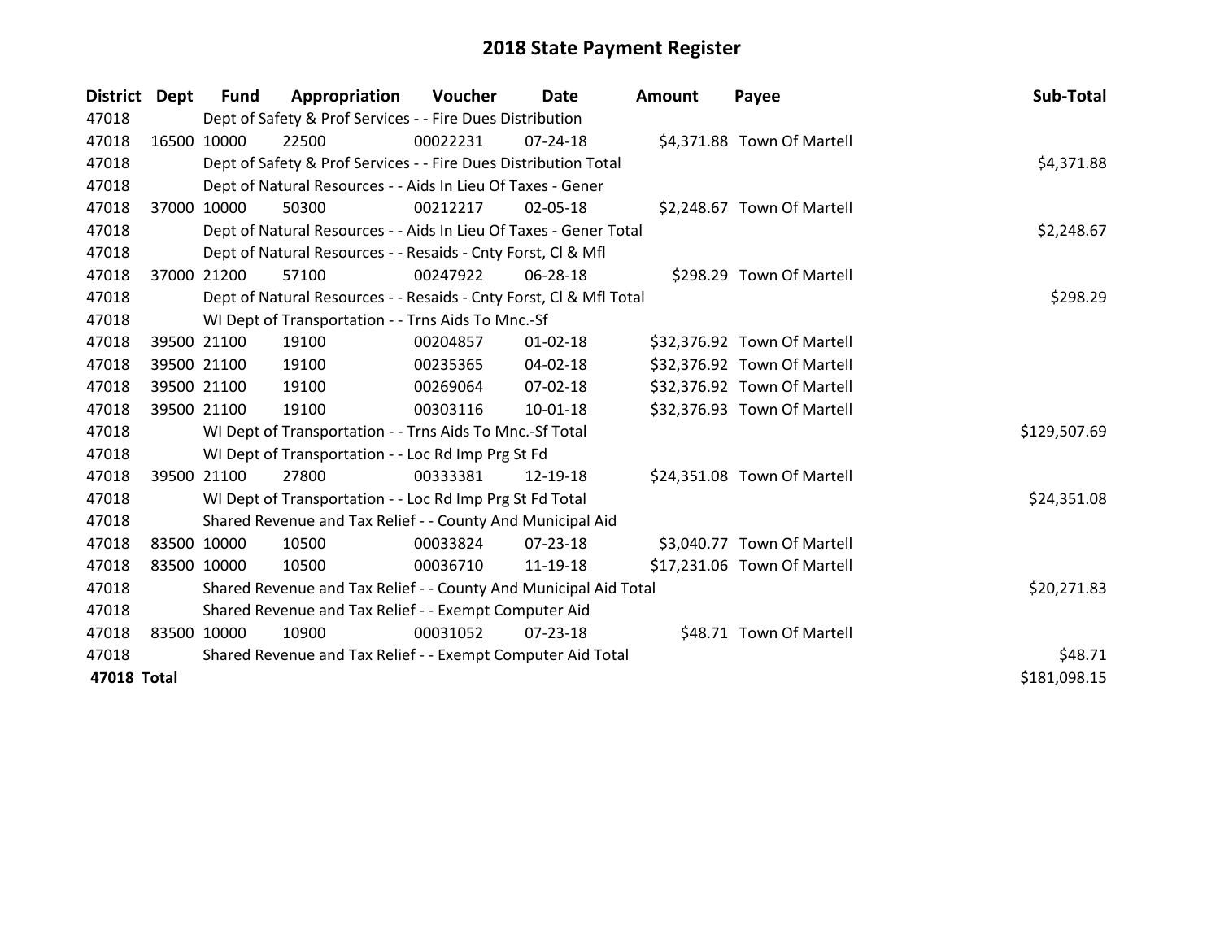# 2018 State Payment Register

| District | Dept | Fund | Appropriation | Voucher | Date | Amount | Payee | Sub-Total |
|---|---|---|---|---|---|---|---|---|
| 47018 | | Dept of Safety & Prof Services - - Fire Dues Distribution | | | | | | |
| 47018 | 16500 | 10000 | 22500 | 00022231 | 07-24-18 | $4,371.88 | Town Of Martell | |
| 47018 | | Dept of Safety & Prof Services - - Fire Dues Distribution Total | | | | | | $4,371.88 |
| 47018 | | Dept of Natural Resources - - Aids In Lieu Of Taxes - Gener | | | | | | |
| 47018 | 37000 | 10000 | 50300 | 00212217 | 02-05-18 | $2,248.67 | Town Of Martell | |
| 47018 | | Dept of Natural Resources - - Aids In Lieu Of Taxes - Gener Total | | | | | | $2,248.67 |
| 47018 | | Dept of Natural Resources - - Resaids - Cnty Forst, Cl & Mfl | | | | | | |
| 47018 | 37000 | 21200 | 57100 | 00247922 | 06-28-18 | $298.29 | Town Of Martell | |
| 47018 | | Dept of Natural Resources - - Resaids - Cnty Forst, Cl & Mfl Total | | | | | | $298.29 |
| 47018 | | WI Dept of Transportation - - Trns Aids To Mnc.-Sf | | | | | | |
| 47018 | 39500 | 21100 | 19100 | 00204857 | 01-02-18 | $32,376.92 | Town Of Martell | |
| 47018 | 39500 | 21100 | 19100 | 00235365 | 04-02-18 | $32,376.92 | Town Of Martell | |
| 47018 | 39500 | 21100 | 19100 | 00269064 | 07-02-18 | $32,376.92 | Town Of Martell | |
| 47018 | 39500 | 21100 | 19100 | 00303116 | 10-01-18 | $32,376.93 | Town Of Martell | |
| 47018 | | WI Dept of Transportation - - Trns Aids To Mnc.-Sf Total | | | | | | $129,507.69 |
| 47018 | | WI Dept of Transportation - - Loc Rd Imp Prg St Fd | | | | | | |
| 47018 | 39500 | 21100 | 27800 | 00333381 | 12-19-18 | $24,351.08 | Town Of Martell | |
| 47018 | | WI Dept of Transportation - - Loc Rd Imp Prg St Fd Total | | | | | | $24,351.08 |
| 47018 | | Shared Revenue and Tax Relief - - County And Municipal Aid | | | | | | |
| 47018 | 83500 | 10000 | 10500 | 00033824 | 07-23-18 | $3,040.77 | Town Of Martell | |
| 47018 | 83500 | 10000 | 10500 | 00036710 | 11-19-18 | $17,231.06 | Town Of Martell | |
| 47018 | | Shared Revenue and Tax Relief - - County And Municipal Aid Total | | | | | | $20,271.83 |
| 47018 | | Shared Revenue and Tax Relief - - Exempt Computer Aid | | | | | | |
| 47018 | 83500 | 10000 | 10900 | 00031052 | 07-23-18 | $48.71 | Town Of Martell | |
| 47018 | | Shared Revenue and Tax Relief - - Exempt Computer Aid Total | | | | | | $48.71 |
| **47018 Total** | | | | | | | | $181,098.15 |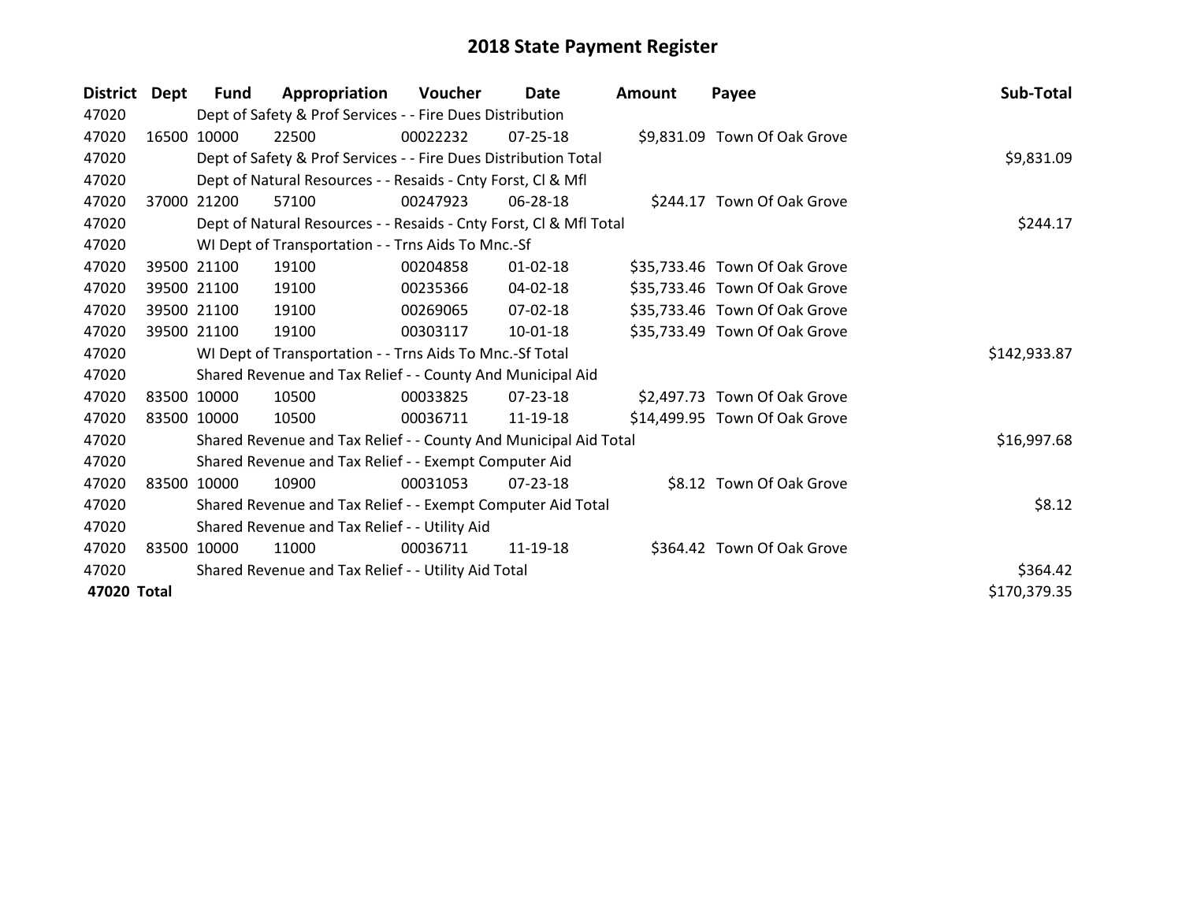# 2018 State Payment Register

| District | Dept | Fund | Appropriation | Voucher | Date | Amount | Payee | Sub-Total |
|---|---|---|---|---|---|---|---|---|
| 47020 | | Dept of Safety & Prof Services - - Fire Dues Distribution | | | | | | |
| 47020 | 16500 | 10000 | 22500 | 00022232 | 07-25-18 | $9,831.09 | Town Of Oak Grove | |
| 47020 | | Dept of Safety & Prof Services - - Fire Dues Distribution Total | | | | | | $9,831.09 |
| 47020 | | Dept of Natural Resources - - Resaids - Cnty Forst, Cl & Mfl | | | | | | |
| 47020 | 37000 | 21200 | 57100 | 00247923 | 06-28-18 | $244.17 | Town Of Oak Grove | |
| 47020 | | Dept of Natural Resources - - Resaids - Cnty Forst, Cl & Mfl Total | | | | | | $244.17 |
| 47020 | | WI Dept of Transportation - - Trns Aids To Mnc.-Sf | | | | | | |
| 47020 | 39500 | 21100 | 19100 | 00204858 | 01-02-18 | $35,733.46 | Town Of Oak Grove | |
| 47020 | 39500 | 21100 | 19100 | 00235366 | 04-02-18 | $35,733.46 | Town Of Oak Grove | |
| 47020 | 39500 | 21100 | 19100 | 00269065 | 07-02-18 | $35,733.46 | Town Of Oak Grove | |
| 47020 | 39500 | 21100 | 19100 | 00303117 | 10-01-18 | $35,733.49 | Town Of Oak Grove | |
| 47020 | | WI Dept of Transportation - - Trns Aids To Mnc.-Sf Total | | | | | | $142,933.87 |
| 47020 | | Shared Revenue and Tax Relief - - County And Municipal Aid | | | | | | |
| 47020 | 83500 | 10000 | 10500 | 00033825 | 07-23-18 | $2,497.73 | Town Of Oak Grove | |
| 47020 | 83500 | 10000 | 10500 | 00036711 | 11-19-18 | $14,499.95 | Town Of Oak Grove | |
| 47020 | | Shared Revenue and Tax Relief - - County And Municipal Aid Total | | | | | | $16,997.68 |
| 47020 | | Shared Revenue and Tax Relief - - Exempt Computer Aid | | | | | | |
| 47020 | 83500 | 10000 | 10900 | 00031053 | 07-23-18 | $8.12 | Town Of Oak Grove | |
| 47020 | | Shared Revenue and Tax Relief - - Exempt Computer Aid Total | | | | | | $8.12 |
| 47020 | | Shared Revenue and Tax Relief - - Utility Aid | | | | | | |
| 47020 | 83500 | 10000 | 11000 | 00036711 | 11-19-18 | $364.42 | Town Of Oak Grove | |
| 47020 | | Shared Revenue and Tax Relief - - Utility Aid Total | | | | | | $364.42 |
| **47020 Total** | | | | | | | | $170,379.35 |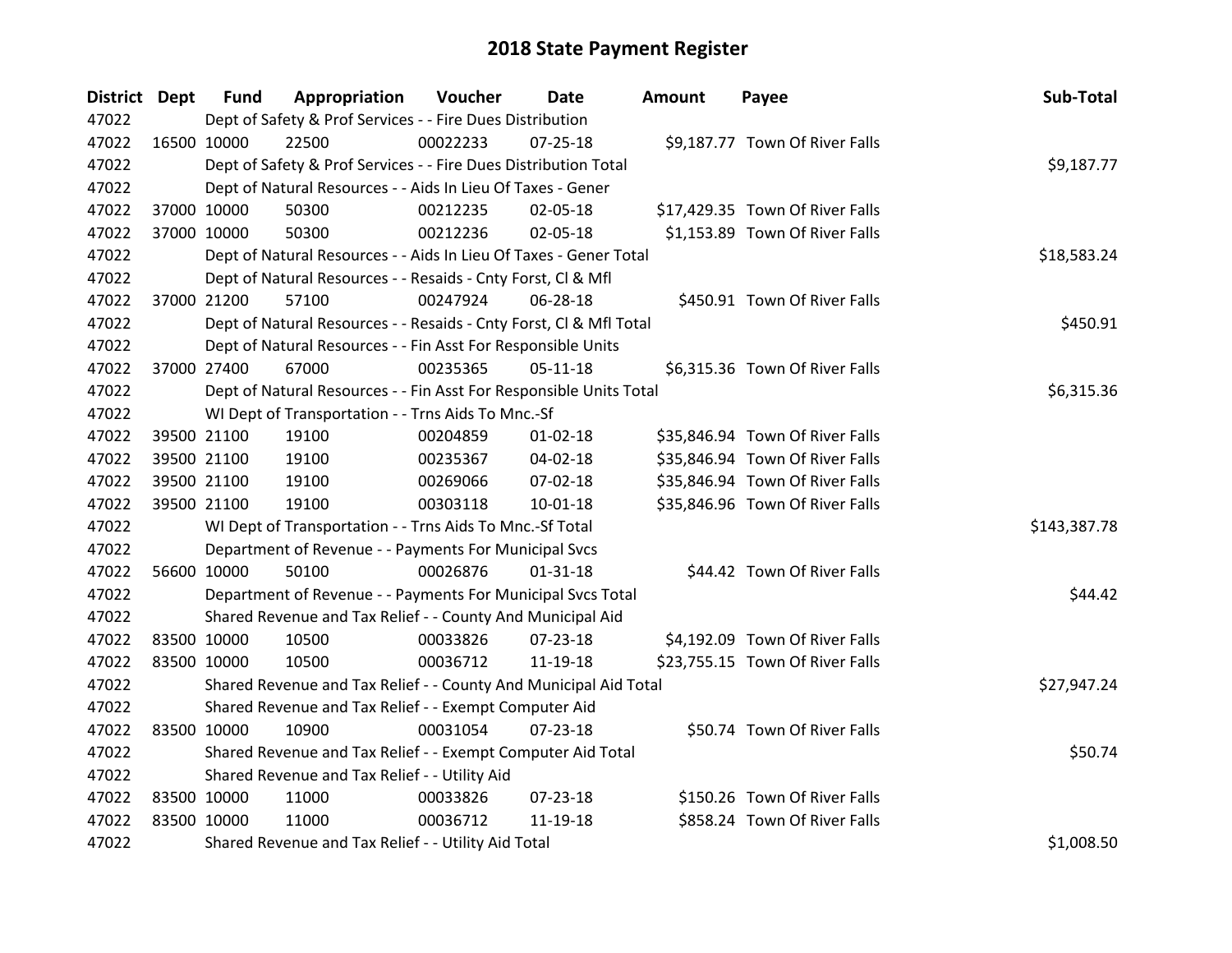# 2018 State Payment Register

| District | Dept | Fund | Appropriation | Voucher | Date | Amount | Payee | Sub-Total |
|---|---|---|---|---|---|---|---|---|
| 47022 | | Dept of Safety & Prof Services - - Fire Dues Distribution | | | | | | |
| 47022 | 16500 | 10000 | 22500 | 00022233 | 07-25-18 | $9,187.77 | Town Of River Falls | |
| 47022 | | Dept of Safety & Prof Services - - Fire Dues Distribution Total | | | | | | $9,187.77 |
| 47022 | | Dept of Natural Resources - - Aids In Lieu Of Taxes - Gener | | | | | | |
| 47022 | 37000 | 10000 | 50300 | 00212235 | 02-05-18 | $17,429.35 | Town Of River Falls | |
| 47022 | 37000 | 10000 | 50300 | 00212236 | 02-05-18 | $1,153.89 | Town Of River Falls | |
| 47022 | | Dept of Natural Resources - - Aids In Lieu Of Taxes - Gener Total | | | | | | $18,583.24 |
| 47022 | | Dept of Natural Resources - - Resaids - Cnty Forst, Cl & Mfl | | | | | | |
| 47022 | 37000 | 21200 | 57100 | 00247924 | 06-28-18 | $450.91 | Town Of River Falls | |
| 47022 | | Dept of Natural Resources - - Resaids - Cnty Forst, Cl & Mfl Total | | | | | | $450.91 |
| 47022 | | Dept of Natural Resources - - Fin Asst For Responsible Units | | | | | | |
| 47022 | 37000 | 27400 | 67000 | 00235365 | 05-11-18 | $6,315.36 | Town Of River Falls | |
| 47022 | | Dept of Natural Resources - - Fin Asst For Responsible Units Total | | | | | | $6,315.36 |
| 47022 | | WI Dept of Transportation - - Trns Aids To Mnc.-Sf | | | | | | |
| 47022 | 39500 | 21100 | 19100 | 00204859 | 01-02-18 | $35,846.94 | Town Of River Falls | |
| 47022 | 39500 | 21100 | 19100 | 00235367 | 04-02-18 | $35,846.94 | Town Of River Falls | |
| 47022 | 39500 | 21100 | 19100 | 00269066 | 07-02-18 | $35,846.94 | Town Of River Falls | |
| 47022 | 39500 | 21100 | 19100 | 00303118 | 10-01-18 | $35,846.96 | Town Of River Falls | |
| 47022 | | WI Dept of Transportation - - Trns Aids To Mnc.-Sf Total | | | | | | $143,387.78 |
| 47022 | | Department of Revenue - - Payments For Municipal Svcs | | | | | | |
| 47022 | 56600 | 10000 | 50100 | 00026876 | 01-31-18 | $44.42 | Town Of River Falls | |
| 47022 | | Department of Revenue - - Payments For Municipal Svcs Total | | | | | | $44.42 |
| 47022 | | Shared Revenue and Tax Relief - - County And Municipal Aid | | | | | | |
| 47022 | 83500 | 10000 | 10500 | 00033826 | 07-23-18 | $4,192.09 | Town Of River Falls | |
| 47022 | 83500 | 10000 | 10500 | 00036712 | 11-19-18 | $23,755.15 | Town Of River Falls | |
| 47022 | | Shared Revenue and Tax Relief - - County And Municipal Aid Total | | | | | | $27,947.24 |
| 47022 | | Shared Revenue and Tax Relief - - Exempt Computer Aid | | | | | | |
| 47022 | 83500 | 10000 | 10900 | 00031054 | 07-23-18 | $50.74 | Town Of River Falls | |
| 47022 | | Shared Revenue and Tax Relief - - Exempt Computer Aid Total | | | | | | $50.74 |
| 47022 | | Shared Revenue and Tax Relief - - Utility Aid | | | | | | |
| 47022 | 83500 | 10000 | 11000 | 00033826 | 07-23-18 | $150.26 | Town Of River Falls | |
| 47022 | 83500 | 10000 | 11000 | 00036712 | 11-19-18 | $858.24 | Town Of River Falls | |
| 47022 | | Shared Revenue and Tax Relief - - Utility Aid Total | | | | | | $1,008.50 |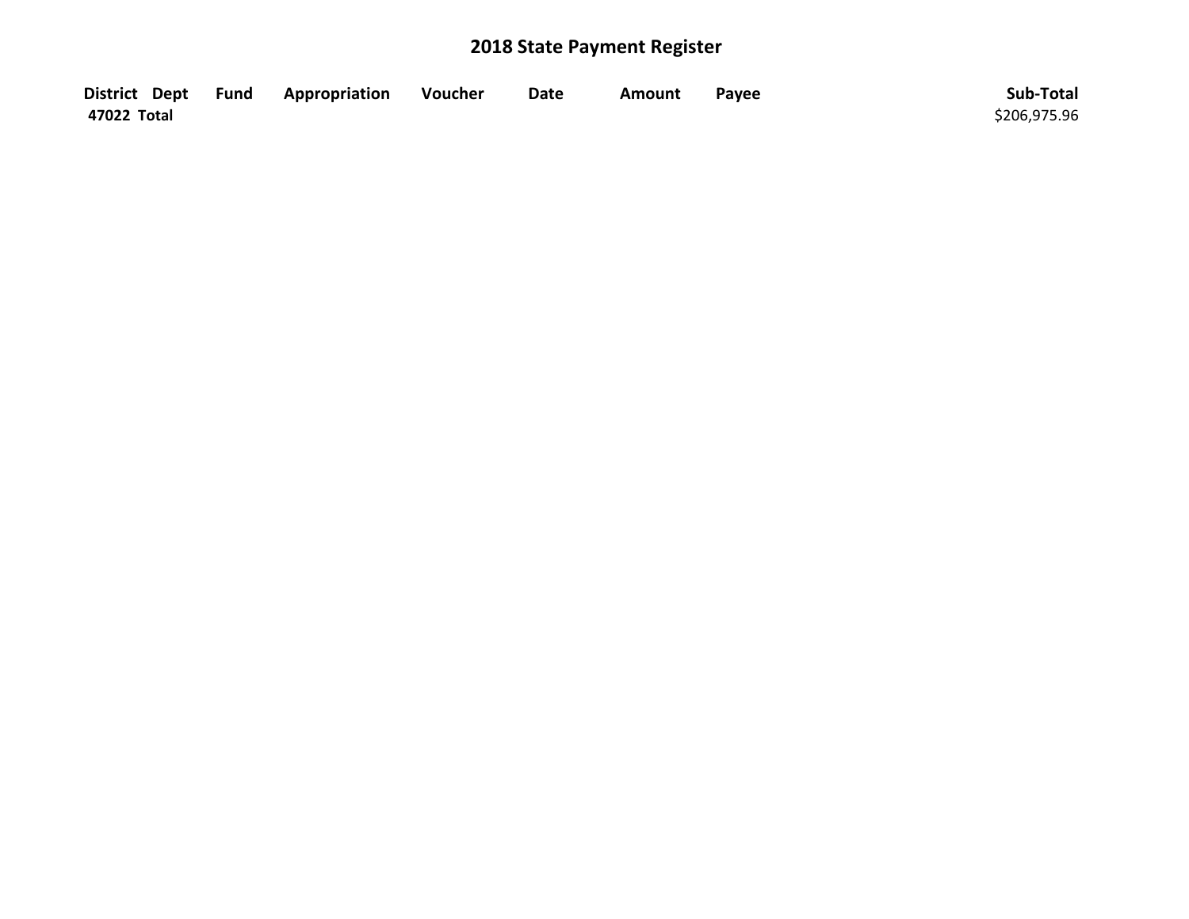# 2018 State Payment Register

| District | Dept | Fund | Appropriation | Voucher | Date | Amount | Payee | Sub-Total |
|---|---|---|---|---|---|---|---|---|
| **47022 Total** | | | | | | | | $206,975.96 |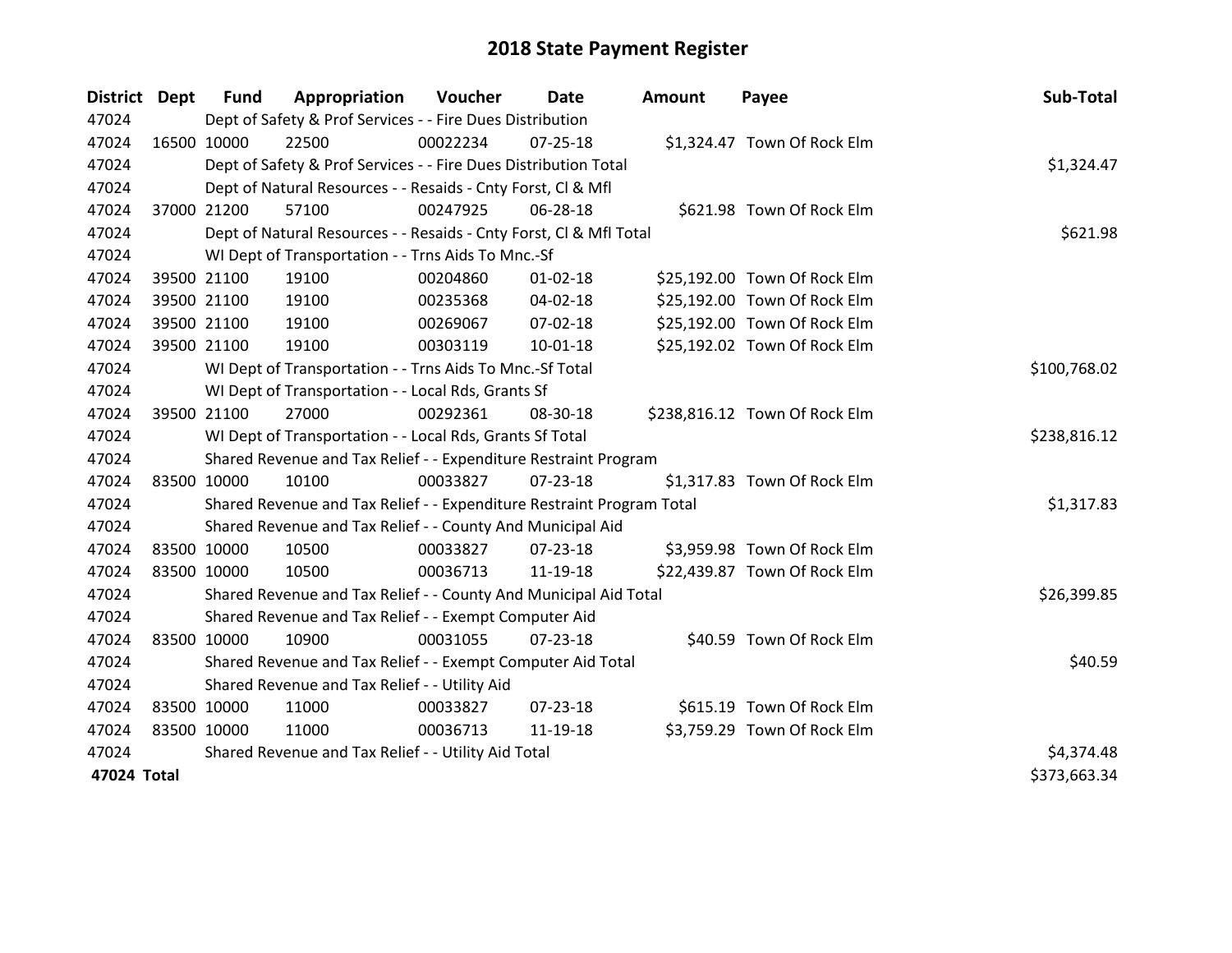# 2018 State Payment Register

| District | Dept | Fund | Appropriation | Voucher | Date | Amount | Payee | Sub-Total |
|---|---|---|---|---|---|---|---|---|
| 47024 | | Dept of Safety & Prof Services - - Fire Dues Distribution | | | | | | |
| 47024 | 16500 | 10000 | 22500 | 00022234 | 07-25-18 | $1,324.47 | Town Of Rock Elm | |
| 47024 | | Dept of Safety & Prof Services - - Fire Dues Distribution Total | | | | | | $1,324.47 |
| 47024 | | Dept of Natural Resources - - Resaids - Cnty Forst, Cl & Mfl | | | | | | |
| 47024 | 37000 | 21200 | 57100 | 00247925 | 06-28-18 | $621.98 | Town Of Rock Elm | |
| 47024 | | Dept of Natural Resources - - Resaids - Cnty Forst, Cl & Mfl Total | | | | | | $621.98 |
| 47024 | | WI Dept of Transportation - - Trns Aids To Mnc.-Sf | | | | | | |
| 47024 | 39500 | 21100 | 19100 | 00204860 | 01-02-18 | $25,192.00 | Town Of Rock Elm | |
| 47024 | 39500 | 21100 | 19100 | 00235368 | 04-02-18 | $25,192.00 | Town Of Rock Elm | |
| 47024 | 39500 | 21100 | 19100 | 00269067 | 07-02-18 | $25,192.00 | Town Of Rock Elm | |
| 47024 | 39500 | 21100 | 19100 | 00303119 | 10-01-18 | $25,192.02 | Town Of Rock Elm | |
| 47024 | | WI Dept of Transportation - - Trns Aids To Mnc.-Sf Total | | | | | | $100,768.02 |
| 47024 | | WI Dept of Transportation - - Local Rds, Grants Sf | | | | | | |
| 47024 | 39500 | 21100 | 27000 | 00292361 | 08-30-18 | $238,816.12 | Town Of Rock Elm | |
| 47024 | | WI Dept of Transportation - - Local Rds, Grants Sf Total | | | | | | $238,816.12 |
| 47024 | | Shared Revenue and Tax Relief - - Expenditure Restraint Program | | | | | | |
| 47024 | 83500 | 10000 | 10100 | 00033827 | 07-23-18 | $1,317.83 | Town Of Rock Elm | |
| 47024 | | Shared Revenue and Tax Relief - - Expenditure Restraint Program Total | | | | | | $1,317.83 |
| 47024 | | Shared Revenue and Tax Relief - - County And Municipal Aid | | | | | | |
| 47024 | 83500 | 10000 | 10500 | 00033827 | 07-23-18 | $3,959.98 | Town Of Rock Elm | |
| 47024 | 83500 | 10000 | 10500 | 00036713 | 11-19-18 | $22,439.87 | Town Of Rock Elm | |
| 47024 | | Shared Revenue and Tax Relief - - County And Municipal Aid Total | | | | | | $26,399.85 |
| 47024 | | Shared Revenue and Tax Relief - - Exempt Computer Aid | | | | | | |
| 47024 | 83500 | 10000 | 10900 | 00031055 | 07-23-18 | $40.59 | Town Of Rock Elm | |
| 47024 | | Shared Revenue and Tax Relief - - Exempt Computer Aid Total | | | | | | $40.59 |
| 47024 | | Shared Revenue and Tax Relief - - Utility Aid | | | | | | |
| 47024 | 83500 | 10000 | 11000 | 00033827 | 07-23-18 | $615.19 | Town Of Rock Elm | |
| 47024 | 83500 | 10000 | 11000 | 00036713 | 11-19-18 | $3,759.29 | Town Of Rock Elm | |
| 47024 | | Shared Revenue and Tax Relief - - Utility Aid Total | | | | | | $4,374.48 |
| **47024 Total** | | | | | | | | $373,663.34 |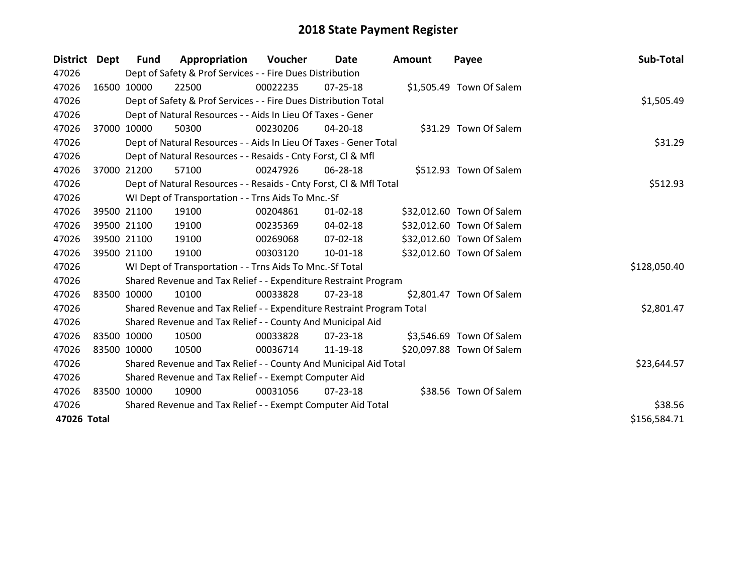# 2018 State Payment Register

| District | Dept | Fund | Appropriation | Voucher | Date | Amount | Payee | Sub-Total |
|---|---|---|---|---|---|---|---|---|
| 47026 | | Dept of Safety & Prof Services - - Fire Dues Distribution | | | | | | |
| 47026 | 16500 | 10000 | 22500 | 00022235 | 07-25-18 | $1,505.49 | Town Of Salem | |
| 47026 | | Dept of Safety & Prof Services - - Fire Dues Distribution Total | | | | | | $1,505.49 |
| 47026 | | Dept of Natural Resources - - Aids In Lieu Of Taxes - Gener | | | | | | |
| 47026 | 37000 | 10000 | 50300 | 00230206 | 04-20-18 | $31.29 | Town Of Salem | |
| 47026 | | Dept of Natural Resources - - Aids In Lieu Of Taxes - Gener Total | | | | | | $31.29 |
| 47026 | | Dept of Natural Resources - - Resaids - Cnty Forst, Cl & Mfl | | | | | | |
| 47026 | 37000 | 21200 | 57100 | 00247926 | 06-28-18 | $512.93 | Town Of Salem | |
| 47026 | | Dept of Natural Resources - - Resaids - Cnty Forst, Cl & Mfl Total | | | | | | $512.93 |
| 47026 | | WI Dept of Transportation - - Trns Aids To Mnc.-Sf | | | | | | |
| 47026 | 39500 | 21100 | 19100 | 00204861 | 01-02-18 | $32,012.60 | Town Of Salem | |
| 47026 | 39500 | 21100 | 19100 | 00235369 | 04-02-18 | $32,012.60 | Town Of Salem | |
| 47026 | 39500 | 21100 | 19100 | 00269068 | 07-02-18 | $32,012.60 | Town Of Salem | |
| 47026 | 39500 | 21100 | 19100 | 00303120 | 10-01-18 | $32,012.60 | Town Of Salem | |
| 47026 | | WI Dept of Transportation - - Trns Aids To Mnc.-Sf Total | | | | | | $128,050.40 |
| 47026 | | Shared Revenue and Tax Relief - - Expenditure Restraint Program | | | | | | |
| 47026 | 83500 | 10000 | 10100 | 00033828 | 07-23-18 | $2,801.47 | Town Of Salem | |
| 47026 | | Shared Revenue and Tax Relief - - Expenditure Restraint Program Total | | | | | | $2,801.47 |
| 47026 | | Shared Revenue and Tax Relief - - County And Municipal Aid | | | | | | |
| 47026 | 83500 | 10000 | 10500 | 00033828 | 07-23-18 | $3,546.69 | Town Of Salem | |
| 47026 | 83500 | 10000 | 10500 | 00036714 | 11-19-18 | $20,097.88 | Town Of Salem | |
| 47026 | | Shared Revenue and Tax Relief - - County And Municipal Aid Total | | | | | | $23,644.57 |
| 47026 | | Shared Revenue and Tax Relief - - Exempt Computer Aid | | | | | | |
| 47026 | 83500 | 10000 | 10900 | 00031056 | 07-23-18 | $38.56 | Town Of Salem | |
| 47026 | | Shared Revenue and Tax Relief - - Exempt Computer Aid Total | | | | | | $38.56 |
| **47026 Total** | | | | | | | | $156,584.71 |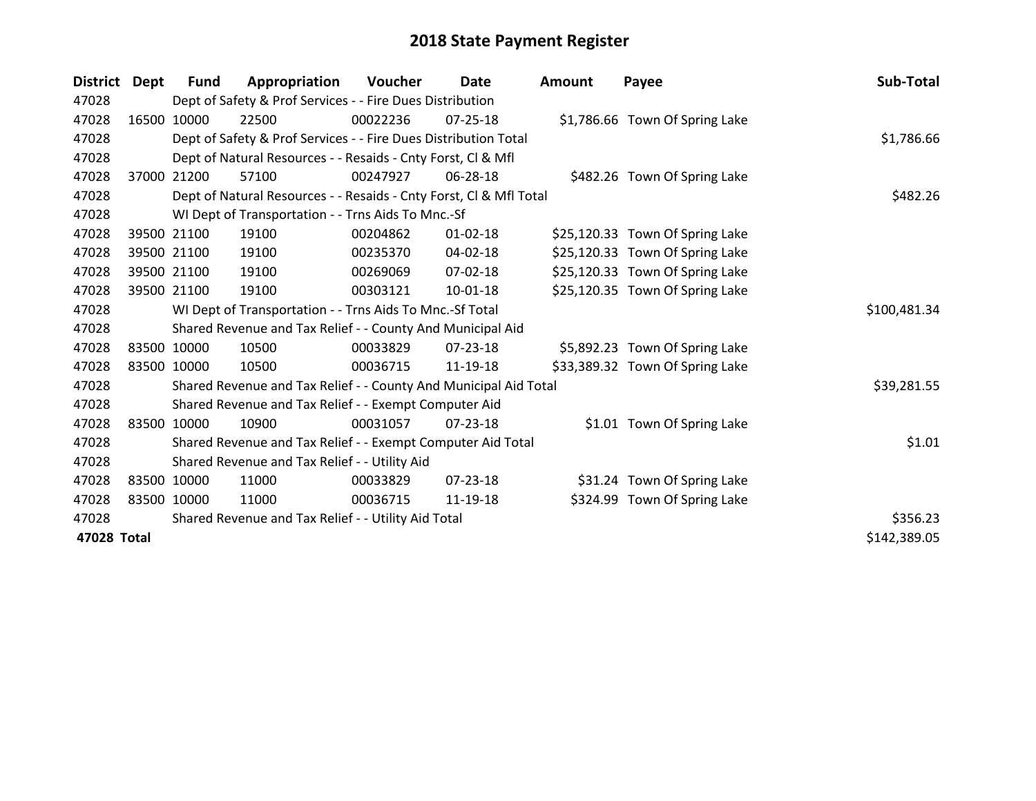# 2018 State Payment Register

| District | Dept | Fund | Appropriation | Voucher | Date | Amount | Payee | Sub-Total |
|---|---|---|---|---|---|---|---|---|
| 47028 | | Dept of Safety & Prof Services - - Fire Dues Distribution | | | | | | |
| 47028 | 16500 | 10000 | 22500 | 00022236 | 07-25-18 | $1,786.66 | Town Of Spring Lake | |
| 47028 | | Dept of Safety & Prof Services - - Fire Dues Distribution Total | | | | | | $1,786.66 |
| 47028 | | Dept of Natural Resources - - Resaids - Cnty Forst, Cl & Mfl | | | | | | |
| 47028 | 37000 | 21200 | 57100 | 00247927 | 06-28-18 | $482.26 | Town Of Spring Lake | |
| 47028 | | Dept of Natural Resources - - Resaids - Cnty Forst, Cl & Mfl Total | | | | | | $482.26 |
| 47028 | | WI Dept of Transportation - - Trns Aids To Mnc.-Sf | | | | | | |
| 47028 | 39500 | 21100 | 19100 | 00204862 | 01-02-18 | $25,120.33 | Town Of Spring Lake | |
| 47028 | 39500 | 21100 | 19100 | 00235370 | 04-02-18 | $25,120.33 | Town Of Spring Lake | |
| 47028 | 39500 | 21100 | 19100 | 00269069 | 07-02-18 | $25,120.33 | Town Of Spring Lake | |
| 47028 | 39500 | 21100 | 19100 | 00303121 | 10-01-18 | $25,120.35 | Town Of Spring Lake | |
| 47028 | | WI Dept of Transportation - - Trns Aids To Mnc.-Sf Total | | | | | | $100,481.34 |
| 47028 | | Shared Revenue and Tax Relief - - County And Municipal Aid | | | | | | |
| 47028 | 83500 | 10000 | 10500 | 00033829 | 07-23-18 | $5,892.23 | Town Of Spring Lake | |
| 47028 | 83500 | 10000 | 10500 | 00036715 | 11-19-18 | $33,389.32 | Town Of Spring Lake | |
| 47028 | | Shared Revenue and Tax Relief - - County And Municipal Aid Total | | | | | | $39,281.55 |
| 47028 | | Shared Revenue and Tax Relief - - Exempt Computer Aid | | | | | | |
| 47028 | 83500 | 10000 | 10900 | 00031057 | 07-23-18 | $1.01 | Town Of Spring Lake | |
| 47028 | | Shared Revenue and Tax Relief - - Exempt Computer Aid Total | | | | | | $1.01 |
| 47028 | | Shared Revenue and Tax Relief - - Utility Aid | | | | | | |
| 47028 | 83500 | 10000 | 11000 | 00033829 | 07-23-18 | $31.24 | Town Of Spring Lake | |
| 47028 | 83500 | 10000 | 11000 | 00036715 | 11-19-18 | $324.99 | Town Of Spring Lake | |
| 47028 | | Shared Revenue and Tax Relief - - Utility Aid Total | | | | | | $356.23 |
| **47028 Total** | | | | | | | | $142,389.05 |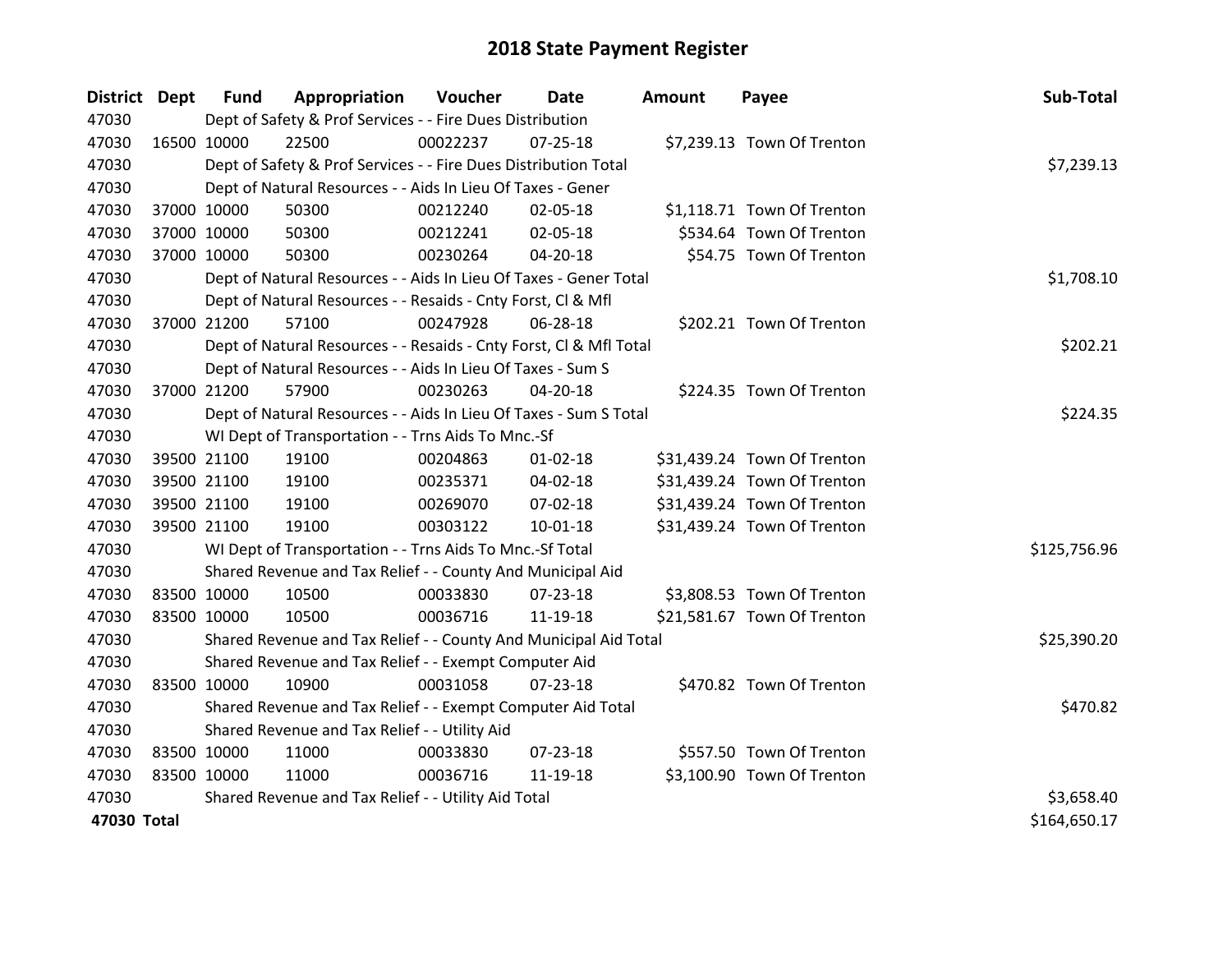# 2018 State Payment Register

| District | Dept | Fund | Appropriation | Voucher | Date | Amount | Payee | Sub-Total |
|---|---|---|---|---|---|---|---|---|
| 47030 | | Dept of Safety & Prof Services - - Fire Dues Distribution | | | | | | |
| 47030 | 16500 | 10000 | 22500 | 00022237 | 07-25-18 | $7,239.13 | Town Of Trenton | |
| 47030 | | Dept of Safety & Prof Services - - Fire Dues Distribution Total | | | | | | $7,239.13 |
| 47030 | | Dept of Natural Resources - - Aids In Lieu Of Taxes - Gener | | | | | | |
| 47030 | 37000 | 10000 | 50300 | 00212240 | 02-05-18 | $1,118.71 | Town Of Trenton | |
| 47030 | 37000 | 10000 | 50300 | 00212241 | 02-05-18 | $534.64 | Town Of Trenton | |
| 47030 | 37000 | 10000 | 50300 | 00230264 | 04-20-18 | $54.75 | Town Of Trenton | |
| 47030 | | Dept of Natural Resources - - Aids In Lieu Of Taxes - Gener Total | | | | | | $1,708.10 |
| 47030 | | Dept of Natural Resources - - Resaids - Cnty Forst, Cl & Mfl | | | | | | |
| 47030 | 37000 | 21200 | 57100 | 00247928 | 06-28-18 | $202.21 | Town Of Trenton | |
| 47030 | | Dept of Natural Resources - - Resaids - Cnty Forst, Cl & Mfl Total | | | | | | $202.21 |
| 47030 | | Dept of Natural Resources - - Aids In Lieu Of Taxes - Sum S | | | | | | |
| 47030 | 37000 | 21200 | 57900 | 00230263 | 04-20-18 | $224.35 | Town Of Trenton | |
| 47030 | | Dept of Natural Resources - - Aids In Lieu Of Taxes - Sum S Total | | | | | | $224.35 |
| 47030 | | WI Dept of Transportation - - Trns Aids To Mnc.-Sf | | | | | | |
| 47030 | 39500 | 21100 | 19100 | 00204863 | 01-02-18 | $31,439.24 | Town Of Trenton | |
| 47030 | 39500 | 21100 | 19100 | 00235371 | 04-02-18 | $31,439.24 | Town Of Trenton | |
| 47030 | 39500 | 21100 | 19100 | 00269070 | 07-02-18 | $31,439.24 | Town Of Trenton | |
| 47030 | 39500 | 21100 | 19100 | 00303122 | 10-01-18 | $31,439.24 | Town Of Trenton | |
| 47030 | | WI Dept of Transportation - - Trns Aids To Mnc.-Sf Total | | | | | | $125,756.96 |
| 47030 | | Shared Revenue and Tax Relief - - County And Municipal Aid | | | | | | |
| 47030 | 83500 | 10000 | 10500 | 00033830 | 07-23-18 | $3,808.53 | Town Of Trenton | |
| 47030 | 83500 | 10000 | 10500 | 00036716 | 11-19-18 | $21,581.67 | Town Of Trenton | |
| 47030 | | Shared Revenue and Tax Relief - - County And Municipal Aid Total | | | | | | $25,390.20 |
| 47030 | | Shared Revenue and Tax Relief - - Exempt Computer Aid | | | | | | |
| 47030 | 83500 | 10000 | 10900 | 00031058 | 07-23-18 | $470.82 | Town Of Trenton | |
| 47030 | | Shared Revenue and Tax Relief - - Exempt Computer Aid Total | | | | | | $470.82 |
| 47030 | | Shared Revenue and Tax Relief - - Utility Aid | | | | | | |
| 47030 | 83500 | 10000 | 11000 | 00033830 | 07-23-18 | $557.50 | Town Of Trenton | |
| 47030 | 83500 | 10000 | 11000 | 00036716 | 11-19-18 | $3,100.90 | Town Of Trenton | |
| 47030 | | Shared Revenue and Tax Relief - - Utility Aid Total | | | | | | $3,658.40 |
| **47030 Total** | | | | | | | | $164,650.17 |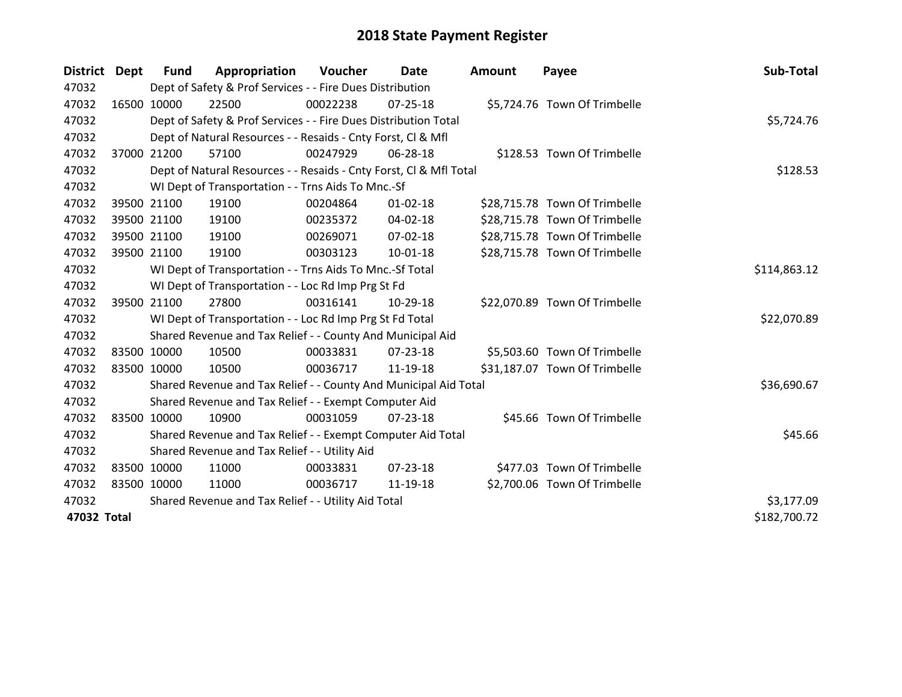# 2018 State Payment Register

| District | Dept | Fund | Appropriation | Voucher | Date | Amount | Payee | Sub-Total |
|---|---|---|---|---|---|---|---|---|
| 47032 | | Dept of Safety & Prof Services - - Fire Dues Distribution | | | | | | |
| 47032 | 16500 | 10000 | 22500 | 00022238 | 07-25-18 | $5,724.76 | Town Of Trimbelle | |
| 47032 | | Dept of Safety & Prof Services - - Fire Dues Distribution Total | | | | | | $5,724.76 |
| 47032 | | Dept of Natural Resources - - Resaids - Cnty Forst, Cl & Mfl | | | | | | |
| 47032 | 37000 | 21200 | 57100 | 00247929 | 06-28-18 | $128.53 | Town Of Trimbelle | |
| 47032 | | Dept of Natural Resources - - Resaids - Cnty Forst, Cl & Mfl Total | | | | | | $128.53 |
| 47032 | | WI Dept of Transportation - - Trns Aids To Mnc.-Sf | | | | | | |
| 47032 | 39500 | 21100 | 19100 | 00204864 | 01-02-18 | $28,715.78 | Town Of Trimbelle | |
| 47032 | 39500 | 21100 | 19100 | 00235372 | 04-02-18 | $28,715.78 | Town Of Trimbelle | |
| 47032 | 39500 | 21100 | 19100 | 00269071 | 07-02-18 | $28,715.78 | Town Of Trimbelle | |
| 47032 | 39500 | 21100 | 19100 | 00303123 | 10-01-18 | $28,715.78 | Town Of Trimbelle | |
| 47032 | | WI Dept of Transportation - - Trns Aids To Mnc.-Sf Total | | | | | | $114,863.12 |
| 47032 | | WI Dept of Transportation - - Loc Rd Imp Prg St Fd | | | | | | |
| 47032 | 39500 | 21100 | 27800 | 00316141 | 10-29-18 | $22,070.89 | Town Of Trimbelle | |
| 47032 | | WI Dept of Transportation - - Loc Rd Imp Prg St Fd Total | | | | | | $22,070.89 |
| 47032 | | Shared Revenue and Tax Relief - - County And Municipal Aid | | | | | | |
| 47032 | 83500 | 10000 | 10500 | 00033831 | 07-23-18 | $5,503.60 | Town Of Trimbelle | |
| 47032 | 83500 | 10000 | 10500 | 00036717 | 11-19-18 | $31,187.07 | Town Of Trimbelle | |
| 47032 | | Shared Revenue and Tax Relief - - County And Municipal Aid Total | | | | | | $36,690.67 |
| 47032 | | Shared Revenue and Tax Relief - - Exempt Computer Aid | | | | | | |
| 47032 | 83500 | 10000 | 10900 | 00031059 | 07-23-18 | $45.66 | Town Of Trimbelle | |
| 47032 | | Shared Revenue and Tax Relief - - Exempt Computer Aid Total | | | | | | $45.66 |
| 47032 | | Shared Revenue and Tax Relief - - Utility Aid | | | | | | |
| 47032 | 83500 | 10000 | 11000 | 00033831 | 07-23-18 | $477.03 | Town Of Trimbelle | |
| 47032 | 83500 | 10000 | 11000 | 00036717 | 11-19-18 | $2,700.06 | Town Of Trimbelle | |
| 47032 | | Shared Revenue and Tax Relief - - Utility Aid Total | | | | | | $3,177.09 |
| **47032 Total** | | | | | | | | $182,700.72 |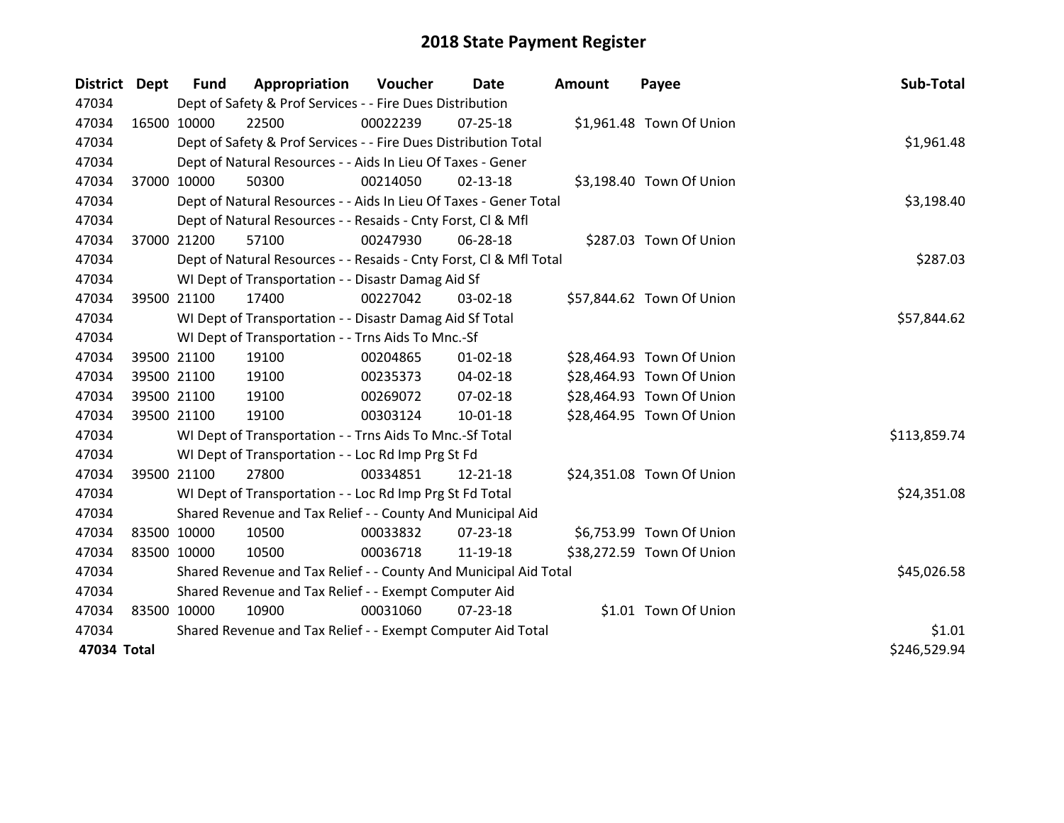# 2018 State Payment Register

| District | Dept | Fund | Appropriation | Voucher | Date | Amount | Payee | Sub-Total |
|---|---|---|---|---|---|---|---|---|
| 47034 | | Dept of Safety & Prof Services - - Fire Dues Distribution | | | | | | |
| 47034 | 16500 | 10000 | 22500 | 00022239 | 07-25-18 | $1,961.48 | Town Of Union | |
| 47034 | | Dept of Safety & Prof Services - - Fire Dues Distribution Total | | | | | | $1,961.48 |
| 47034 | | Dept of Natural Resources - - Aids In Lieu Of Taxes - Gener | | | | | | |
| 47034 | 37000 | 10000 | 50300 | 00214050 | 02-13-18 | $3,198.40 | Town Of Union | |
| 47034 | | Dept of Natural Resources - - Aids In Lieu Of Taxes - Gener Total | | | | | | $3,198.40 |
| 47034 | | Dept of Natural Resources - - Resaids - Cnty Forst, Cl & Mfl | | | | | | |
| 47034 | 37000 | 21200 | 57100 | 00247930 | 06-28-18 | $287.03 | Town Of Union | |
| 47034 | | Dept of Natural Resources - - Resaids - Cnty Forst, Cl & Mfl Total | | | | | | $287.03 |
| 47034 | | WI Dept of Transportation - - Disastr Damag Aid Sf | | | | | | |
| 47034 | 39500 | 21100 | 17400 | 00227042 | 03-02-18 | $57,844.62 | Town Of Union | |
| 47034 | | WI Dept of Transportation - - Disastr Damag Aid Sf Total | | | | | | $57,844.62 |
| 47034 | | WI Dept of Transportation - - Trns Aids To Mnc.-Sf | | | | | | |
| 47034 | 39500 | 21100 | 19100 | 00204865 | 01-02-18 | $28,464.93 | Town Of Union | |
| 47034 | 39500 | 21100 | 19100 | 00235373 | 04-02-18 | $28,464.93 | Town Of Union | |
| 47034 | 39500 | 21100 | 19100 | 00269072 | 07-02-18 | $28,464.93 | Town Of Union | |
| 47034 | 39500 | 21100 | 19100 | 00303124 | 10-01-18 | $28,464.95 | Town Of Union | |
| 47034 | | WI Dept of Transportation - - Trns Aids To Mnc.-Sf Total | | | | | | $113,859.74 |
| 47034 | | WI Dept of Transportation - - Loc Rd Imp Prg St Fd | | | | | | |
| 47034 | 39500 | 21100 | 27800 | 00334851 | 12-21-18 | $24,351.08 | Town Of Union | |
| 47034 | | WI Dept of Transportation - - Loc Rd Imp Prg St Fd Total | | | | | | $24,351.08 |
| 47034 | | Shared Revenue and Tax Relief - - County And Municipal Aid | | | | | | |
| 47034 | 83500 | 10000 | 10500 | 00033832 | 07-23-18 | $6,753.99 | Town Of Union | |
| 47034 | 83500 | 10000 | 10500 | 00036718 | 11-19-18 | $38,272.59 | Town Of Union | |
| 47034 | | Shared Revenue and Tax Relief - - County And Municipal Aid Total | | | | | | $45,026.58 |
| 47034 | | Shared Revenue and Tax Relief - - Exempt Computer Aid | | | | | | |
| 47034 | 83500 | 10000 | 10900 | 00031060 | 07-23-18 | $1.01 | Town Of Union | |
| 47034 | | Shared Revenue and Tax Relief - - Exempt Computer Aid Total | | | | | | $1.01 |
| **47034 Total** | | | | | | | | $246,529.94 |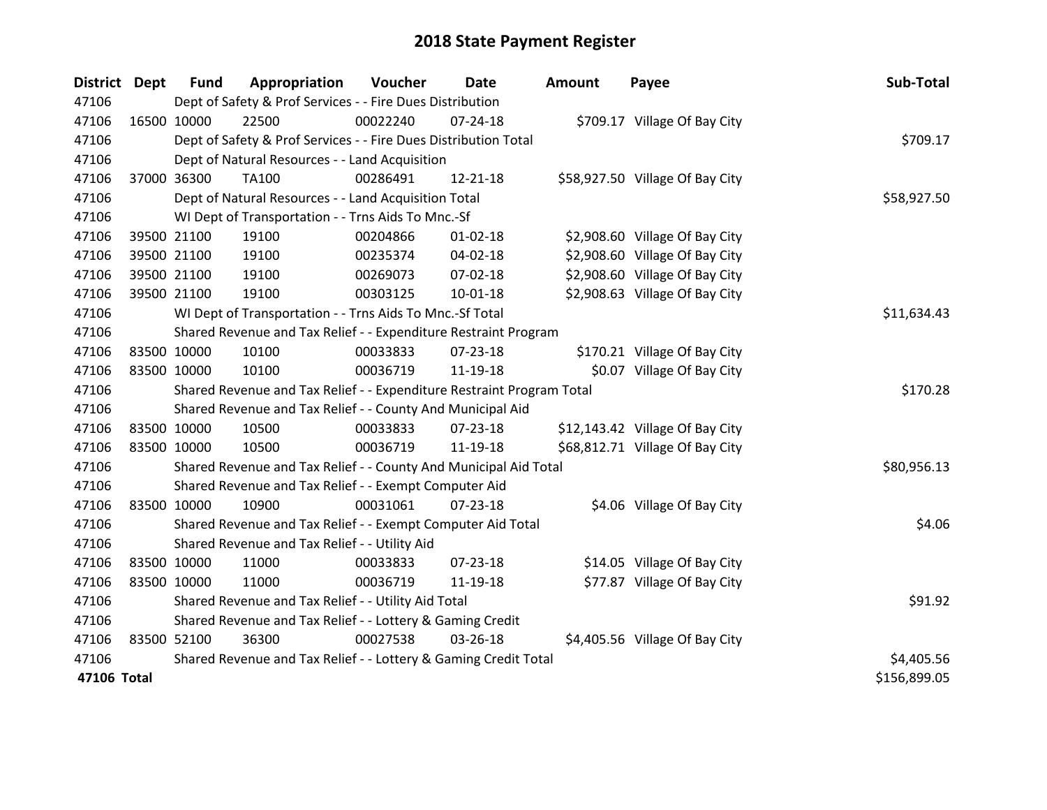# 2018 State Payment Register

| District | Dept | Fund | Appropriation | Voucher | Date | Amount | Payee | Sub-Total |
|---|---|---|---|---|---|---|---|---|
| 47106 | | Dept of Safety & Prof Services - - Fire Dues Distribution | | | | | | |
| 47106 | 16500 | 10000 | 22500 | 00022240 | 07-24-18 | $709.17 | Village Of Bay City | |
| 47106 | | Dept of Safety & Prof Services - - Fire Dues Distribution Total | | | | | | $709.17 |
| 47106 | | Dept of Natural Resources - - Land Acquisition | | | | | | |
| 47106 | 37000 | 36300 | TA100 | 00286491 | 12-21-18 | $58,927.50 | Village Of Bay City | |
| 47106 | | Dept of Natural Resources - - Land Acquisition Total | | | | | | $58,927.50 |
| 47106 | | WI Dept of Transportation - - Trns Aids To Mnc.-Sf | | | | | | |
| 47106 | 39500 | 21100 | 19100 | 00204866 | 01-02-18 | $2,908.60 | Village Of Bay City | |
| 47106 | 39500 | 21100 | 19100 | 00235374 | 04-02-18 | $2,908.60 | Village Of Bay City | |
| 47106 | 39500 | 21100 | 19100 | 00269073 | 07-02-18 | $2,908.60 | Village Of Bay City | |
| 47106 | 39500 | 21100 | 19100 | 00303125 | 10-01-18 | $2,908.63 | Village Of Bay City | |
| 47106 | | WI Dept of Transportation - - Trns Aids To Mnc.-Sf Total | | | | | | $11,634.43 |
| 47106 | | Shared Revenue and Tax Relief - - Expenditure Restraint Program | | | | | | |
| 47106 | 83500 | 10000 | 10100 | 00033833 | 07-23-18 | $170.21 | Village Of Bay City | |
| 47106 | 83500 | 10000 | 10100 | 00036719 | 11-19-18 | $0.07 | Village Of Bay City | |
| 47106 | | Shared Revenue and Tax Relief - - Expenditure Restraint Program Total | | | | | | $170.28 |
| 47106 | | Shared Revenue and Tax Relief - - County And Municipal Aid | | | | | | |
| 47106 | 83500 | 10000 | 10500 | 00033833 | 07-23-18 | $12,143.42 | Village Of Bay City | |
| 47106 | 83500 | 10000 | 10500 | 00036719 | 11-19-18 | $68,812.71 | Village Of Bay City | |
| 47106 | | Shared Revenue and Tax Relief - - County And Municipal Aid Total | | | | | | $80,956.13 |
| 47106 | | Shared Revenue and Tax Relief - - Exempt Computer Aid | | | | | | |
| 47106 | 83500 | 10000 | 10900 | 00031061 | 07-23-18 | $4.06 | Village Of Bay City | |
| 47106 | | Shared Revenue and Tax Relief - - Exempt Computer Aid Total | | | | | | $4.06 |
| 47106 | | Shared Revenue and Tax Relief - - Utility Aid | | | | | | |
| 47106 | 83500 | 10000 | 11000 | 00033833 | 07-23-18 | $14.05 | Village Of Bay City | |
| 47106 | 83500 | 10000 | 11000 | 00036719 | 11-19-18 | $77.87 | Village Of Bay City | |
| 47106 | | Shared Revenue and Tax Relief - - Utility Aid Total | | | | | | $91.92 |
| 47106 | | Shared Revenue and Tax Relief - - Lottery & Gaming Credit | | | | | | |
| 47106 | 83500 | 52100 | 36300 | 00027538 | 03-26-18 | $4,405.56 | Village Of Bay City | |
| 47106 | | Shared Revenue and Tax Relief - - Lottery & Gaming Credit Total | | | | | | $4,405.56 |
| **47106 Total** | | | | | | | | $156,899.05 |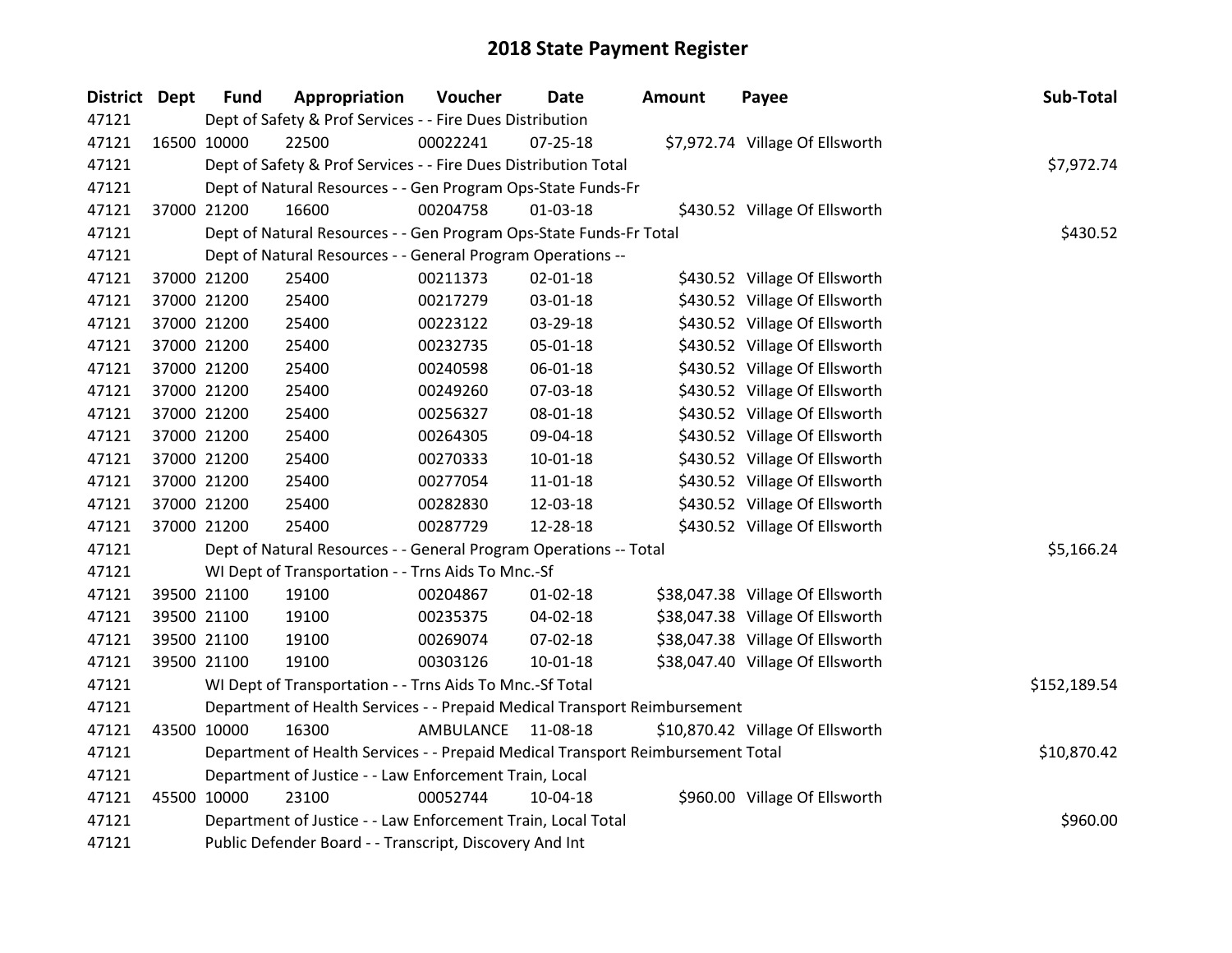# 2018 State Payment Register

| District | Dept | Fund | Appropriation | Voucher | Date | Amount | Payee | Sub-Total |
|---|---|---|---|---|---|---|---|---|
| 47121 | | Dept of Safety & Prof Services - - Fire Dues Distribution | | | | | | |
| 47121 | 16500 | 10000 | 22500 | 00022241 | 07-25-18 | $7,972.74 | Village Of Ellsworth | |
| 47121 | | Dept of Safety & Prof Services - - Fire Dues Distribution Total | | | | | | $7,972.74 |
| 47121 | | Dept of Natural Resources - - Gen Program Ops-State Funds-Fr | | | | | | |
| 47121 | 37000 | 21200 | 16600 | 00204758 | 01-03-18 | $430.52 | Village Of Ellsworth | |
| 47121 | | Dept of Natural Resources - - Gen Program Ops-State Funds-Fr Total | | | | | | $430.52 |
| 47121 | | Dept of Natural Resources - - General Program Operations -- | | | | | | |
| 47121 | 37000 | 21200 | 25400 | 00211373 | 02-01-18 | $430.52 | Village Of Ellsworth | |
| 47121 | 37000 | 21200 | 25400 | 00217279 | 03-01-18 | $430.52 | Village Of Ellsworth | |
| 47121 | 37000 | 21200 | 25400 | 00223122 | 03-29-18 | $430.52 | Village Of Ellsworth | |
| 47121 | 37000 | 21200 | 25400 | 00232735 | 05-01-18 | $430.52 | Village Of Ellsworth | |
| 47121 | 37000 | 21200 | 25400 | 00240598 | 06-01-18 | $430.52 | Village Of Ellsworth | |
| 47121 | 37000 | 21200 | 25400 | 00249260 | 07-03-18 | $430.52 | Village Of Ellsworth | |
| 47121 | 37000 | 21200 | 25400 | 00256327 | 08-01-18 | $430.52 | Village Of Ellsworth | |
| 47121 | 37000 | 21200 | 25400 | 00264305 | 09-04-18 | $430.52 | Village Of Ellsworth | |
| 47121 | 37000 | 21200 | 25400 | 00270333 | 10-01-18 | $430.52 | Village Of Ellsworth | |
| 47121 | 37000 | 21200 | 25400 | 00277054 | 11-01-18 | $430.52 | Village Of Ellsworth | |
| 47121 | 37000 | 21200 | 25400 | 00282830 | 12-03-18 | $430.52 | Village Of Ellsworth | |
| 47121 | 37000 | 21200 | 25400 | 00287729 | 12-28-18 | $430.52 | Village Of Ellsworth | |
| 47121 | | Dept of Natural Resources - - General Program Operations -- Total | | | | | | $5,166.24 |
| 47121 | | WI Dept of Transportation - - Trns Aids To Mnc.-Sf | | | | | | |
| 47121 | 39500 | 21100 | 19100 | 00204867 | 01-02-18 | $38,047.38 | Village Of Ellsworth | |
| 47121 | 39500 | 21100 | 19100 | 00235375 | 04-02-18 | $38,047.38 | Village Of Ellsworth | |
| 47121 | 39500 | 21100 | 19100 | 00269074 | 07-02-18 | $38,047.38 | Village Of Ellsworth | |
| 47121 | 39500 | 21100 | 19100 | 00303126 | 10-01-18 | $38,047.40 | Village Of Ellsworth | |
| 47121 | | WI Dept of Transportation - - Trns Aids To Mnc.-Sf Total | | | | | | $152,189.54 |
| 47121 | | Department of Health Services - - Prepaid Medical Transport Reimbursement | | | | | | |
| 47121 | 43500 | 10000 | 16300 | AMBULANCE | 11-08-18 | $10,870.42 | Village Of Ellsworth | |
| 47121 | | Department of Health Services - - Prepaid Medical Transport Reimbursement Total | | | | | | $10,870.42 |
| 47121 | | Department of Justice - - Law Enforcement Train, Local | | | | | | |
| 47121 | 45500 | 10000 | 23100 | 00052744 | 10-04-18 | $960.00 | Village Of Ellsworth | |
| 47121 | | Department of Justice - - Law Enforcement Train, Local Total | | | | | | $960.00 |
| 47121 | | Public Defender Board - - Transcript, Discovery And Int | | | | | | |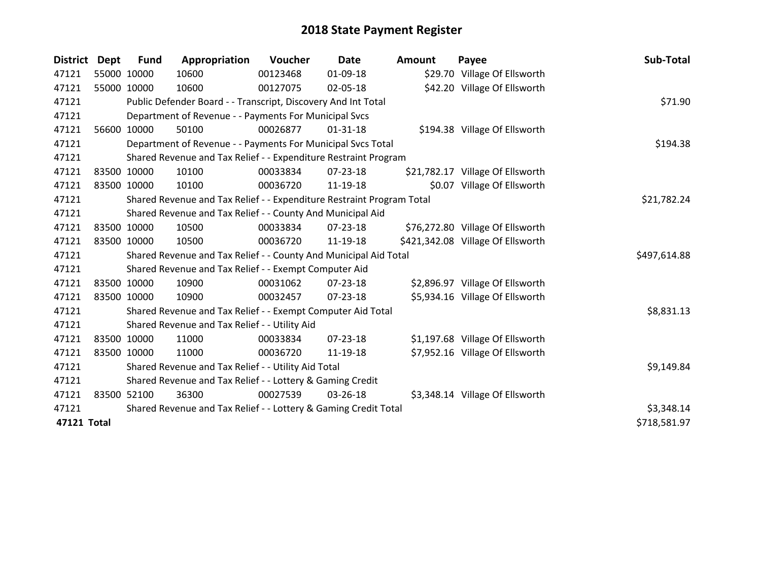# 2018 State Payment Register

| District | Dept | Fund | Appropriation | Voucher | Date | Amount | Payee | Sub-Total |
|---|---|---|---|---|---|---|---|---|
| 47121 | 55000 | 10000 | 10600 | 00123468 | 01-09-18 | $29.70 | Village Of Ellsworth | |
| 47121 | 55000 | 10000 | 10600 | 00127075 | 02-05-18 | $42.20 | Village Of Ellsworth | |
| 47121 | | Public Defender Board - - Transcript, Discovery And Int Total | | | | | | $71.90 |
| 47121 | | Department of Revenue - - Payments For Municipal Svcs | | | | | | |
| 47121 | 56600 | 10000 | 50100 | 00026877 | 01-31-18 | $194.38 | Village Of Ellsworth | |
| 47121 | | Department of Revenue - - Payments For Municipal Svcs Total | | | | | | $194.38 |
| 47121 | | Shared Revenue and Tax Relief - - Expenditure Restraint Program | | | | | | |
| 47121 | 83500 | 10000 | 10100 | 00033834 | 07-23-18 | $21,782.17 | Village Of Ellsworth | |
| 47121 | 83500 | 10000 | 10100 | 00036720 | 11-19-18 | $0.07 | Village Of Ellsworth | |
| 47121 | | Shared Revenue and Tax Relief - - Expenditure Restraint Program Total | | | | | | $21,782.24 |
| 47121 | | Shared Revenue and Tax Relief - - County And Municipal Aid | | | | | | |
| 47121 | 83500 | 10000 | 10500 | 00033834 | 07-23-18 | $76,272.80 | Village Of Ellsworth | |
| 47121 | 83500 | 10000 | 10500 | 00036720 | 11-19-18 | $421,342.08 | Village Of Ellsworth | |
| 47121 | | Shared Revenue and Tax Relief - - County And Municipal Aid Total | | | | | | $497,614.88 |
| 47121 | | Shared Revenue and Tax Relief - - Exempt Computer Aid | | | | | | |
| 47121 | 83500 | 10000 | 10900 | 00031062 | 07-23-18 | $2,896.97 | Village Of Ellsworth | |
| 47121 | 83500 | 10000 | 10900 | 00032457 | 07-23-18 | $5,934.16 | Village Of Ellsworth | |
| 47121 | | Shared Revenue and Tax Relief - - Exempt Computer Aid Total | | | | | | $8,831.13 |
| 47121 | | Shared Revenue and Tax Relief - - Utility Aid | | | | | | |
| 47121 | 83500 | 10000 | 11000 | 00033834 | 07-23-18 | $1,197.68 | Village Of Ellsworth | |
| 47121 | 83500 | 10000 | 11000 | 00036720 | 11-19-18 | $7,952.16 | Village Of Ellsworth | |
| 47121 | | Shared Revenue and Tax Relief - - Utility Aid Total | | | | | | $9,149.84 |
| 47121 | | Shared Revenue and Tax Relief - - Lottery & Gaming Credit | | | | | | |
| 47121 | 83500 | 52100 | 36300 | 00027539 | 03-26-18 | $3,348.14 | Village Of Ellsworth | |
| 47121 | | Shared Revenue and Tax Relief - - Lottery & Gaming Credit Total | | | | | | $3,348.14 |
| **47121 Total** | | | | | | | | $718,581.97 |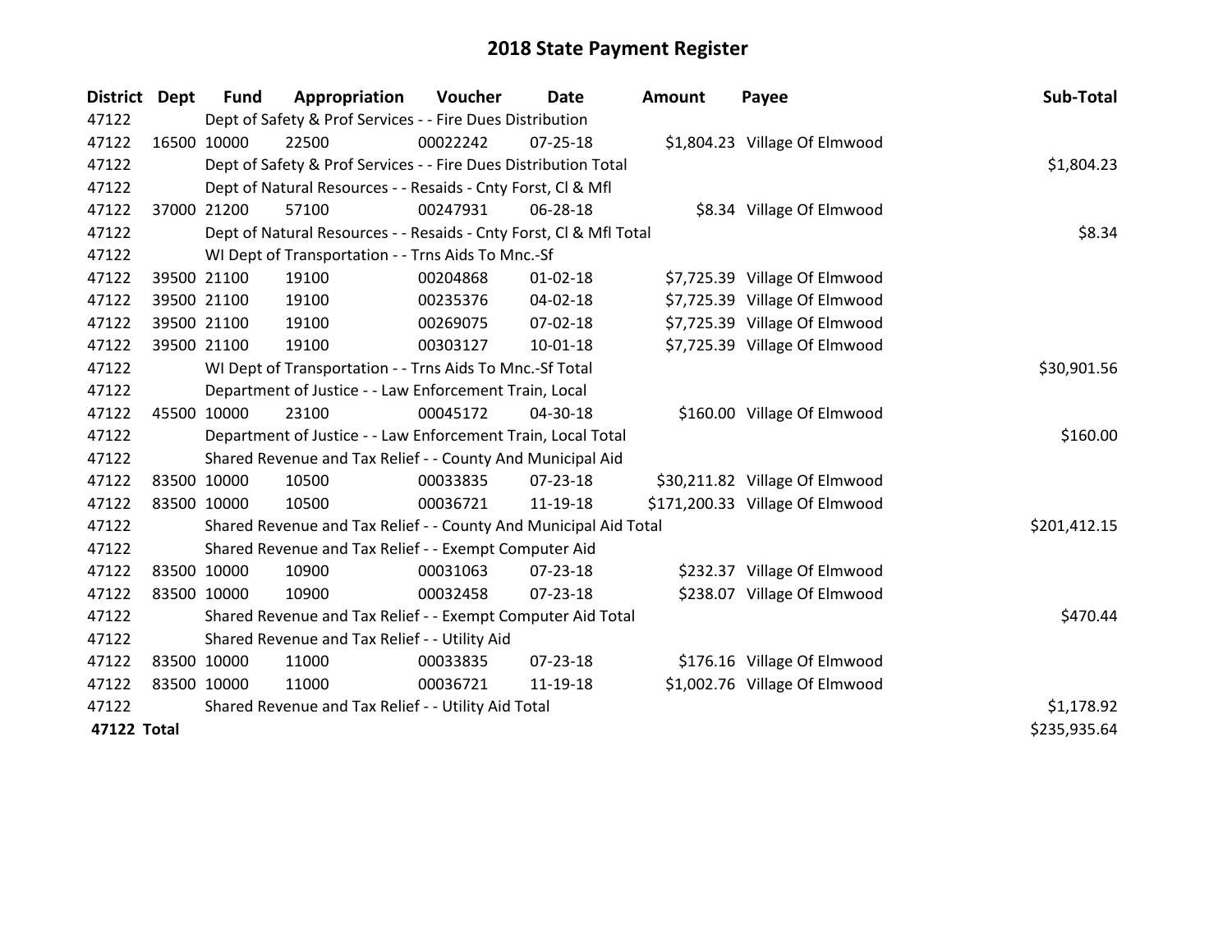# 2018 State Payment Register

| District | Dept | Fund | Appropriation | Voucher | Date | Amount | Payee | Sub-Total |
| --- | --- | --- | --- | --- | --- | --- | --- | --- |
| 47122 | | Dept of Safety & Prof Services - - Fire Dues Distribution | | | | | | |
| 47122 | 16500 | 10000 | 22500 | 00022242 | 07-25-18 | $1,804.23 | Village Of Elmwood | |
| 47122 | | Dept of Safety & Prof Services - - Fire Dues Distribution Total | | | | | | $1,804.23 |
| 47122 | | Dept of Natural Resources - - Resaids - Cnty Forst, Cl & Mfl | | | | | | |
| 47122 | 37000 | 21200 | 57100 | 00247931 | 06-28-18 | $8.34 | Village Of Elmwood | |
| 47122 | | Dept of Natural Resources - - Resaids - Cnty Forst, Cl & Mfl Total | | | | | | $8.34 |
| 47122 | | WI Dept of Transportation - - Trns Aids To Mnc.-Sf | | | | | | |
| 47122 | 39500 | 21100 | 19100 | 00204868 | 01-02-18 | $7,725.39 | Village Of Elmwood | |
| 47122 | 39500 | 21100 | 19100 | 00235376 | 04-02-18 | $7,725.39 | Village Of Elmwood | |
| 47122 | 39500 | 21100 | 19100 | 00269075 | 07-02-18 | $7,725.39 | Village Of Elmwood | |
| 47122 | 39500 | 21100 | 19100 | 00303127 | 10-01-18 | $7,725.39 | Village Of Elmwood | |
| 47122 | | WI Dept of Transportation - - Trns Aids To Mnc.-Sf Total | | | | | | $30,901.56 |
| 47122 | | Department of Justice - - Law Enforcement Train, Local | | | | | | |
| 47122 | 45500 | 10000 | 23100 | 00045172 | 04-30-18 | $160.00 | Village Of Elmwood | |
| 47122 | | Department of Justice - - Law Enforcement Train, Local Total | | | | | | $160.00 |
| 47122 | | Shared Revenue and Tax Relief - - County And Municipal Aid | | | | | | |
| 47122 | 83500 | 10000 | 10500 | 00033835 | 07-23-18 | $30,211.82 | Village Of Elmwood | |
| 47122 | 83500 | 10000 | 10500 | 00036721 | 11-19-18 | $171,200.33 | Village Of Elmwood | |
| 47122 | | Shared Revenue and Tax Relief - - County And Municipal Aid Total | | | | | | $201,412.15 |
| 47122 | | Shared Revenue and Tax Relief - - Exempt Computer Aid | | | | | | |
| 47122 | 83500 | 10000 | 10900 | 00031063 | 07-23-18 | $232.37 | Village Of Elmwood | |
| 47122 | 83500 | 10000 | 10900 | 00032458 | 07-23-18 | $238.07 | Village Of Elmwood | |
| 47122 | | Shared Revenue and Tax Relief - - Exempt Computer Aid Total | | | | | | $470.44 |
| 47122 | | Shared Revenue and Tax Relief - - Utility Aid | | | | | | |
| 47122 | 83500 | 10000 | 11000 | 00033835 | 07-23-18 | $176.16 | Village Of Elmwood | |
| 47122 | 83500 | 10000 | 11000 | 00036721 | 11-19-18 | $1,002.76 | Village Of Elmwood | |
| 47122 | | Shared Revenue and Tax Relief - - Utility Aid Total | | | | | | $1,178.92 |
| **47122 Total** | | | | | | | | $235,935.64 |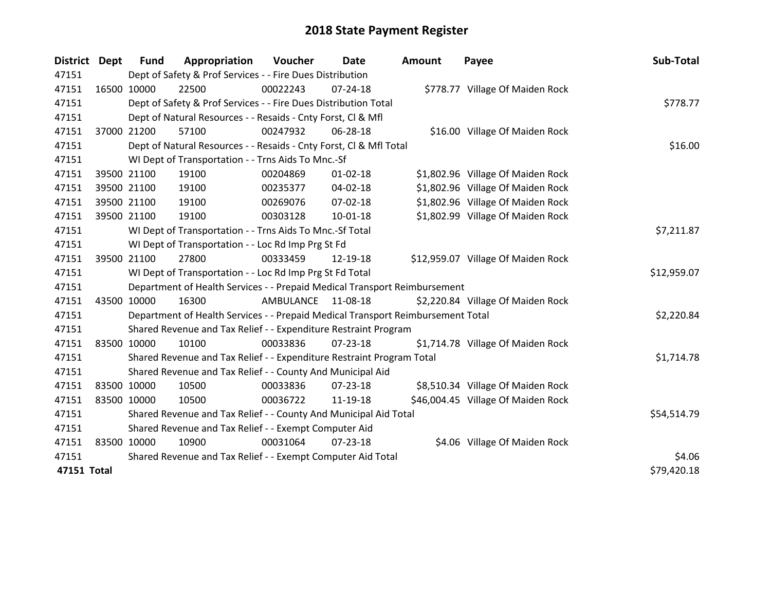# 2018 State Payment Register

| District | Dept | Fund | Appropriation | Voucher | Date | Amount | Payee | Sub-Total |
|---|---|---|---|---|---|---|---|---|
| 47151 | | Dept of Safety & Prof Services - - Fire Dues Distribution | | | | | | |
| 47151 | 16500 | 10000 | 22500 | 00022243 | 07-24-18 | $778.77 | Village Of Maiden Rock | |
| 47151 | | Dept of Safety & Prof Services - - Fire Dues Distribution Total | | | | | | $778.77 |
| 47151 | | Dept of Natural Resources - - Resaids - Cnty Forst, Cl & Mfl | | | | | | |
| 47151 | 37000 | 21200 | 57100 | 00247932 | 06-28-18 | $16.00 | Village Of Maiden Rock | |
| 47151 | | Dept of Natural Resources - - Resaids - Cnty Forst, Cl & Mfl Total | | | | | | $16.00 |
| 47151 | | WI Dept of Transportation - - Trns Aids To Mnc.-Sf | | | | | | |
| 47151 | 39500 | 21100 | 19100 | 00204869 | 01-02-18 | $1,802.96 | Village Of Maiden Rock | |
| 47151 | 39500 | 21100 | 19100 | 00235377 | 04-02-18 | $1,802.96 | Village Of Maiden Rock | |
| 47151 | 39500 | 21100 | 19100 | 00269076 | 07-02-18 | $1,802.96 | Village Of Maiden Rock | |
| 47151 | 39500 | 21100 | 19100 | 00303128 | 10-01-18 | $1,802.99 | Village Of Maiden Rock | |
| 47151 | | WI Dept of Transportation - - Trns Aids To Mnc.-Sf Total | | | | | | $7,211.87 |
| 47151 | | WI Dept of Transportation - - Loc Rd Imp Prg St Fd | | | | | | |
| 47151 | 39500 | 21100 | 27800 | 00333459 | 12-19-18 | $12,959.07 | Village Of Maiden Rock | |
| 47151 | | WI Dept of Transportation - - Loc Rd Imp Prg St Fd Total | | | | | | $12,959.07 |
| 47151 | | Department of Health Services - - Prepaid Medical Transport Reimbursement | | | | | | |
| 47151 | 43500 | 10000 | 16300 | AMBULANCE | 11-08-18 | $2,220.84 | Village Of Maiden Rock | |
| 47151 | | Department of Health Services - - Prepaid Medical Transport Reimbursement Total | | | | | | $2,220.84 |
| 47151 | | Shared Revenue and Tax Relief - - Expenditure Restraint Program | | | | | | |
| 47151 | 83500 | 10000 | 10100 | 00033836 | 07-23-18 | $1,714.78 | Village Of Maiden Rock | |
| 47151 | | Shared Revenue and Tax Relief - - Expenditure Restraint Program Total | | | | | | $1,714.78 |
| 47151 | | Shared Revenue and Tax Relief - - County And Municipal Aid | | | | | | |
| 47151 | 83500 | 10000 | 10500 | 00033836 | 07-23-18 | $8,510.34 | Village Of Maiden Rock | |
| 47151 | 83500 | 10000 | 10500 | 00036722 | 11-19-18 | $46,004.45 | Village Of Maiden Rock | |
| 47151 | | Shared Revenue and Tax Relief - - County And Municipal Aid Total | | | | | | $54,514.79 |
| 47151 | | Shared Revenue and Tax Relief - - Exempt Computer Aid | | | | | | |
| 47151 | 83500 | 10000 | 10900 | 00031064 | 07-23-18 | $4.06 | Village Of Maiden Rock | |
| 47151 | | Shared Revenue and Tax Relief - - Exempt Computer Aid Total | | | | | | $4.06 |
| **47151 Total** | | | | | | | | $79,420.18 |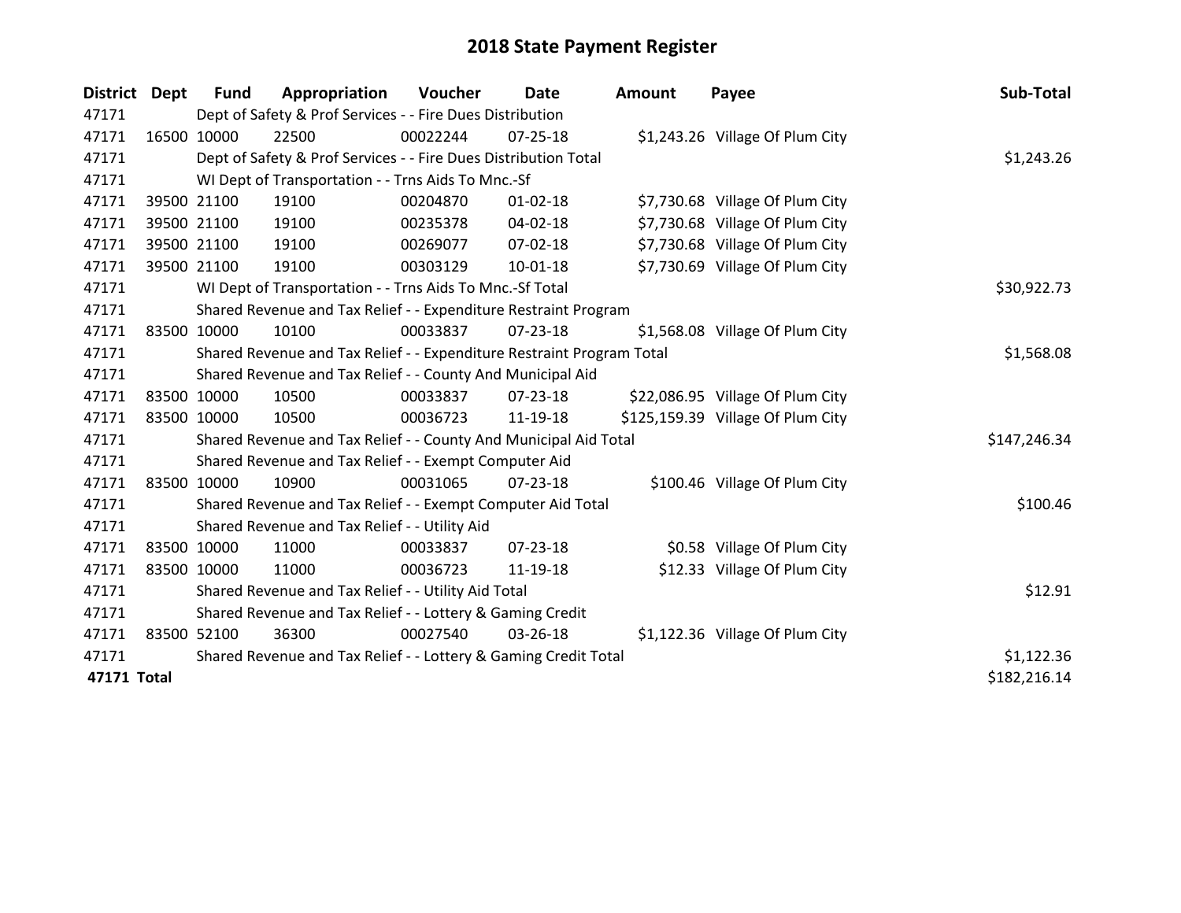# 2018 State Payment Register

| District | Dept | Fund | Appropriation | Voucher | Date | Amount | Payee | Sub-Total |
|---|---|---|---|---|---|---|---|---|
| 47171 | | Dept of Safety & Prof Services - - Fire Dues Distribution | | | | | | |
| 47171 | 16500 | 10000 | 22500 | 00022244 | 07-25-18 | $1,243.26 | Village Of Plum City | |
| 47171 | | Dept of Safety & Prof Services - - Fire Dues Distribution Total | | | | | | $1,243.26 |
| 47171 | | WI Dept of Transportation - - Trns Aids To Mnc.-Sf | | | | | | |
| 47171 | 39500 | 21100 | 19100 | 00204870 | 01-02-18 | $7,730.68 | Village Of Plum City | |
| 47171 | 39500 | 21100 | 19100 | 00235378 | 04-02-18 | $7,730.68 | Village Of Plum City | |
| 47171 | 39500 | 21100 | 19100 | 00269077 | 07-02-18 | $7,730.68 | Village Of Plum City | |
| 47171 | 39500 | 21100 | 19100 | 00303129 | 10-01-18 | $7,730.69 | Village Of Plum City | |
| 47171 | | WI Dept of Transportation - - Trns Aids To Mnc.-Sf Total | | | | | | $30,922.73 |
| 47171 | | Shared Revenue and Tax Relief - - Expenditure Restraint Program | | | | | | |
| 47171 | 83500 | 10000 | 10100 | 00033837 | 07-23-18 | $1,568.08 | Village Of Plum City | |
| 47171 | | Shared Revenue and Tax Relief - - Expenditure Restraint Program Total | | | | | | $1,568.08 |
| 47171 | | Shared Revenue and Tax Relief - - County And Municipal Aid | | | | | | |
| 47171 | 83500 | 10000 | 10500 | 00033837 | 07-23-18 | $22,086.95 | Village Of Plum City | |
| 47171 | 83500 | 10000 | 10500 | 00036723 | 11-19-18 | $125,159.39 | Village Of Plum City | |
| 47171 | | Shared Revenue and Tax Relief - - County And Municipal Aid Total | | | | | | $147,246.34 |
| 47171 | | Shared Revenue and Tax Relief - - Exempt Computer Aid | | | | | | |
| 47171 | 83500 | 10000 | 10900 | 00031065 | 07-23-18 | $100.46 | Village Of Plum City | |
| 47171 | | Shared Revenue and Tax Relief - - Exempt Computer Aid Total | | | | | | $100.46 |
| 47171 | | Shared Revenue and Tax Relief - - Utility Aid | | | | | | |
| 47171 | 83500 | 10000 | 11000 | 00033837 | 07-23-18 | $0.58 | Village Of Plum City | |
| 47171 | 83500 | 10000 | 11000 | 00036723 | 11-19-18 | $12.33 | Village Of Plum City | |
| 47171 | | Shared Revenue and Tax Relief - - Utility Aid Total | | | | | | $12.91 |
| 47171 | | Shared Revenue and Tax Relief - - Lottery & Gaming Credit | | | | | | |
| 47171 | 83500 | 52100 | 36300 | 00027540 | 03-26-18 | $1,122.36 | Village Of Plum City | |
| 47171 | | Shared Revenue and Tax Relief - - Lottery & Gaming Credit Total | | | | | | $1,122.36 |
| **47171 Total** | | | | | | | | $182,216.14 |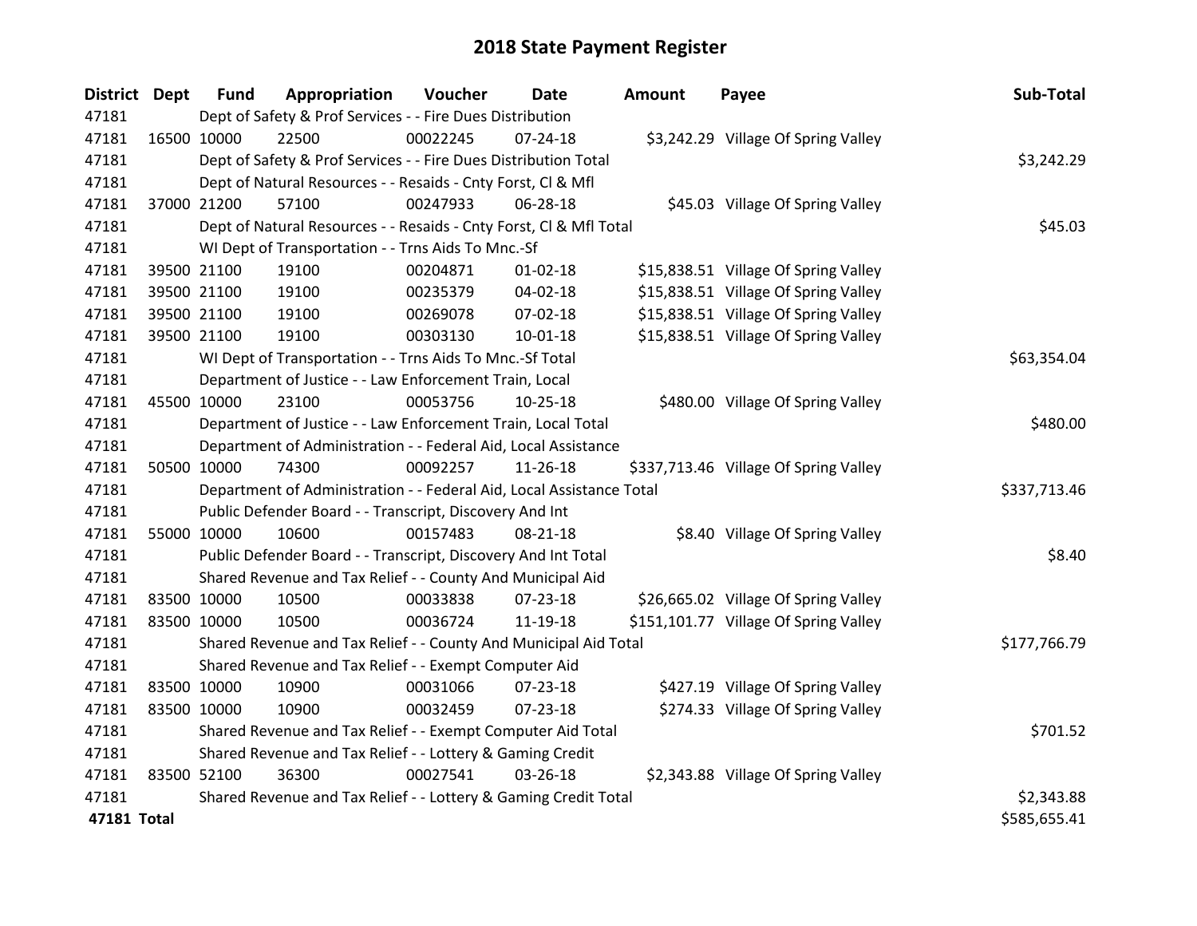# 2018 State Payment Register

| District | Dept | Fund | Appropriation | Voucher | Date | Amount | Payee | Sub-Total |
|---|---|---|---|---|---|---|---|---|
| 47181 | | Dept of Safety & Prof Services - - Fire Dues Distribution | | | | | | |
| 47181 | 16500 | 10000 | 22500 | 00022245 | 07-24-18 | $3,242.29 | Village Of Spring Valley | |
| 47181 | | Dept of Safety & Prof Services - - Fire Dues Distribution Total | | | | | | $3,242.29 |
| 47181 | | Dept of Natural Resources - - Resaids - Cnty Forst, Cl & Mfl | | | | | | |
| 47181 | 37000 | 21200 | 57100 | 00247933 | 06-28-18 | $45.03 | Village Of Spring Valley | |
| 47181 | | Dept of Natural Resources - - Resaids - Cnty Forst, Cl & Mfl Total | | | | | | $45.03 |
| 47181 | | WI Dept of Transportation - - Trns Aids To Mnc.-Sf | | | | | | |
| 47181 | 39500 | 21100 | 19100 | 00204871 | 01-02-18 | $15,838.51 | Village Of Spring Valley | |
| 47181 | 39500 | 21100 | 19100 | 00235379 | 04-02-18 | $15,838.51 | Village Of Spring Valley | |
| 47181 | 39500 | 21100 | 19100 | 00269078 | 07-02-18 | $15,838.51 | Village Of Spring Valley | |
| 47181 | 39500 | 21100 | 19100 | 00303130 | 10-01-18 | $15,838.51 | Village Of Spring Valley | |
| 47181 | | WI Dept of Transportation - - Trns Aids To Mnc.-Sf Total | | | | | | $63,354.04 |
| 47181 | | Department of Justice - - Law Enforcement Train, Local | | | | | | |
| 47181 | 45500 | 10000 | 23100 | 00053756 | 10-25-18 | $480.00 | Village Of Spring Valley | |
| 47181 | | Department of Justice - - Law Enforcement Train, Local Total | | | | | | $480.00 |
| 47181 | | Department of Administration - - Federal Aid, Local Assistance | | | | | | |
| 47181 | 50500 | 10000 | 74300 | 00092257 | 11-26-18 | $337,713.46 | Village Of Spring Valley | |
| 47181 | | Department of Administration - - Federal Aid, Local Assistance Total | | | | | | $337,713.46 |
| 47181 | | Public Defender Board - - Transcript, Discovery And Int | | | | | | |
| 47181 | 55000 | 10000 | 10600 | 00157483 | 08-21-18 | $8.40 | Village Of Spring Valley | |
| 47181 | | Public Defender Board - - Transcript, Discovery And Int Total | | | | | | $8.40 |
| 47181 | | Shared Revenue and Tax Relief - - County And Municipal Aid | | | | | | |
| 47181 | 83500 | 10000 | 10500 | 00033838 | 07-23-18 | $26,665.02 | Village Of Spring Valley | |
| 47181 | 83500 | 10000 | 10500 | 00036724 | 11-19-18 | $151,101.77 | Village Of Spring Valley | |
| 47181 | | Shared Revenue and Tax Relief - - County And Municipal Aid Total | | | | | | $177,766.79 |
| 47181 | | Shared Revenue and Tax Relief - - Exempt Computer Aid | | | | | | |
| 47181 | 83500 | 10000 | 10900 | 00031066 | 07-23-18 | $427.19 | Village Of Spring Valley | |
| 47181 | 83500 | 10000 | 10900 | 00032459 | 07-23-18 | $274.33 | Village Of Spring Valley | |
| 47181 | | Shared Revenue and Tax Relief - - Exempt Computer Aid Total | | | | | | $701.52 |
| 47181 | | Shared Revenue and Tax Relief - - Lottery & Gaming Credit | | | | | | |
| 47181 | 83500 | 52100 | 36300 | 00027541 | 03-26-18 | $2,343.88 | Village Of Spring Valley | |
| 47181 | | Shared Revenue and Tax Relief - - Lottery & Gaming Credit Total | | | | | | $2,343.88 |
| **47181 Total** | | | | | | | | $585,655.41 |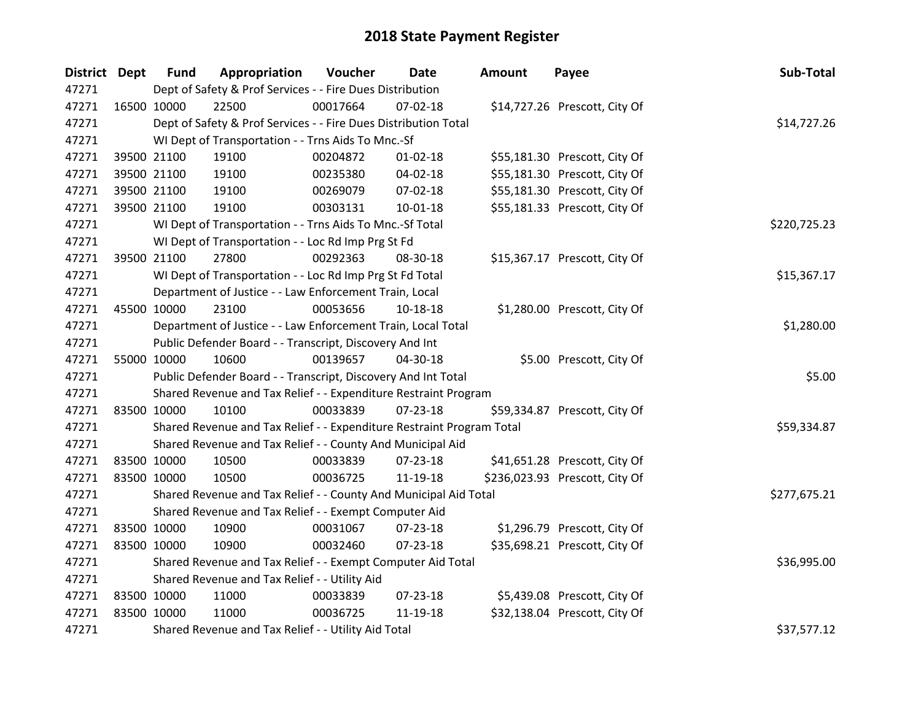# 2018 State Payment Register

| District | Dept | Fund | Appropriation | Voucher | Date | Amount | Payee | Sub-Total |
|---|---|---|---|---|---|---|---|---|
| 47271 | Dept of Safety & Prof Services - - Fire Dues Distribution | | | | | | | |
| 47271 | 16500 | 10000 | 22500 | 00017664 | 07-02-18 | $14,727.26 | Prescott, City Of | |
| 47271 | Dept of Safety & Prof Services - - Fire Dues Distribution Total | | | | | | | $14,727.26 |
| 47271 | WI Dept of Transportation - - Trns Aids To Mnc.-Sf | | | | | | | |
| 47271 | 39500 | 21100 | 19100 | 00204872 | 01-02-18 | $55,181.30 | Prescott, City Of | |
| 47271 | 39500 | 21100 | 19100 | 00235380 | 04-02-18 | $55,181.30 | Prescott, City Of | |
| 47271 | 39500 | 21100 | 19100 | 00269079 | 07-02-18 | $55,181.30 | Prescott, City Of | |
| 47271 | 39500 | 21100 | 19100 | 00303131 | 10-01-18 | $55,181.33 | Prescott, City Of | |
| 47271 | WI Dept of Transportation - - Trns Aids To Mnc.-Sf Total | | | | | | | $220,725.23 |
| 47271 | WI Dept of Transportation - - Loc Rd Imp Prg St Fd | | | | | | | |
| 47271 | 39500 | 21100 | 27800 | 00292363 | 08-30-18 | $15,367.17 | Prescott, City Of | |
| 47271 | WI Dept of Transportation - - Loc Rd Imp Prg St Fd Total | | | | | | | $15,367.17 |
| 47271 | Department of Justice - - Law Enforcement Train, Local | | | | | | | |
| 47271 | 45500 | 10000 | 23100 | 00053656 | 10-18-18 | $1,280.00 | Prescott, City Of | |
| 47271 | Department of Justice - - Law Enforcement Train, Local Total | | | | | | | $1,280.00 |
| 47271 | Public Defender Board - - Transcript, Discovery And Int | | | | | | | |
| 47271 | 55000 | 10000 | 10600 | 00139657 | 04-30-18 | $5.00 | Prescott, City Of | |
| 47271 | Public Defender Board - - Transcript, Discovery And Int Total | | | | | | | $5.00 |
| 47271 | Shared Revenue and Tax Relief - - Expenditure Restraint Program | | | | | | | |
| 47271 | 83500 | 10000 | 10100 | 00033839 | 07-23-18 | $59,334.87 | Prescott, City Of | |
| 47271 | Shared Revenue and Tax Relief - - Expenditure Restraint Program Total | | | | | | | $59,334.87 |
| 47271 | Shared Revenue and Tax Relief - - County And Municipal Aid | | | | | | | |
| 47271 | 83500 | 10000 | 10500 | 00033839 | 07-23-18 | $41,651.28 | Prescott, City Of | |
| 47271 | 83500 | 10000 | 10500 | 00036725 | 11-19-18 | $236,023.93 | Prescott, City Of | |
| 47271 | Shared Revenue and Tax Relief - - County And Municipal Aid Total | | | | | | | $277,675.21 |
| 47271 | Shared Revenue and Tax Relief - - Exempt Computer Aid | | | | | | | |
| 47271 | 83500 | 10000 | 10900 | 00031067 | 07-23-18 | $1,296.79 | Prescott, City Of | |
| 47271 | 83500 | 10000 | 10900 | 00032460 | 07-23-18 | $35,698.21 | Prescott, City Of | |
| 47271 | Shared Revenue and Tax Relief - - Exempt Computer Aid Total | | | | | | | $36,995.00 |
| 47271 | Shared Revenue and Tax Relief - - Utility Aid | | | | | | | |
| 47271 | 83500 | 10000 | 11000 | 00033839 | 07-23-18 | $5,439.08 | Prescott, City Of | |
| 47271 | 83500 | 10000 | 11000 | 00036725 | 11-19-18 | $32,138.04 | Prescott, City Of | |
| 47271 | Shared Revenue and Tax Relief - - Utility Aid Total | | | | | | | $37,577.12 |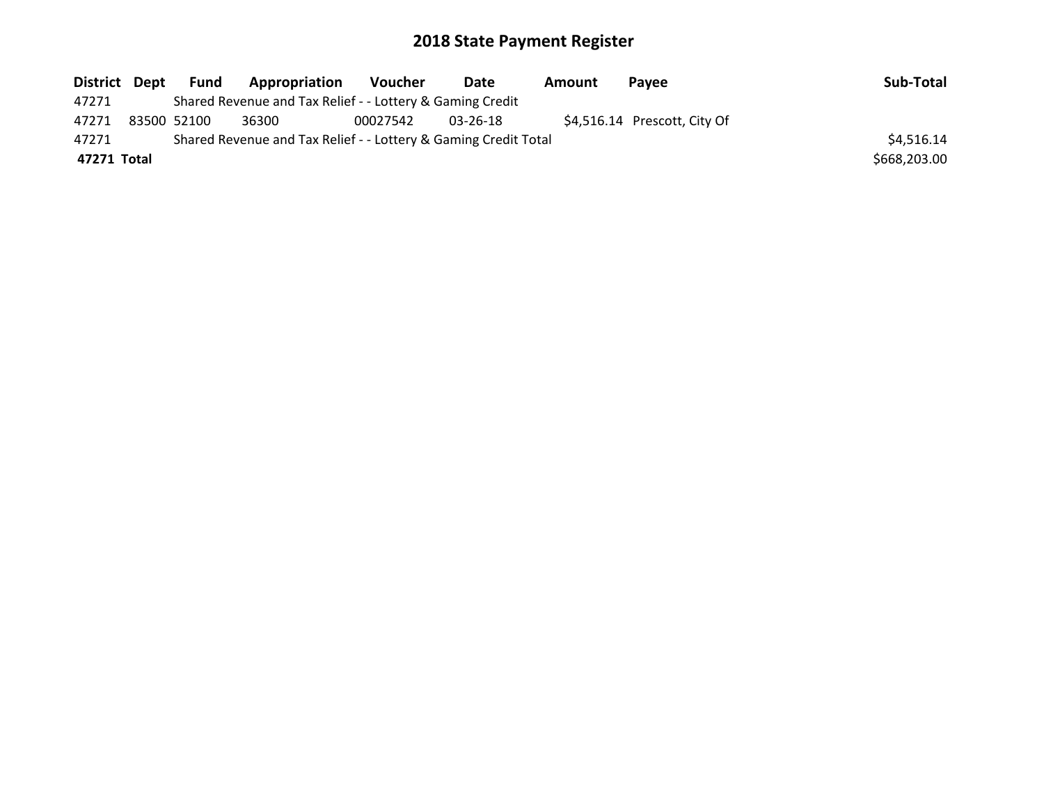# 2018 State Payment Register

| District | Dept | Fund | Appropriation | Voucher | Date | Amount | Payee | Sub-Total |
|---|---|---|---|---|---|---|---|---|
| 47271 | | Shared Revenue and Tax Relief - - Lottery & Gaming Credit | | | | | | |
| 47271 | 83500 | 52100 | 36300 | 00027542 | 03-26-18 | $4,516.14 | Prescott, City Of | |
| 47271 | | Shared Revenue and Tax Relief - - Lottery & Gaming Credit Total | | | | | | $4,516.14 |
| **47271** | **Total** | | | | | | | $668,203.00 |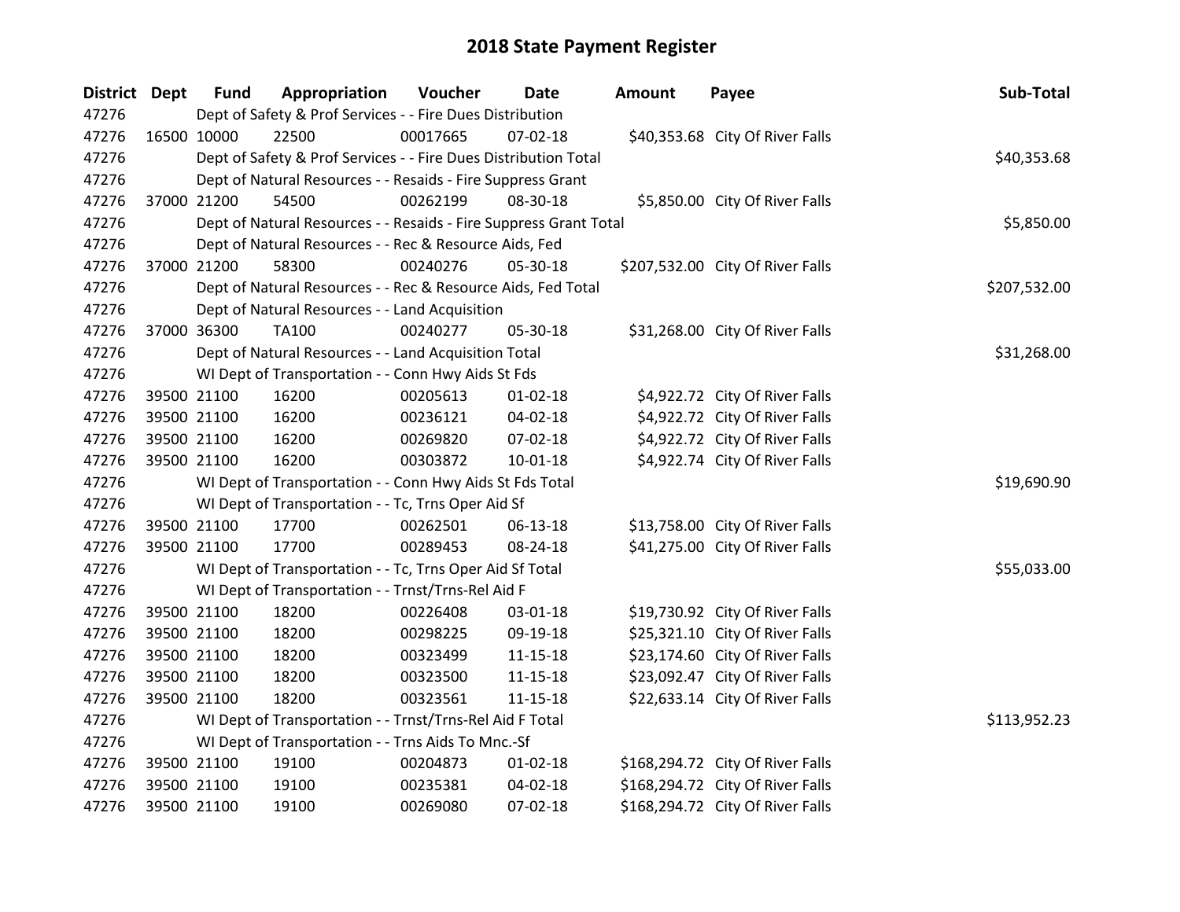# 2018 State Payment Register

| District | Dept | Fund | Appropriation | Voucher | Date | Amount | Payee | Sub-Total |
|---|---|---|---|---|---|---|---|---|
| 47276 | Dept of Safety & Prof Services - - Fire Dues Distribution | | | | | | | |
| 47276 | 16500 | 10000 | 22500 | 00017665 | 07-02-18 | $40,353.68 | City Of River Falls | |
| 47276 | Dept of Safety & Prof Services - - Fire Dues Distribution Total | | | | | | | $40,353.68 |
| 47276 | Dept of Natural Resources - - Resaids - Fire Suppress Grant | | | | | | | |
| 47276 | 37000 | 21200 | 54500 | 00262199 | 08-30-18 | $5,850.00 | City Of River Falls | |
| 47276 | Dept of Natural Resources - - Resaids - Fire Suppress Grant Total | | | | | | | $5,850.00 |
| 47276 | Dept of Natural Resources - - Rec & Resource Aids, Fed | | | | | | | |
| 47276 | 37000 | 21200 | 58300 | 00240276 | 05-30-18 | $207,532.00 | City Of River Falls | |
| 47276 | Dept of Natural Resources - - Rec & Resource Aids, Fed Total | | | | | | | $207,532.00 |
| 47276 | Dept of Natural Resources - - Land Acquisition | | | | | | | |
| 47276 | 37000 | 36300 | TA100 | 00240277 | 05-30-18 | $31,268.00 | City Of River Falls | |
| 47276 | Dept of Natural Resources - - Land Acquisition Total | | | | | | | $31,268.00 |
| 47276 | WI Dept of Transportation - - Conn Hwy Aids St Fds | | | | | | | |
| 47276 | 39500 | 21100 | 16200 | 00205613 | 01-02-18 | $4,922.72 | City Of River Falls | |
| 47276 | 39500 | 21100 | 16200 | 00236121 | 04-02-18 | $4,922.72 | City Of River Falls | |
| 47276 | 39500 | 21100 | 16200 | 00269820 | 07-02-18 | $4,922.72 | City Of River Falls | |
| 47276 | 39500 | 21100 | 16200 | 00303872 | 10-01-18 | $4,922.74 | City Of River Falls | |
| 47276 | WI Dept of Transportation - - Conn Hwy Aids St Fds Total | | | | | | | $19,690.90 |
| 47276 | WI Dept of Transportation - - Tc, Trns Oper Aid Sf | | | | | | | |
| 47276 | 39500 | 21100 | 17700 | 00262501 | 06-13-18 | $13,758.00 | City Of River Falls | |
| 47276 | 39500 | 21100 | 17700 | 00289453 | 08-24-18 | $41,275.00 | City Of River Falls | |
| 47276 | WI Dept of Transportation - - Tc, Trns Oper Aid Sf Total | | | | | | | $55,033.00 |
| 47276 | WI Dept of Transportation - - Trnst/Trns-Rel Aid F | | | | | | | |
| 47276 | 39500 | 21100 | 18200 | 00226408 | 03-01-18 | $19,730.92 | City Of River Falls | |
| 47276 | 39500 | 21100 | 18200 | 00298225 | 09-19-18 | $25,321.10 | City Of River Falls | |
| 47276 | 39500 | 21100 | 18200 | 00323499 | 11-15-18 | $23,174.60 | City Of River Falls | |
| 47276 | 39500 | 21100 | 18200 | 00323500 | 11-15-18 | $23,092.47 | City Of River Falls | |
| 47276 | 39500 | 21100 | 18200 | 00323561 | 11-15-18 | $22,633.14 | City Of River Falls | |
| 47276 | WI Dept of Transportation - - Trnst/Trns-Rel Aid F Total | | | | | | | $113,952.23 |
| 47276 | WI Dept of Transportation - - Trns Aids To Mnc.-Sf | | | | | | | |
| 47276 | 39500 | 21100 | 19100 | 00204873 | 01-02-18 | $168,294.72 | City Of River Falls | |
| 47276 | 39500 | 21100 | 19100 | 00235381 | 04-02-18 | $168,294.72 | City Of River Falls | |
| 47276 | 39500 | 21100 | 19100 | 00269080 | 07-02-18 | $168,294.72 | City Of River Falls | |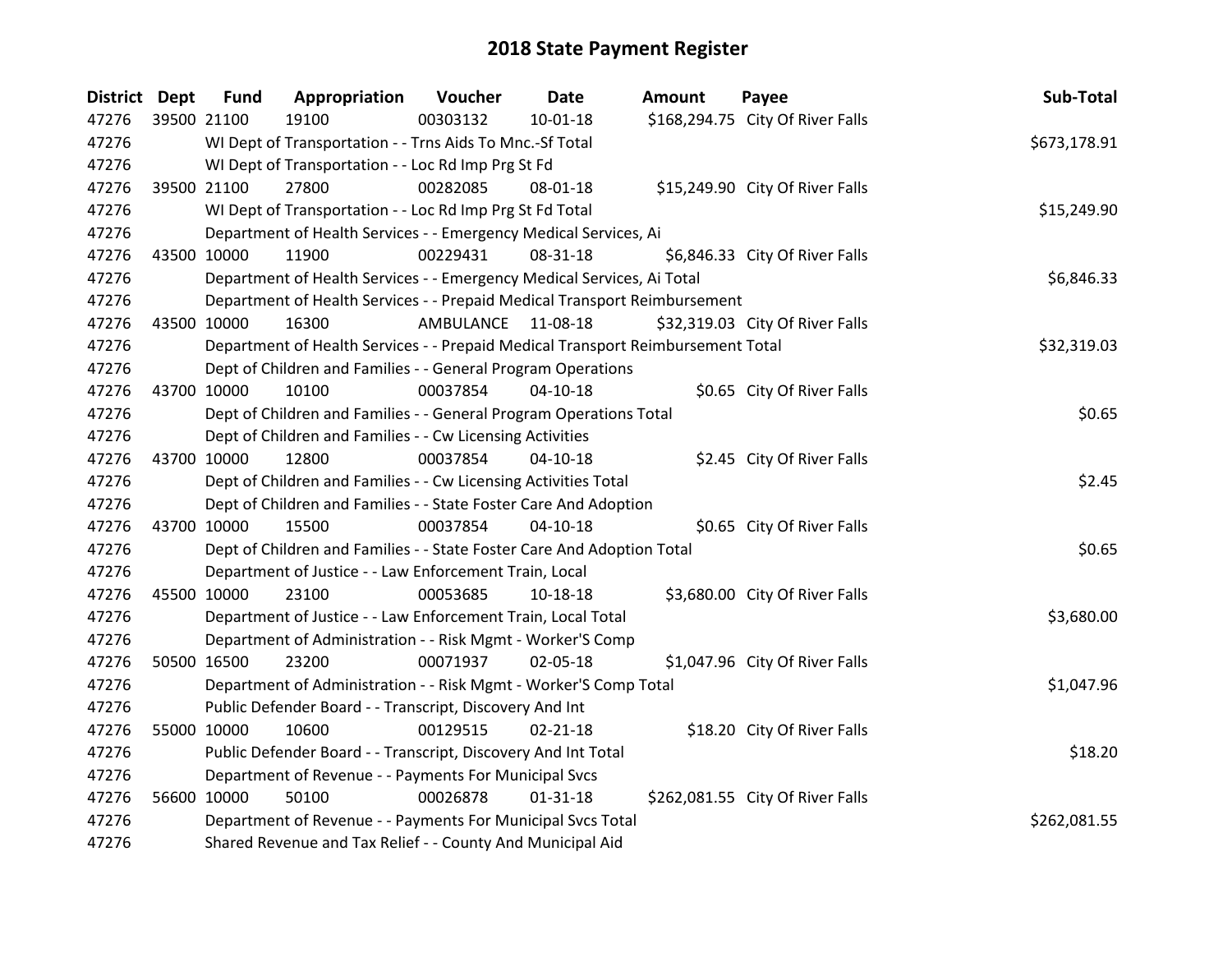# 2018 State Payment Register

| District | Dept | Fund | Appropriation | Voucher | Date | Amount | Payee | Sub-Total |
|---|---|---|---|---|---|---|---|---|
| 47276 | 39500 | 21100 | 19100 | 00303132 | 10-01-18 | $168,294.75 | City Of River Falls | |
| 47276 | | WI Dept of Transportation - - Trns Aids To Mnc.-Sf Total | | | | | | $673,178.91 |
| 47276 | | WI Dept of Transportation - - Loc Rd Imp Prg St Fd | | | | | | |
| 47276 | 39500 | 21100 | 27800 | 00282085 | 08-01-18 | $15,249.90 | City Of River Falls | |
| 47276 | | WI Dept of Transportation - - Loc Rd Imp Prg St Fd Total | | | | | | $15,249.90 |
| 47276 | | Department of Health Services - - Emergency Medical Services, Ai | | | | | | |
| 47276 | 43500 | 10000 | 11900 | 00229431 | 08-31-18 | $6,846.33 | City Of River Falls | |
| 47276 | | Department of Health Services - - Emergency Medical Services, Ai Total | | | | | | $6,846.33 |
| 47276 | | Department of Health Services - - Prepaid Medical Transport Reimbursement | | | | | | |
| 47276 | 43500 | 10000 | 16300 | AMBULANCE | 11-08-18 | $32,319.03 | City Of River Falls | |
| 47276 | | Department of Health Services - - Prepaid Medical Transport Reimbursement Total | | | | | | $32,319.03 |
| 47276 | | Dept of Children and Families - - General Program Operations | | | | | | |
| 47276 | 43700 | 10000 | 10100 | 00037854 | 04-10-18 | $0.65 | City Of River Falls | |
| 47276 | | Dept of Children and Families - - General Program Operations Total | | | | | | $0.65 |
| 47276 | | Dept of Children and Families - - Cw Licensing Activities | | | | | | |
| 47276 | 43700 | 10000 | 12800 | 00037854 | 04-10-18 | $2.45 | City Of River Falls | |
| 47276 | | Dept of Children and Families - - Cw Licensing Activities Total | | | | | | $2.45 |
| 47276 | | Dept of Children and Families - - State Foster Care And Adoption | | | | | | |
| 47276 | 43700 | 10000 | 15500 | 00037854 | 04-10-18 | $0.65 | City Of River Falls | |
| 47276 | | Dept of Children and Families - - State Foster Care And Adoption Total | | | | | | $0.65 |
| 47276 | | Department of Justice - - Law Enforcement Train, Local | | | | | | |
| 47276 | 45500 | 10000 | 23100 | 00053685 | 10-18-18 | $3,680.00 | City Of River Falls | |
| 47276 | | Department of Justice - - Law Enforcement Train, Local Total | | | | | | $3,680.00 |
| 47276 | | Department of Administration - - Risk Mgmt - Worker'S Comp | | | | | | |
| 47276 | 50500 | 16500 | 23200 | 00071937 | 02-05-18 | $1,047.96 | City Of River Falls | |
| 47276 | | Department of Administration - - Risk Mgmt - Worker'S Comp Total | | | | | | $1,047.96 |
| 47276 | | Public Defender Board - - Transcript, Discovery And Int | | | | | | |
| 47276 | 55000 | 10000 | 10600 | 00129515 | 02-21-18 | $18.20 | City Of River Falls | |
| 47276 | | Public Defender Board - - Transcript, Discovery And Int Total | | | | | | $18.20 |
| 47276 | | Department of Revenue - - Payments For Municipal Svcs | | | | | | |
| 47276 | 56600 | 10000 | 50100 | 00026878 | 01-31-18 | $262,081.55 | City Of River Falls | |
| 47276 | | Department of Revenue - - Payments For Municipal Svcs Total | | | | | | $262,081.55 |
| 47276 | | Shared Revenue and Tax Relief - - County And Municipal Aid | | | | | | |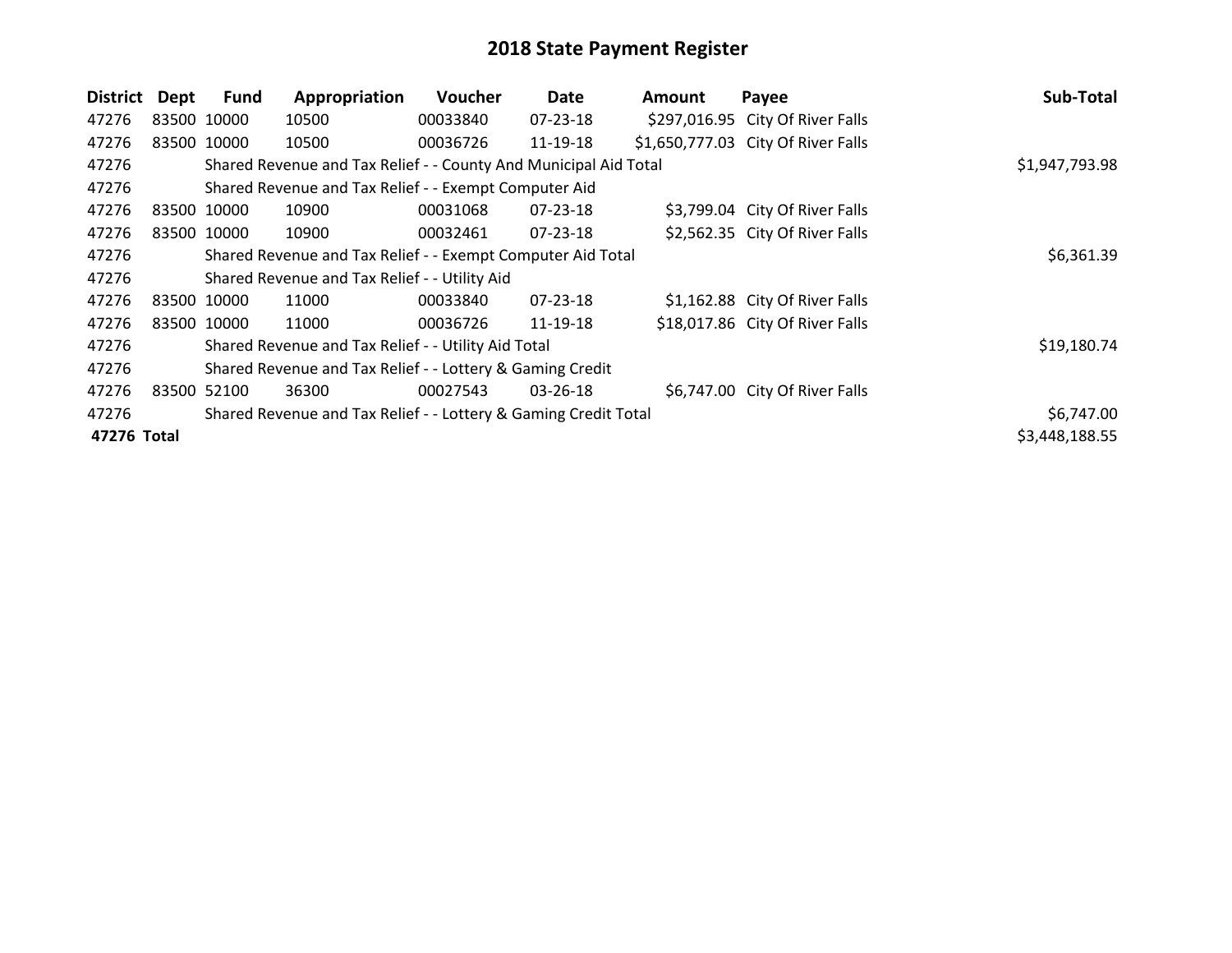# 2018 State Payment Register

| District | Dept | Fund | Appropriation | Voucher | Date | Amount | Payee | Sub-Total |
|---|---|---|---|---|---|---|---|---|
| 47276 | 83500 | 10000 | 10500 | 00033840 | 07-23-18 | $297,016.95 | City Of River Falls | |
| 47276 | 83500 | 10000 | 10500 | 00036726 | 11-19-18 | $1,650,777.03 | City Of River Falls | |
| 47276 | | Shared Revenue and Tax Relief - - County And Municipal Aid Total | | | | | | $1,947,793.98 |
| 47276 | | Shared Revenue and Tax Relief - - Exempt Computer Aid | | | | | | |
| 47276 | 83500 | 10000 | 10900 | 00031068 | 07-23-18 | $3,799.04 | City Of River Falls | |
| 47276 | 83500 | 10000 | 10900 | 00032461 | 07-23-18 | $2,562.35 | City Of River Falls | |
| 47276 | | Shared Revenue and Tax Relief - - Exempt Computer Aid Total | | | | | | $6,361.39 |
| 47276 | | Shared Revenue and Tax Relief - - Utility Aid | | | | | | |
| 47276 | 83500 | 10000 | 11000 | 00033840 | 07-23-18 | $1,162.88 | City Of River Falls | |
| 47276 | 83500 | 10000 | 11000 | 00036726 | 11-19-18 | $18,017.86 | City Of River Falls | |
| 47276 | | Shared Revenue and Tax Relief - - Utility Aid Total | | | | | | $19,180.74 |
| 47276 | | Shared Revenue and Tax Relief - - Lottery & Gaming Credit | | | | | | |
| 47276 | 83500 | 52100 | 36300 | 00027543 | 03-26-18 | $6,747.00 | City Of River Falls | |
| 47276 | | Shared Revenue and Tax Relief - - Lottery & Gaming Credit Total | | | | | | $6,747.00 |
| **47276 Total** | | | | | | | | $3,448,188.55 |